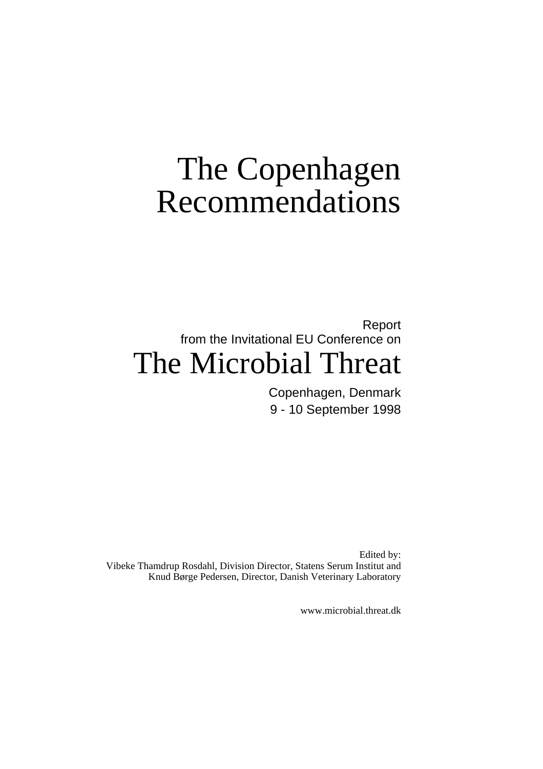# The Copenhagen Recommendations

Report
from the Invitational EU Conference on

# The Microbial Threat

Copenhagen, Denmark
9 - 10 September 1998

Edited by:
Vibeke Thamdrup Rosdahl, Division Director, Statens Serum Institut and
Knud Børge Pedersen, Director, Danish Veterinary Laboratory

www.microbial.threat.dk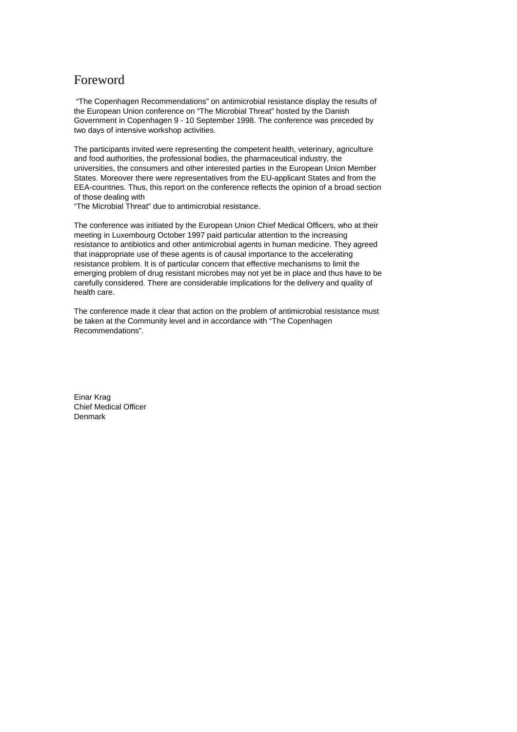# Foreword

"The Copenhagen Recommendations" on antimicrobial resistance display the results of the European Union conference on "The Microbial Threat" hosted by the Danish Government in Copenhagen 9 - 10 September 1998. The conference was preceded by two days of intensive workshop activities.

The participants invited were representing the competent health, veterinary, agriculture and food authorities, the professional bodies, the pharmaceutical industry, the universities, the consumers and other interested parties in the European Union Member States. Moreover there were representatives from the EU-applicant States and from the EEA-countries. Thus, this report on the conference reflects the opinion of a broad section of those dealing with
"The Microbial Threat" due to antimicrobial resistance.

The conference was initiated by the European Union Chief Medical Officers, who at their meeting in Luxembourg October 1997 paid particular attention to the increasing resistance to antibiotics and other antimicrobial agents in human medicine. They agreed that inappropriate use of these agents is of causal importance to the accelerating resistance problem. It is of particular concern that effective mechanisms to limit the emerging problem of drug resistant microbes may not yet be in place and thus have to be carefully considered. There are considerable implications for the delivery and quality of health care.

The conference made it clear that action on the problem of antimicrobial resistance must be taken at the Community level and in accordance with "The Copenhagen Recommendations".

Einar Krag
Chief Medical Officer
Denmark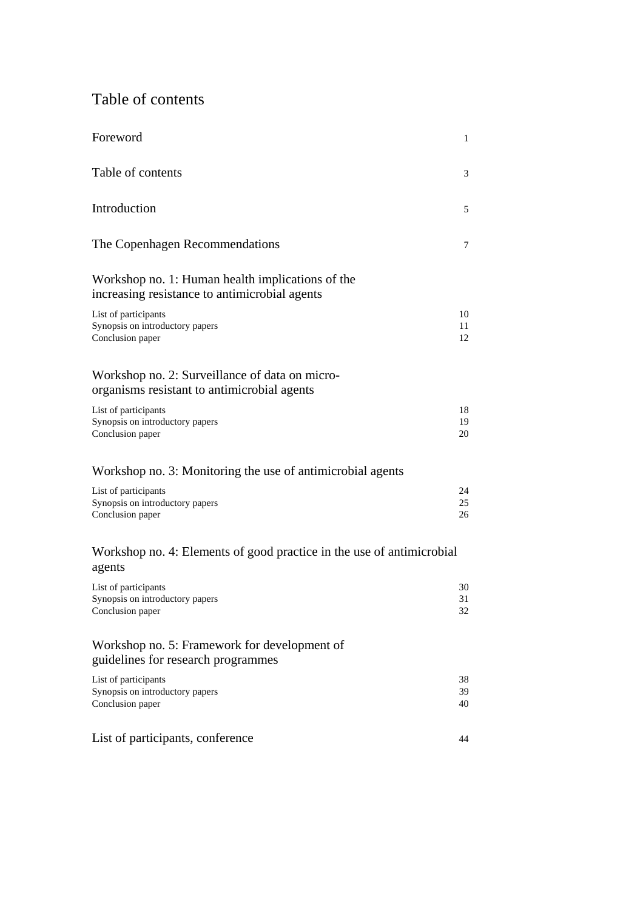# Table of contents

| | |
|---|---|
| Foreword | 1 |
| Table of contents | 3 |
| Introduction | 5 |
| The Copenhagen Recommendations | 7 |

## Workshop no. 1: Human health implications of the increasing resistance to antimicrobial agents

| | |
|---|---|
| List of participants | 10 |
| Synopsis on introductory papers | 11 |
| Conclusion paper | 12 |

## Workshop no. 2: Surveillance of data on micro-organisms resistant to antimicrobial agents

| | |
|---|---|
| List of participants | 18 |
| Synopsis on introductory papers | 19 |
| Conclusion paper | 20 |

## Workshop no. 3: Monitoring the use of antimicrobial agents

| | |
|---|---|
| List of participants | 24 |
| Synopsis on introductory papers | 25 |
| Conclusion paper | 26 |

## Workshop no. 4: Elements of good practice in the use of antimicrobial agents

| | |
|---|---|
| List of participants | 30 |
| Synopsis on introductory papers | 31 |
| Conclusion paper | 32 |

## Workshop no. 5: Framework for development of guidelines for research programmes

| | |
|---|---|
| List of participants | 38 |
| Synopsis on introductory papers | 39 |
| Conclusion paper | 40 |

| | |
|---|---|
| List of participants, conference | 44 |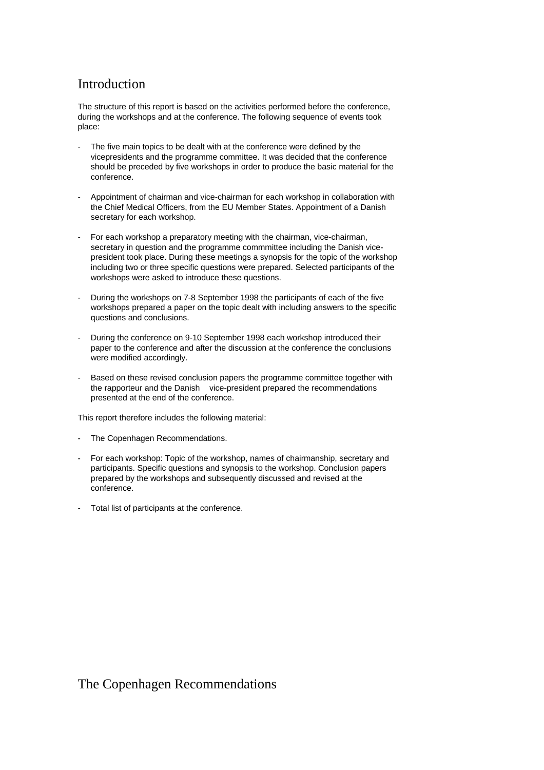# Introduction

The structure of this report is based on the activities performed before the conference, during the workshops and at the conference. The following sequence of events took place:

- The five main topics to be dealt with at the conference were defined by the vicepresidents and the programme committee. It was decided that the conference should be preceded by five workshops in order to produce the basic material for the conference.

- Appointment of chairman and vice-chairman for each workshop in collaboration with the Chief Medical Officers, from the EU Member States. Appointment of a Danish secretary for each workshop.

- For each workshop a preparatory meeting with the chairman, vice-chairman, secretary in question and the programme commmittee including the Danish vice-president took place. During these meetings a synopsis for the topic of the workshop including two or three specific questions were prepared. Selected participants of the workshops were asked to introduce these questions.

- During the workshops on 7-8 September 1998 the participants of each of the five workshops prepared a paper on the topic dealt with including answers to the specific questions and conclusions.

- During the conference on 9-10 September 1998 each workshop introduced their paper to the conference and after the discussion at the conference the conclusions were modified accordingly.

- Based on these revised conclusion papers the programme committee together with the rapporteur and the Danish vice-president prepared the recommendations presented at the end of the conference.

This report therefore includes the following material:

- The Copenhagen Recommendations.

- For each workshop: Topic of the workshop, names of chairmanship, secretary and participants. Specific questions and synopsis to the workshop. Conclusion papers prepared by the workshops and subsequently discussed and revised at the conference.

- Total list of participants at the conference.

# The Copenhagen Recommendations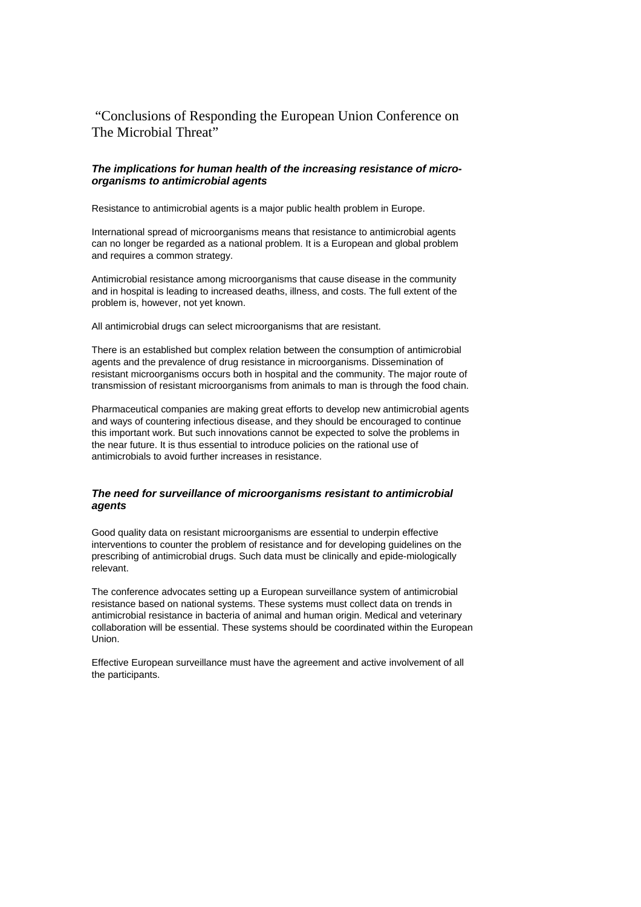# "Conclusions of Responding the European Union Conference on The Microbial Threat"

### *The implications for human health of the increasing resistance of micro-organisms to antimicrobial agents*

Resistance to antimicrobial agents is a major public health problem in Europe.

International spread of microorganisms means that resistance to antimicrobial agents can no longer be regarded as a national problem. It is a European and global problem and requires a common strategy.

Antimicrobial resistance among microorganisms that cause disease in the community and in hospital is leading to increased deaths, illness, and costs. The full extent of the problem is, however, not yet known.

All antimicrobial drugs can select microorganisms that are resistant.

There is an established but complex relation between the consumption of antimicrobial agents and the prevalence of drug resistance in microorganisms. Dissemination of resistant microorganisms occurs both in hospital and the community. The major route of transmission of resistant microorganisms from animals to man is through the food chain.

Pharmaceutical companies are making great efforts to develop new antimicrobial agents and ways of countering infectious disease, and they should be encouraged to continue this important work. But such innovations cannot be expected to solve the problems in the near future. It is thus essential to introduce policies on the rational use of antimicrobials to avoid further increases in resistance.

### *The need for surveillance of microorganisms resistant to antimicrobial agents*

Good quality data on resistant microorganisms are essential to underpin effective interventions to counter the problem of resistance and for developing guidelines on the prescribing of antimicrobial drugs. Such data must be clinically and epide-miologically relevant.

The conference advocates setting up a European surveillance system of antimicrobial resistance based on national systems. These systems must collect data on trends in antimicrobial resistance in bacteria of animal and human origin. Medical and veterinary collaboration will be essential. These systems should be coordinated within the European Union.

Effective European surveillance must have the agreement and active involvement of all the participants.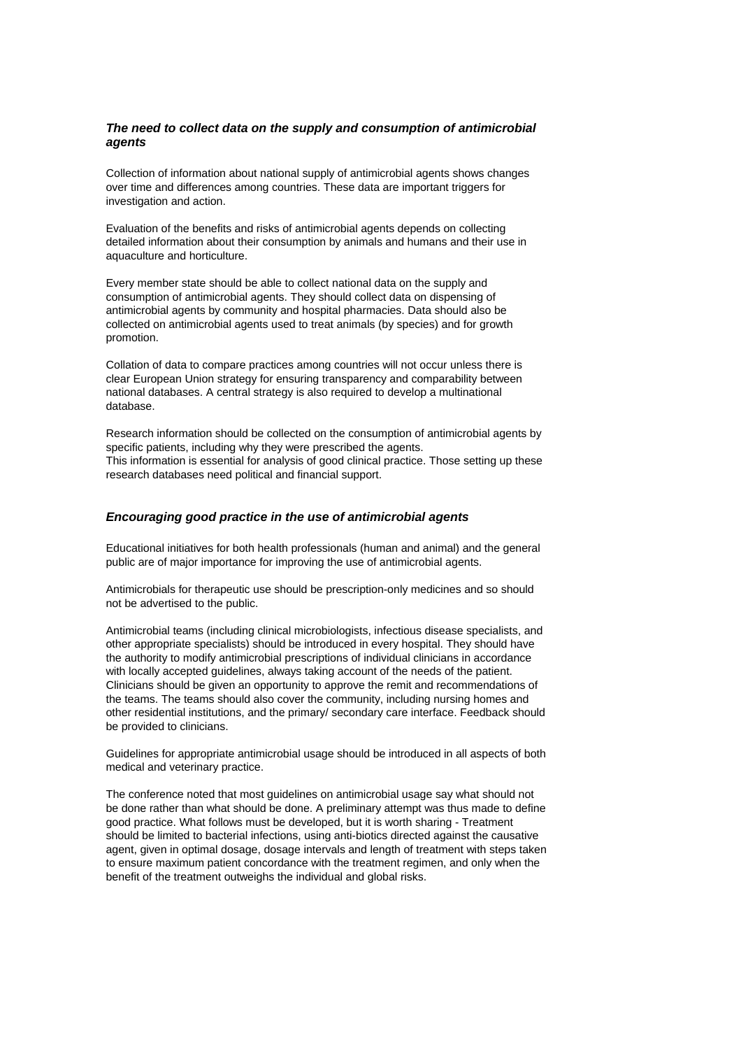### *The need to collect data on the supply and consumption of antimicrobial agents*

Collection of information about national supply of antimicrobial agents shows changes over time and differences among countries. These data are important triggers for investigation and action.

Evaluation of the benefits and risks of antimicrobial agents depends on collecting detailed information about their consumption by animals and humans and their use in aquaculture and horticulture.

Every member state should be able to collect national data on the supply and consumption of antimicrobial agents. They should collect data on dispensing of antimicrobial agents by community and hospital pharmacies. Data should also be collected on antimicrobial agents used to treat animals (by species) and for growth promotion.

Collation of data to compare practices among countries will not occur unless there is clear European Union strategy for ensuring transparency and comparability between national databases. A central strategy is also required to develop a multinational database.

Research information should be collected on the consumption of antimicrobial agents by specific patients, including why they were prescribed the agents.
This information is essential for analysis of good clinical practice. Those setting up these research databases need political and financial support.

### *Encouraging good practice in the use of antimicrobial agents*

Educational initiatives for both health professionals (human and animal) and the general public are of major importance for improving the use of antimicrobial agents.

Antimicrobials for therapeutic use should be prescription-only medicines and so should not be advertised to the public.

Antimicrobial teams (including clinical microbiologists, infectious disease specialists, and other appropriate specialists) should be introduced in every hospital. They should have the authority to modify antimicrobial prescriptions of individual clinicians in accordance with locally accepted guidelines, always taking account of the needs of the patient. Clinicians should be given an opportunity to approve the remit and recommendations of the teams. The teams should also cover the community, including nursing homes and other residential institutions, and the primary/ secondary care interface. Feedback should be provided to clinicians.

Guidelines for appropriate antimicrobial usage should be introduced in all aspects of both medical and veterinary practice.

The conference noted that most guidelines on antimicrobial usage say what should not be done rather than what should be done. A preliminary attempt was thus made to define good practice. What follows must be developed, but it is worth sharing - Treatment should be limited to bacterial infections, using anti-biotics directed against the causative agent, given in optimal dosage, dosage intervals and length of treatment with steps taken to ensure maximum patient concordance with the treatment regimen, and only when the benefit of the treatment outweighs the individual and global risks.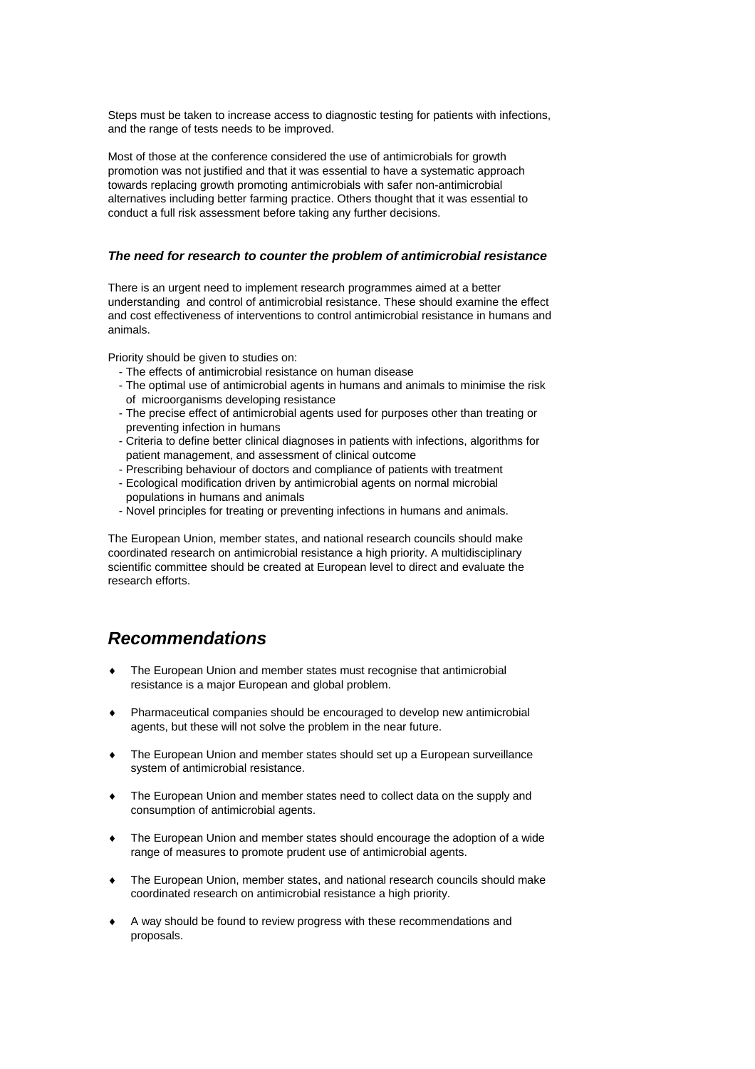Steps must be taken to increase access to diagnostic testing for patients with infections, and the range of tests needs to be improved.

Most of those at the conference considered the use of antimicrobials for growth promotion was not justified and that it was essential to have a systematic approach towards replacing growth promoting antimicrobials with safer non-antimicrobial alternatives including better farming practice. Others thought that it was essential to conduct a full risk assessment before taking any further decisions.

### *The need for research to counter the problem of antimicrobial resistance*

There is an urgent need to implement research programmes aimed at a better understanding and control of antimicrobial resistance. These should examine the effect and cost effectiveness of interventions to control antimicrobial resistance in humans and animals.

Priority should be given to studies on:

- The effects of antimicrobial resistance on human disease
- The optimal use of antimicrobial agents in humans and animals to minimise the risk of microorganisms developing resistance
- The precise effect of antimicrobial agents used for purposes other than treating or preventing infection in humans
- Criteria to define better clinical diagnoses in patients with infections, algorithms for patient management, and assessment of clinical outcome
- Prescribing behaviour of doctors and compliance of patients with treatment
- Ecological modification driven by antimicrobial agents on normal microbial populations in humans and animals
- Novel principles for treating or preventing infections in humans and animals.

The European Union, member states, and national research councils should make coordinated research on antimicrobial resistance a high priority. A multidisciplinary scientific committee should be created at European level to direct and evaluate the research efforts.

## *Recommendations*

- The European Union and member states must recognise that antimicrobial resistance is a major European and global problem.
- Pharmaceutical companies should be encouraged to develop new antimicrobial agents, but these will not solve the problem in the near future.
- The European Union and member states should set up a European surveillance system of antimicrobial resistance.
- The European Union and member states need to collect data on the supply and consumption of antimicrobial agents.
- The European Union and member states should encourage the adoption of a wide range of measures to promote prudent use of antimicrobial agents.
- The European Union, member states, and national research councils should make coordinated research on antimicrobial resistance a high priority.
- A way should be found to review progress with these recommendations and proposals.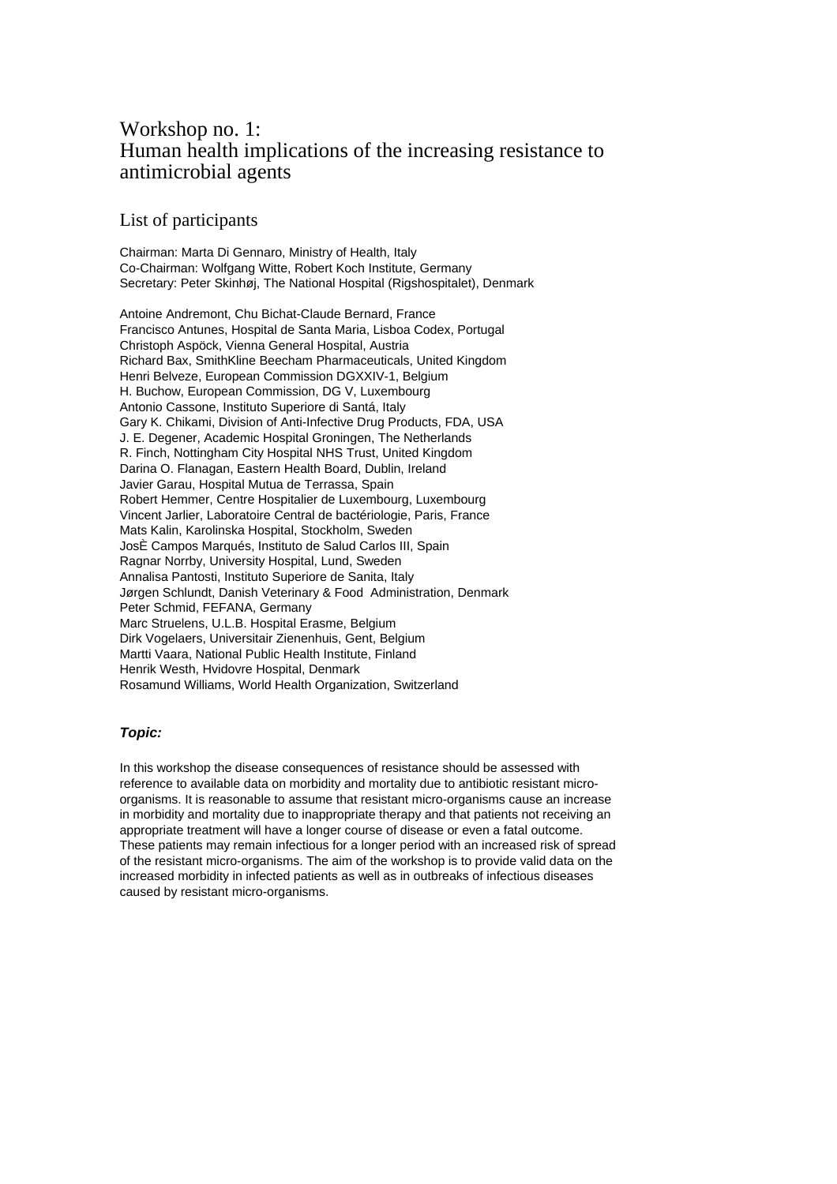# Workshop no. 1:
# Human health implications of the increasing resistance to antimicrobial agents

## List of participants

Chairman: Marta Di Gennaro, Ministry of Health, Italy
Co-Chairman: Wolfgang Witte, Robert Koch Institute, Germany
Secretary: Peter Skinhøj, The National Hospital (Rigshospitalet), Denmark

Antoine Andremont, Chu Bichat-Claude Bernard, France
Francisco Antunes, Hospital de Santa Maria, Lisboa Codex, Portugal
Christoph Aspöck, Vienna General Hospital, Austria
Richard Bax, SmithKline Beecham Pharmaceuticals, United Kingdom
Henri Belveze, European Commission DGXXIV-1, Belgium
H. Buchow, European Commission, DG V, Luxembourg
Antonio Cassone, Instituto Superiore di Santá, Italy
Gary K. Chikami, Division of Anti-Infective Drug Products, FDA, USA
J. E. Degener, Academic Hospital Groningen, The Netherlands
R. Finch, Nottingham City Hospital NHS Trust, United Kingdom
Darina O. Flanagan, Eastern Health Board, Dublin, Ireland
Javier Garau, Hospital Mutua de Terrassa, Spain
Robert Hemmer, Centre Hospitalier de Luxembourg, Luxembourg
Vincent Jarlier, Laboratoire Central de bactériologie, Paris, France
Mats Kalin, Karolinska Hospital, Stockholm, Sweden
JosÈ Campos Marqués, Instituto de Salud Carlos III, Spain
Ragnar Norrby, University Hospital, Lund, Sweden
Annalisa Pantosti, Instituto Superiore de Sanita, Italy
Jørgen Schlundt, Danish Veterinary & Food Administration, Denmark
Peter Schmid, FEFANA, Germany
Marc Struelens, U.L.B. Hospital Erasme, Belgium
Dirk Vogelaers, Universitair Zienenhuis, Gent, Belgium
Martti Vaara, National Public Health Institute, Finland
Henrik Westh, Hvidovre Hospital, Denmark
Rosamund Williams, World Health Organization, Switzerland

***Topic:***

In this workshop the disease consequences of resistance should be assessed with reference to available data on morbidity and mortality due to antibiotic resistant micro-organisms. It is reasonable to assume that resistant micro-organisms cause an increase in morbidity and mortality due to inappropriate therapy and that patients not receiving an appropriate treatment will have a longer course of disease or even a fatal outcome. These patients may remain infectious for a longer period with an increased risk of spread of the resistant micro-organisms. The aim of the workshop is to provide valid data on the increased morbidity in infected patients as well as in outbreaks of infectious diseases caused by resistant micro-organisms.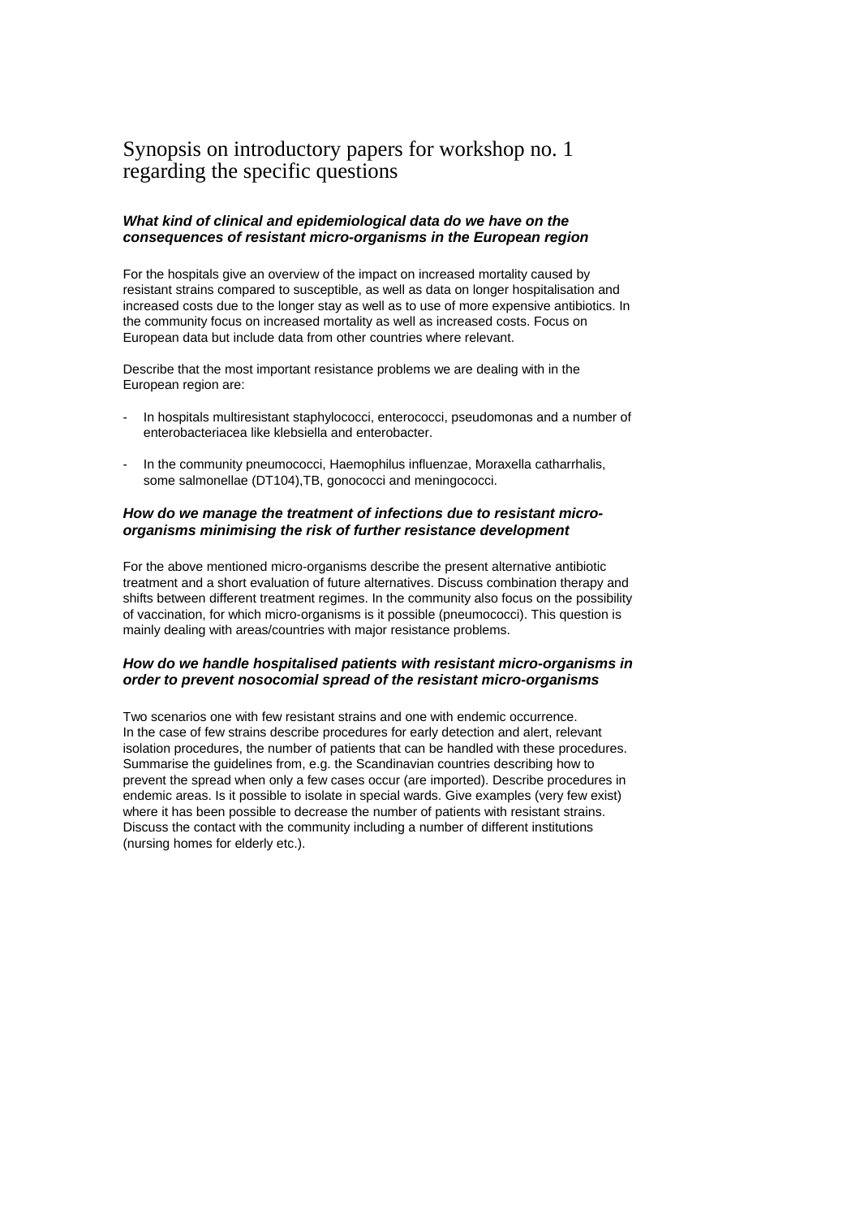# Synopsis on introductory papers for workshop no. 1 regarding the specific questions

### *What kind of clinical and epidemiological data do we have on the consequences of resistant micro-organisms in the European region*

For the hospitals give an overview of the impact on increased mortality caused by resistant strains compared to susceptible, as well as data on longer hospitalisation and increased costs due to the longer stay as well as to use of more expensive antibiotics. In the community focus on increased mortality as well as increased costs. Focus on European data but include data from other countries where relevant.

Describe that the most important resistance problems we are dealing with in the European region are:

- In hospitals multiresistant staphylococci, enterococci, pseudomonas and a number of enterobacteriacea like klebsiella and enterobacter.
- In the community pneumococci, Haemophilus influenzae, Moraxella catharrhalis, some salmonellae (DT104),TB, gonococci and meningococci.

### *How do we manage the treatment of infections due to resistant micro-organisms minimising the risk of further resistance development*

For the above mentioned micro-organisms describe the present alternative antibiotic treatment and a short evaluation of future alternatives. Discuss combination therapy and shifts between different treatment regimes. In the community also focus on the possibility of vaccination, for which micro-organisms is it possible (pneumococci). This question is mainly dealing with areas/countries with major resistance problems.

### *How do we handle hospitalised patients with resistant micro-organisms in order to prevent nosocomial spread of the resistant micro-organisms*

Two scenarios one with few resistant strains and one with endemic occurrence. In the case of few strains describe procedures for early detection and alert, relevant isolation procedures, the number of patients that can be handled with these procedures. Summarise the guidelines from, e.g. the Scandinavian countries describing how to prevent the spread when only a few cases occur (are imported). Describe procedures in endemic areas. Is it possible to isolate in special wards. Give examples (very few exist) where it has been possible to decrease the number of patients with resistant strains. Discuss the contact with the community including a number of different institutions (nursing homes for elderly etc.).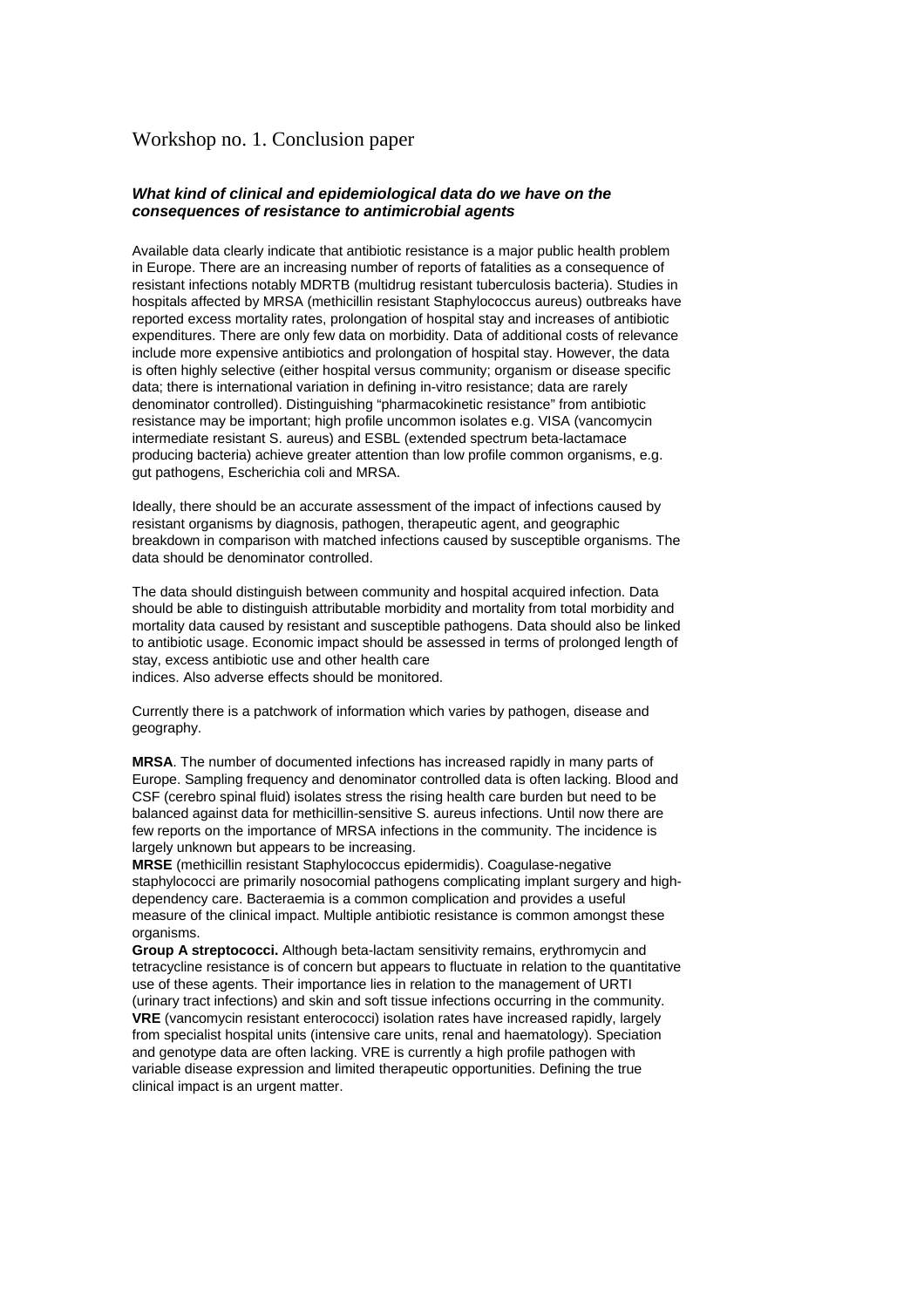# Workshop no. 1. Conclusion paper

***What kind of clinical and epidemiological data do we have on the consequences of resistance to antimicrobial agents***

Available data clearly indicate that antibiotic resistance is a major public health problem in Europe. There are an increasing number of reports of fatalities as a consequence of resistant infections notably MDRTB (multidrug resistant tuberculosis bacteria). Studies in hospitals affected by MRSA (methicillin resistant Staphylococcus aureus) outbreaks have reported excess mortality rates, prolongation of hospital stay and increases of antibiotic expenditures. There are only few data on morbidity. Data of additional costs of relevance include more expensive antibiotics and prolongation of hospital stay. However, the data is often highly selective (either hospital versus community; organism or disease specific data; there is international variation in defining in-vitro resistance; data are rarely denominator controlled). Distinguishing "pharmacokinetic resistance" from antibiotic resistance may be important; high profile uncommon isolates e.g. VISA (vancomycin intermediate resistant S. aureus) and ESBL (extended spectrum beta-lactamace producing bacteria) achieve greater attention than low profile common organisms, e.g. gut pathogens, Escherichia coli and MRSA.

Ideally, there should be an accurate assessment of the impact of infections caused by resistant organisms by diagnosis, pathogen, therapeutic agent, and geographic breakdown in comparison with matched infections caused by susceptible organisms. The data should be denominator controlled.

The data should distinguish between community and hospital acquired infection. Data should be able to distinguish attributable morbidity and mortality from total morbidity and mortality data caused by resistant and susceptible pathogens. Data should also be linked to antibiotic usage. Economic impact should be assessed in terms of prolonged length of stay, excess antibiotic use and other health care indices. Also adverse effects should be monitored.

Currently there is a patchwork of information which varies by pathogen, disease and geography.

**MRSA**. The number of documented infections has increased rapidly in many parts of Europe. Sampling frequency and denominator controlled data is often lacking. Blood and CSF (cerebro spinal fluid) isolates stress the rising health care burden but need to be balanced against data for methicillin-sensitive S. aureus infections. Until now there are few reports on the importance of MRSA infections in the community. The incidence is largely unknown but appears to be increasing.

**MRSE** (methicillin resistant Staphylococcus epidermidis). Coagulase-negative staphylococci are primarily nosocomial pathogens complicating implant surgery and high-dependency care. Bacteraemia is a common complication and provides a useful measure of the clinical impact. Multiple antibiotic resistance is common amongst these organisms.

**Group A streptococci.** Although beta-lactam sensitivity remains, erythromycin and tetracycline resistance is of concern but appears to fluctuate in relation to the quantitative use of these agents. Their importance lies in relation to the management of URTI (urinary tract infections) and skin and soft tissue infections occurring in the community.

**VRE** (vancomycin resistant enterococci) isolation rates have increased rapidly, largely from specialist hospital units (intensive care units, renal and haematology). Speciation and genotype data are often lacking. VRE is currently a high profile pathogen with variable disease expression and limited therapeutic opportunities. Defining the true clinical impact is an urgent matter.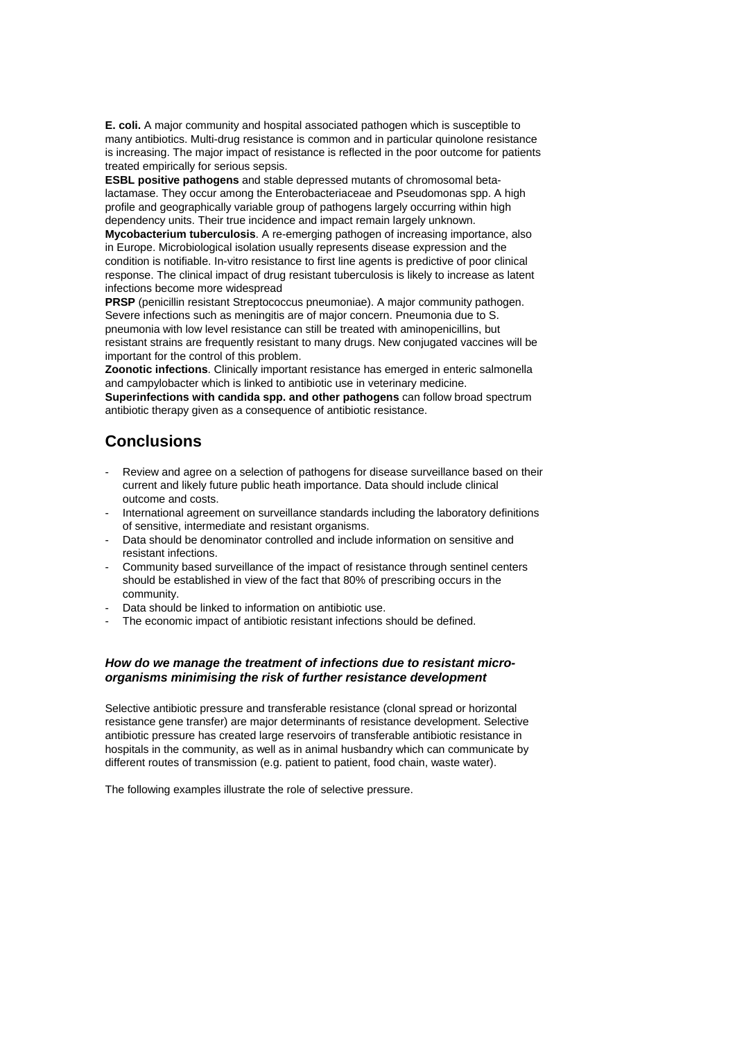**E. coli.** A major community and hospital associated pathogen which is susceptible to many antibiotics. Multi-drug resistance is common and in particular quinolone resistance is increasing. The major impact of resistance is reflected in the poor outcome for patients treated empirically for serious sepsis.

**ESBL positive pathogens** and stable depressed mutants of chromosomal beta-lactamase. They occur among the Enterobacteriaceae and Pseudomonas spp. A high profile and geographically variable group of pathogens largely occurring within high dependency units. Their true incidence and impact remain largely unknown.

**Mycobacterium tuberculosis**. A re-emerging pathogen of increasing importance, also in Europe. Microbiological isolation usually represents disease expression and the condition is notifiable. In-vitro resistance to first line agents is predictive of poor clinical response. The clinical impact of drug resistant tuberculosis is likely to increase as latent infections become more widespread

**PRSP** (penicillin resistant Streptococcus pneumoniae). A major community pathogen. Severe infections such as meningitis are of major concern. Pneumonia due to S. pneumonia with low level resistance can still be treated with aminopenicillins, but resistant strains are frequently resistant to many drugs. New conjugated vaccines will be important for the control of this problem.

**Zoonotic infections**. Clinically important resistance has emerged in enteric salmonella and campylobacter which is linked to antibiotic use in veterinary medicine.

**Superinfections with candida spp. and other pathogens** can follow broad spectrum antibiotic therapy given as a consequence of antibiotic resistance.

## Conclusions

- Review and agree on a selection of pathogens for disease surveillance based on their current and likely future public heath importance. Data should include clinical outcome and costs.
- International agreement on surveillance standards including the laboratory definitions of sensitive, intermediate and resistant organisms.
- Data should be denominator controlled and include information on sensitive and resistant infections.
- Community based surveillance of the impact of resistance through sentinel centers should be established in view of the fact that 80% of prescribing occurs in the community.
- Data should be linked to information on antibiotic use.
- The economic impact of antibiotic resistant infections should be defined.

### *How do we manage the treatment of infections due to resistant micro-organisms minimising the risk of further resistance development*

Selective antibiotic pressure and transferable resistance (clonal spread or horizontal resistance gene transfer) are major determinants of resistance development. Selective antibiotic pressure has created large reservoirs of transferable antibiotic resistance in hospitals in the community, as well as in animal husbandry which can communicate by different routes of transmission (e.g. patient to patient, food chain, waste water).

The following examples illustrate the role of selective pressure.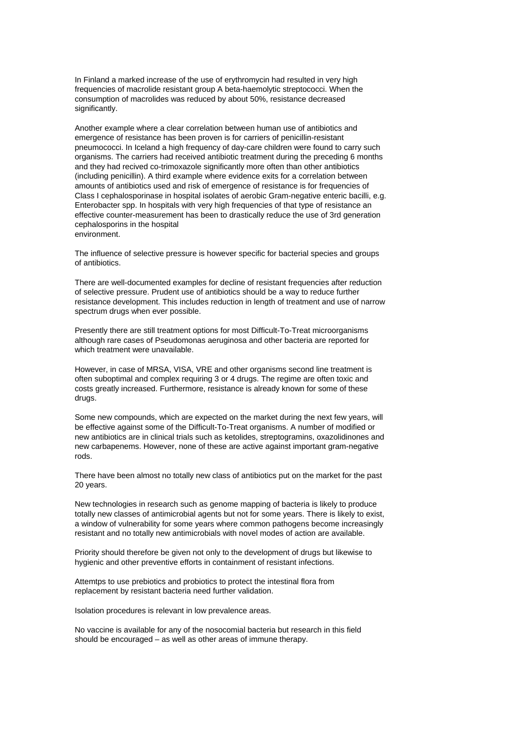In Finland a marked increase of the use of erythromycin had resulted in very high frequencies of macrolide resistant group A beta-haemolytic streptococci. When the consumption of macrolides was reduced by about 50%, resistance decreased significantly.

Another example where a clear correlation between human use of antibiotics and emergence of resistance has been proven is for carriers of penicillin-resistant pneumococci. In Iceland a high frequency of day-care children were found to carry such organisms. The carriers had received antibiotic treatment during the preceding 6 months and they had recived co-trimoxazole significantly more often than other antibiotics (including penicillin). A third example where evidence exits for a correlation between amounts of antibiotics used and risk of emergence of resistance is for frequencies of Class I cephalosporinase in hospital isolates of aerobic Gram-negative enteric bacilli, e.g. Enterobacter spp. In hospitals with very high frequencies of that type of resistance an effective counter-measurement has been to drastically reduce the use of 3rd generation cephalosporins in the hospital environment.

The influence of selective pressure is however specific for bacterial species and groups of antibiotics.

There are well-documented examples for decline of resistant frequencies after reduction of selective pressure. Prudent use of antibiotics should be a way to reduce further resistance development. This includes reduction in length of treatment and use of narrow spectrum drugs when ever possible.

Presently there are still treatment options for most Difficult-To-Treat microorganisms although rare cases of Pseudomonas aeruginosa and other bacteria are reported for which treatment were unavailable.

However, in case of MRSA, VISA, VRE and other organisms second line treatment is often suboptimal and complex requiring 3 or 4 drugs. The regime are often toxic and costs greatly increased. Furthermore, resistance is already known for some of these drugs.

Some new compounds, which are expected on the market during the next few years, will be effective against some of the Difficult-To-Treat organisms. A number of modified or new antibiotics are in clinical trials such as ketolides, streptogramins, oxazolidinones and new carbapenems. However, none of these are active against important gram-negative rods.

There have been almost no totally new class of antibiotics put on the market for the past 20 years.

New technologies in research such as genome mapping of bacteria is likely to produce totally new classes of antimicrobial agents but not for some years. There is likely to exist, a window of vulnerability for some years where common pathogens become increasingly resistant and no totally new antimicrobials with novel modes of action are available.

Priority should therefore be given not only to the development of drugs but likewise to hygienic and other preventive efforts in containment of resistant infections.

Attemtps to use prebiotics and probiotics to protect the intestinal flora from replacement by resistant bacteria need further validation.

Isolation procedures is relevant in low prevalence areas.

No vaccine is available for any of the nosocomial bacteria but research in this field should be encouraged – as well as other areas of immune therapy.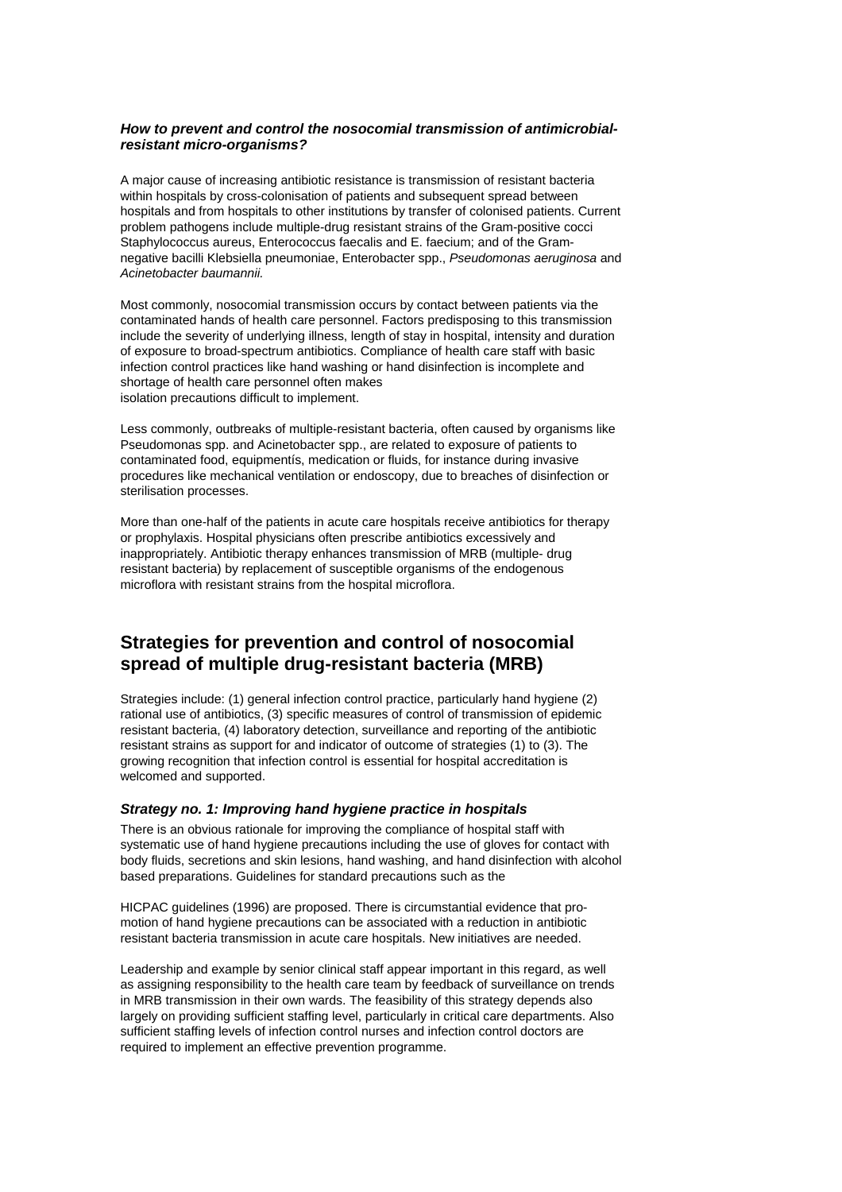***How to prevent and control the nosocomial transmission of antimicrobial-resistant micro-organisms?***

A major cause of increasing antibiotic resistance is transmission of resistant bacteria within hospitals by cross-colonisation of patients and subsequent spread between hospitals and from hospitals to other institutions by transfer of colonised patients. Current problem pathogens include multiple-drug resistant strains of the Gram-positive cocci Staphylococcus aureus, Enterococcus faecalis and E. faecium; and of the Gram-negative bacilli Klebsiella pneumoniae, Enterobacter spp., *Pseudomonas aeruginosa* and *Acinetobacter baumannii.*

Most commonly, nosocomial transmission occurs by contact between patients via the contaminated hands of health care personnel. Factors predisposing to this transmission include the severity of underlying illness, length of stay in hospital, intensity and duration of exposure to broad-spectrum antibiotics. Compliance of health care staff with basic infection control practices like hand washing or hand disinfection is incomplete and shortage of health care personnel often makes
isolation precautions difficult to implement.

Less commonly, outbreaks of multiple-resistant bacteria, often caused by organisms like Pseudomonas spp. and Acinetobacter spp., are related to exposure of patients to contaminated food, equipmentís, medication or fluids, for instance during invasive procedures like mechanical ventilation or endoscopy, due to breaches of disinfection or sterilisation processes.

More than one-half of the patients in acute care hospitals receive antibiotics for therapy or prophylaxis. Hospital physicians often prescribe antibiotics excessively and inappropriately. Antibiotic therapy enhances transmission of MRB (multiple- drug resistant bacteria) by replacement of susceptible organisms of the endogenous microflora with resistant strains from the hospital microflora.

## Strategies for prevention and control of nosocomial spread of multiple drug-resistant bacteria (MRB)

Strategies include: (1) general infection control practice, particularly hand hygiene (2) rational use of antibiotics, (3) specific measures of control of transmission of epidemic resistant bacteria, (4) laboratory detection, surveillance and reporting of the antibiotic resistant strains as support for and indicator of outcome of strategies (1) to (3). The growing recognition that infection control is essential for hospital accreditation is welcomed and supported.

### *Strategy no. 1: Improving hand hygiene practice in hospitals*

There is an obvious rationale for improving the compliance of hospital staff with systematic use of hand hygiene precautions including the use of gloves for contact with body fluids, secretions and skin lesions, hand washing, and hand disinfection with alcohol based preparations. Guidelines for standard precautions such as the

HICPAC guidelines (1996) are proposed. There is circumstantial evidence that promotion of hand hygiene precautions can be associated with a reduction in antibiotic resistant bacteria transmission in acute care hospitals. New initiatives are needed.

Leadership and example by senior clinical staff appear important in this regard, as well as assigning responsibility to the health care team by feedback of surveillance on trends in MRB transmission in their own wards. The feasibility of this strategy depends also largely on providing sufficient staffing level, particularly in critical care departments. Also sufficient staffing levels of infection control nurses and infection control doctors are required to implement an effective prevention programme.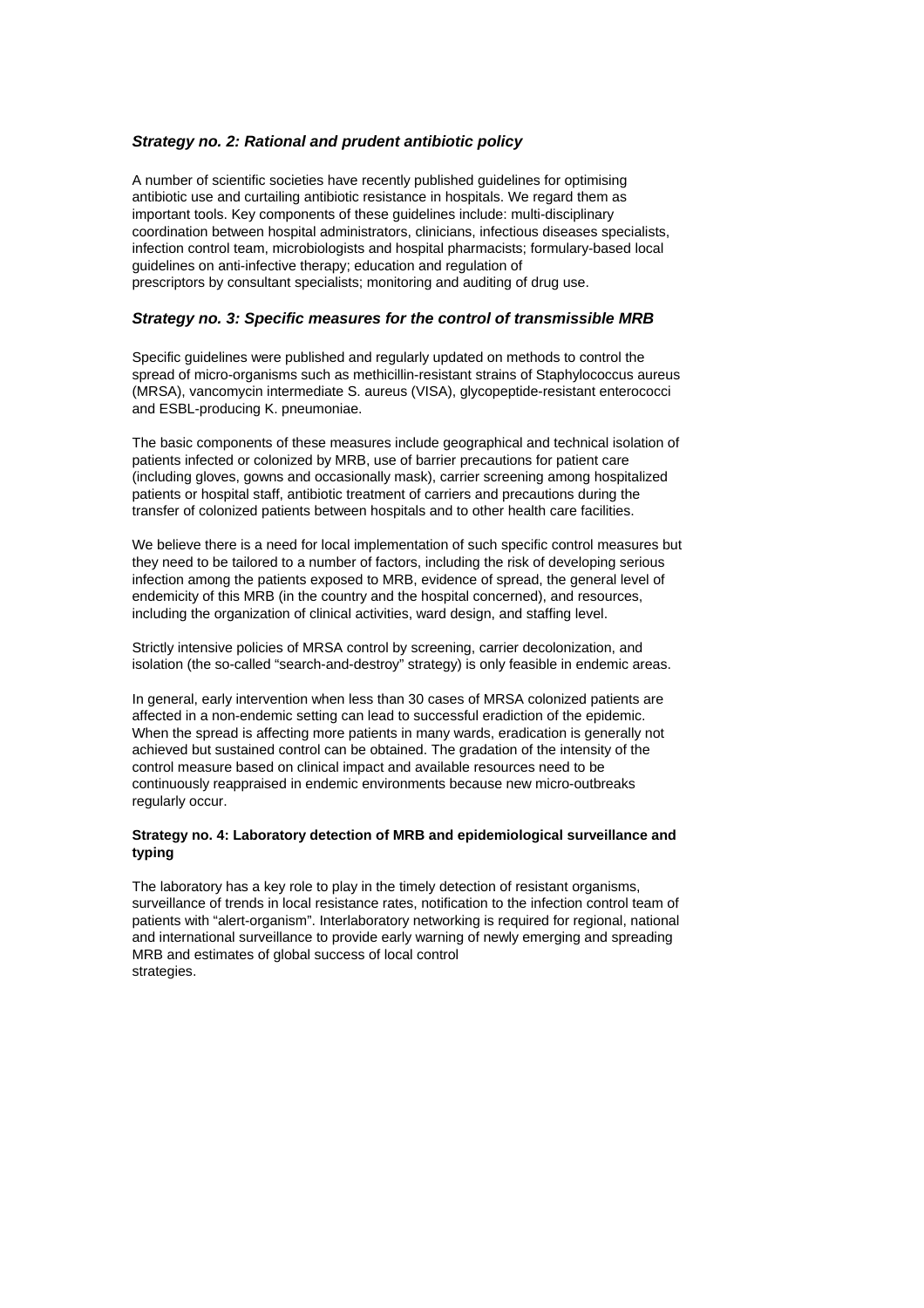### *Strategy no. 2: Rational and prudent antibiotic policy*

A number of scientific societies have recently published guidelines for optimising antibiotic use and curtailing antibiotic resistance in hospitals. We regard them as important tools. Key components of these guidelines include: multi-disciplinary coordination between hospital administrators, clinicians, infectious diseases specialists, infection control team, microbiologists and hospital pharmacists; formulary-based local guidelines on anti-infective therapy; education and regulation of prescriptors by consultant specialists; monitoring and auditing of drug use.

### *Strategy no. 3: Specific measures for the control of transmissible MRB*

Specific guidelines were published and regularly updated on methods to control the spread of micro-organisms such as methicillin-resistant strains of Staphylococcus aureus (MRSA), vancomycin intermediate S. aureus (VISA), glycopeptide-resistant enterococci and ESBL-producing K. pneumoniae.

The basic components of these measures include geographical and technical isolation of patients infected or colonized by MRB, use of barrier precautions for patient care (including gloves, gowns and occasionally mask), carrier screening among hospitalized patients or hospital staff, antibiotic treatment of carriers and precautions during the transfer of colonized patients between hospitals and to other health care facilities.

We believe there is a need for local implementation of such specific control measures but they need to be tailored to a number of factors, including the risk of developing serious infection among the patients exposed to MRB, evidence of spread, the general level of endemicity of this MRB (in the country and the hospital concerned), and resources, including the organization of clinical activities, ward design, and staffing level.

Strictly intensive policies of MRSA control by screening, carrier decolonization, and isolation (the so-called "search-and-destroy" strategy) is only feasible in endemic areas.

In general, early intervention when less than 30 cases of MRSA colonized patients are affected in a non-endemic setting can lead to successful eradiction of the epidemic. When the spread is affecting more patients in many wards, eradication is generally not achieved but sustained control can be obtained. The gradation of the intensity of the control measure based on clinical impact and available resources need to be continuously reappraised in endemic environments because new micro-outbreaks regularly occur.

#### **Strategy no. 4: Laboratory detection of MRB and epidemiological surveillance and typing**

The laboratory has a key role to play in the timely detection of resistant organisms, surveillance of trends in local resistance rates, notification to the infection control team of patients with "alert-organism". Interlaboratory networking is required for regional, national and international surveillance to provide early warning of newly emerging and spreading MRB and estimates of global success of local control strategies.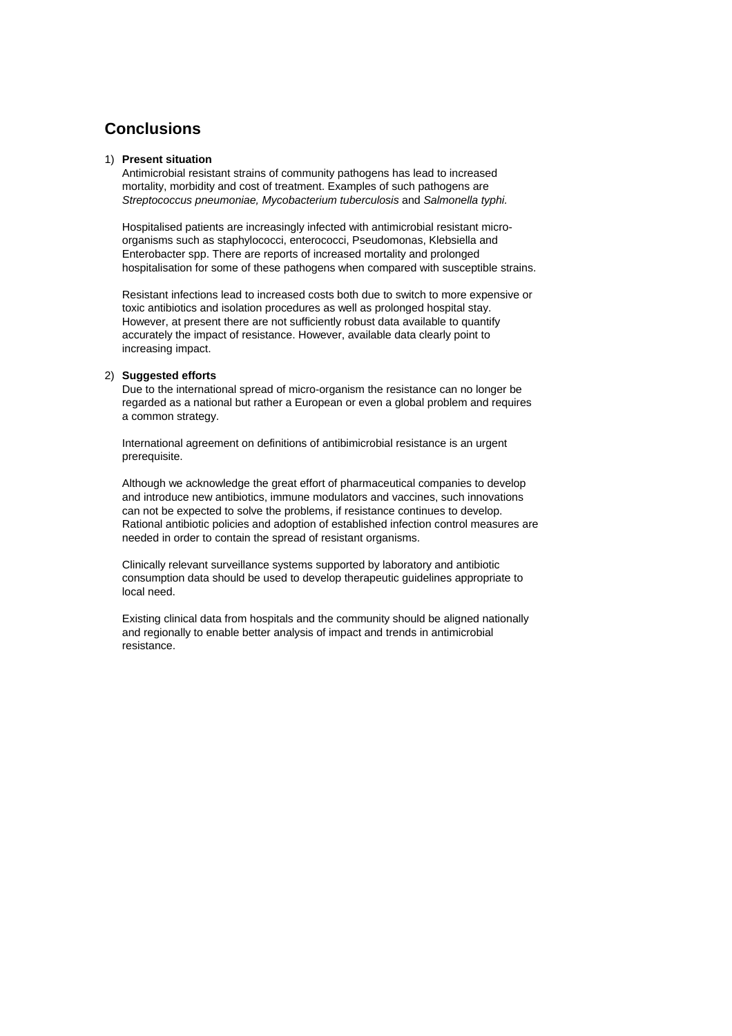## Conclusions

1) **Present situation**

   Antimicrobial resistant strains of community pathogens has lead to increased mortality, morbidity and cost of treatment. Examples of such pathogens are *Streptococcus pneumoniae, Mycobacterium tuberculosis* and *Salmonella typhi.*

   Hospitalised patients are increasingly infected with antimicrobial resistant micro-organisms such as staphylococci, enterococci, Pseudomonas, Klebsiella and Enterobacter spp. There are reports of increased mortality and prolonged hospitalisation for some of these pathogens when compared with susceptible strains.

   Resistant infections lead to increased costs both due to switch to more expensive or toxic antibiotics and isolation procedures as well as prolonged hospital stay. However, at present there are not sufficiently robust data available to quantify accurately the impact of resistance. However, available data clearly point to increasing impact.

2) **Suggested efforts**

   Due to the international spread of micro-organism the resistance can no longer be regarded as a national but rather a European or even a global problem and requires a common strategy.

   International agreement on definitions of antibimicrobial resistance is an urgent prerequisite.

   Although we acknowledge the great effort of pharmaceutical companies to develop and introduce new antibiotics, immune modulators and vaccines, such innovations can not be expected to solve the problems, if resistance continues to develop. Rational antibiotic policies and adoption of established infection control measures are needed in order to contain the spread of resistant organisms.

   Clinically relevant surveillance systems supported by laboratory and antibiotic consumption data should be used to develop therapeutic guidelines appropriate to local need.

   Existing clinical data from hospitals and the community should be aligned nationally and regionally to enable better analysis of impact and trends in antimicrobial resistance.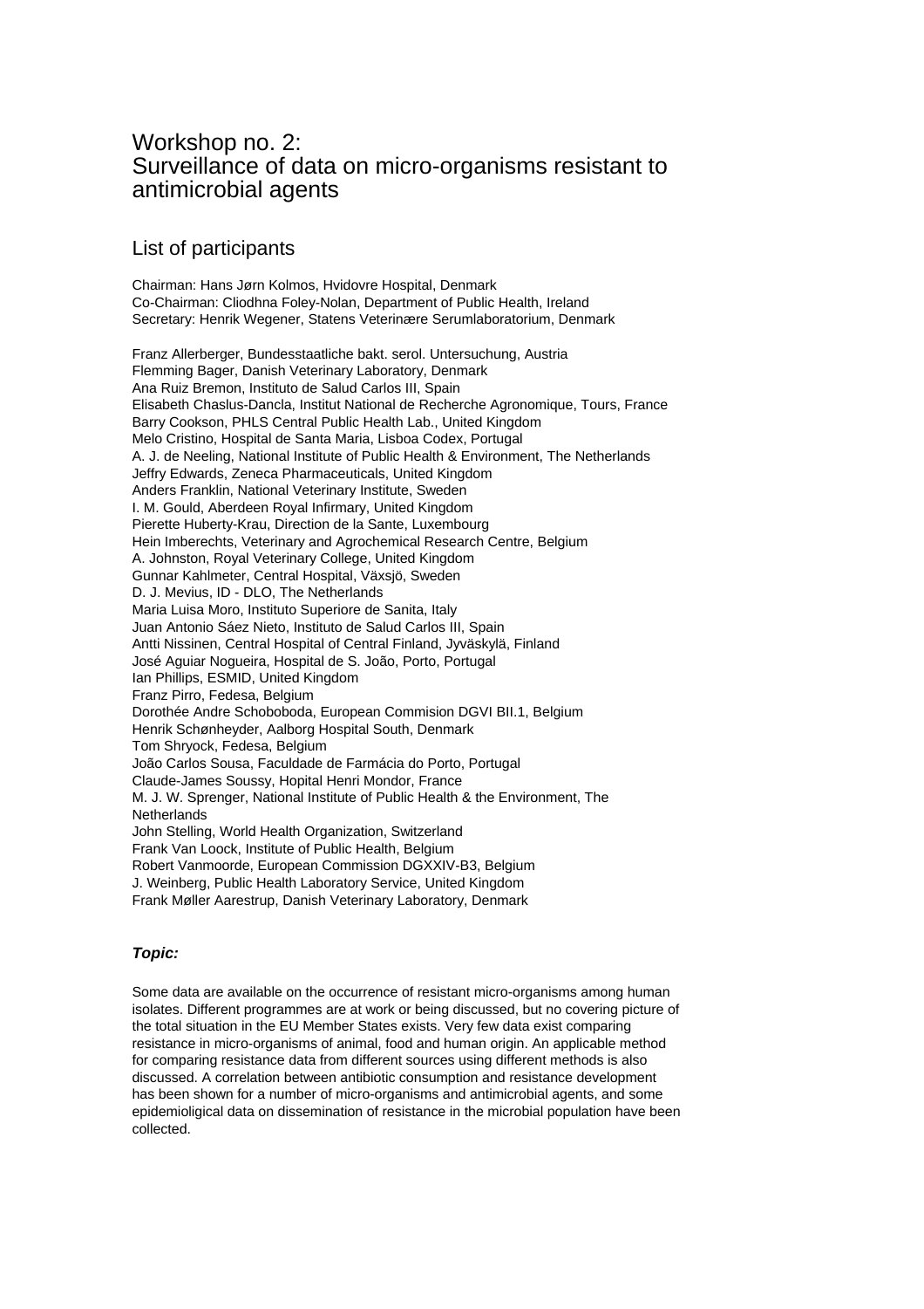# Workshop no. 2:
# Surveillance of data on micro-organisms resistant to antimicrobial agents

## List of participants

Chairman: Hans Jørn Kolmos, Hvidovre Hospital, Denmark
Co-Chairman: Cliodhna Foley-Nolan, Department of Public Health, Ireland
Secretary: Henrik Wegener, Statens Veterinære Serumlaboratorium, Denmark

Franz Allerberger, Bundesstaatliche bakt. serol. Untersuchung, Austria
Flemming Bager, Danish Veterinary Laboratory, Denmark
Ana Ruiz Bremon, Instituto de Salud Carlos III, Spain
Elisabeth Chaslus-Dancla, Institut National de Recherche Agronomique, Tours, France
Barry Cookson, PHLS Central Public Health Lab., United Kingdom
Melo Cristino, Hospital de Santa Maria, Lisboa Codex, Portugal
A. J. de Neeling, National Institute of Public Health & Environment, The Netherlands
Jeffry Edwards, Zeneca Pharmaceuticals, United Kingdom
Anders Franklin, National Veterinary Institute, Sweden
I. M. Gould, Aberdeen Royal Infirmary, United Kingdom
Pierette Huberty-Krau, Direction de la Sante, Luxembourg
Hein Imberechts, Veterinary and Agrochemical Research Centre, Belgium
A. Johnston, Royal Veterinary College, United Kingdom
Gunnar Kahlmeter, Central Hospital, Växsjö, Sweden
D. J. Mevius, ID - DLO, The Netherlands
Maria Luisa Moro, Instituto Superiore de Sanita, Italy
Juan Antonio Sáez Nieto, Instituto de Salud Carlos III, Spain
Antti Nissinen, Central Hospital of Central Finland, Jyväskylä, Finland
José Aguiar Nogueira, Hospital de S. João, Porto, Portugal
Ian Phillips, ESMID, United Kingdom
Franz Pirro, Fedesa, Belgium
Dorothée Andre Schoboboda, European Commision DGVI BII.1, Belgium
Henrik Schønheyder, Aalborg Hospital South, Denmark
Tom Shryock, Fedesa, Belgium
João Carlos Sousa, Faculdade de Farmácia do Porto, Portugal
Claude-James Soussy, Hopital Henri Mondor, France
M. J. W. Sprenger, National Institute of Public Health & the Environment, The Netherlands
John Stelling, World Health Organization, Switzerland
Frank Van Loock, Institute of Public Health, Belgium
Robert Vanmoorde, European Commission DGXXIV-B3, Belgium
J. Weinberg, Public Health Laboratory Service, United Kingdom
Frank Møller Aarestrup, Danish Veterinary Laboratory, Denmark

***Topic:***

Some data are available on the occurrence of resistant micro-organisms among human isolates. Different programmes are at work or being discussed, but no covering picture of the total situation in the EU Member States exists. Very few data exist comparing resistance in micro-organisms of animal, food and human origin. An applicable method for comparing resistance data from different sources using different methods is also discussed. A correlation between antibiotic consumption and resistance development has been shown for a number of micro-organisms and antimicrobial agents, and some epidemioligical data on dissemination of resistance in the microbial population have been collected.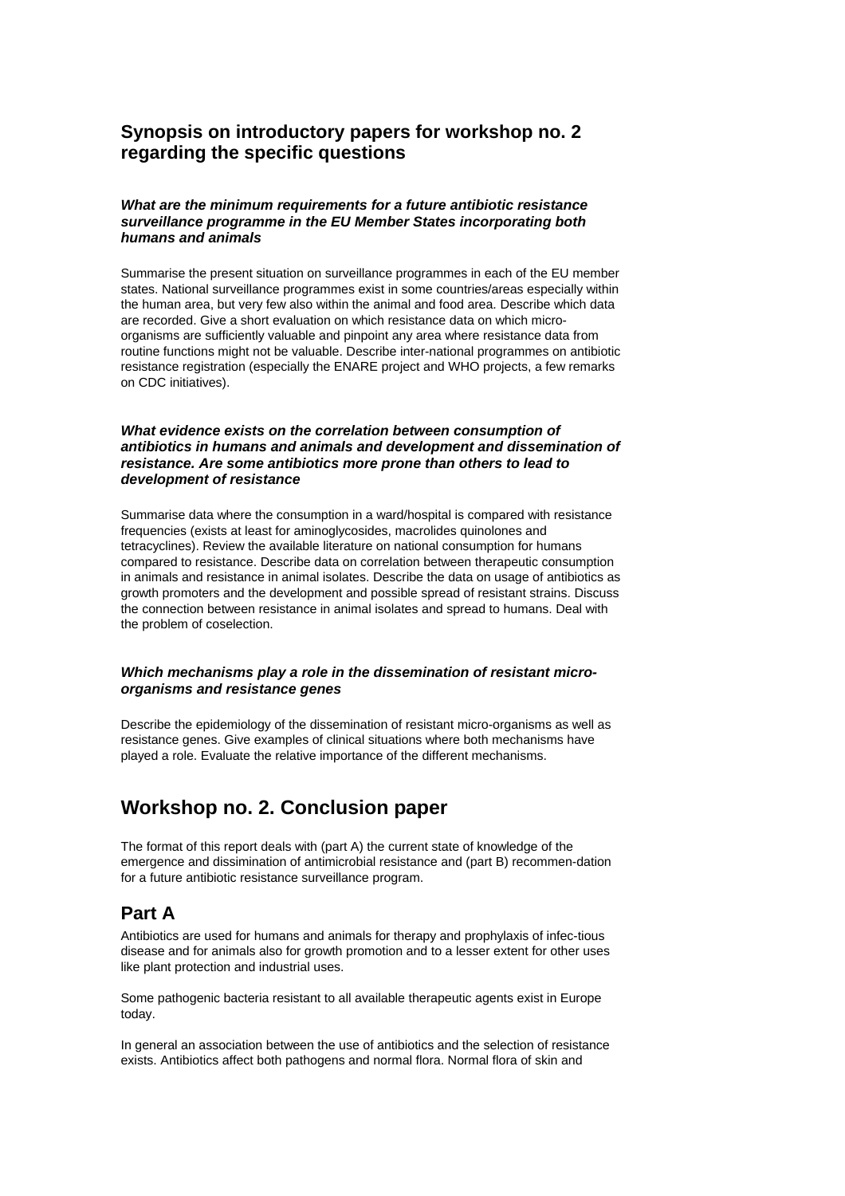## Synopsis on introductory papers for workshop no. 2 regarding the specific questions

***What are the minimum requirements for a future antibiotic resistance surveillance programme in the EU Member States incorporating both humans and animals***

Summarise the present situation on surveillance programmes in each of the EU member states. National surveillance programmes exist in some countries/areas especially within the human area, but very few also within the animal and food area. Describe which data are recorded. Give a short evaluation on which resistance data on which micro-organisms are sufficiently valuable and pinpoint any area where resistance data from routine functions might not be valuable. Describe inter-national programmes on antibiotic resistance registration (especially the ENARE project and WHO projects, a few remarks on CDC initiatives).

***What evidence exists on the correlation between consumption of antibiotics in humans and animals and development and dissemination of resistance. Are some antibiotics more prone than others to lead to development of resistance***

Summarise data where the consumption in a ward/hospital is compared with resistance frequencies (exists at least for aminoglycosides, macrolides quinolones and tetracyclines). Review the available literature on national consumption for humans compared to resistance. Describe data on correlation between therapeutic consumption in animals and resistance in animal isolates. Describe the data on usage of antibiotics as growth promoters and the development and possible spread of resistant strains. Discuss the connection between resistance in animal isolates and spread to humans. Deal with the problem of coselection.

***Which mechanisms play a role in the dissemination of resistant micro-organisms and resistance genes***

Describe the epidemiology of the dissemination of resistant micro-organisms as well as resistance genes. Give examples of clinical situations where both mechanisms have played a role. Evaluate the relative importance of the different mechanisms.

# Workshop no. 2. Conclusion paper

The format of this report deals with (part A) the current state of knowledge of the emergence and dissimination of antimicrobial resistance and (part B) recommen-dation for a future antibiotic resistance surveillance program.

## Part A

Antibiotics are used for humans and animals for therapy and prophylaxis of infec-tious disease and for animals also for growth promotion and to a lesser extent for other uses like plant protection and industrial uses.

Some pathogenic bacteria resistant to all available therapeutic agents exist in Europe today.

In general an association between the use of antibiotics and the selection of resistance exists. Antibiotics affect both pathogens and normal flora. Normal flora of skin and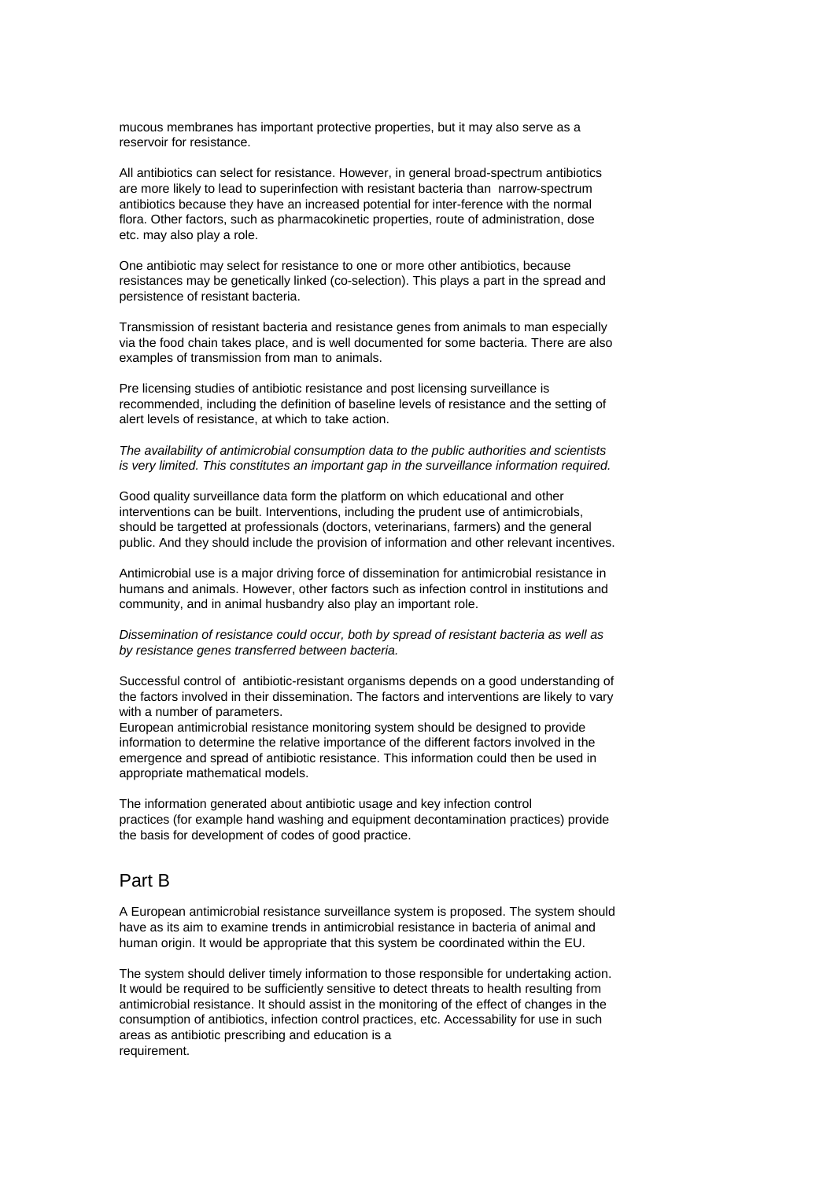mucous membranes has important protective properties, but it may also serve as a reservoir for resistance.

All antibiotics can select for resistance. However, in general broad-spectrum antibiotics are more likely to lead to superinfection with resistant bacteria than narrow-spectrum antibiotics because they have an increased potential for inter-ference with the normal flora. Other factors, such as pharmacokinetic properties, route of administration, dose etc. may also play a role.

One antibiotic may select for resistance to one or more other antibiotics, because resistances may be genetically linked (co-selection). This plays a part in the spread and persistence of resistant bacteria.

Transmission of resistant bacteria and resistance genes from animals to man especially via the food chain takes place, and is well documented for some bacteria. There are also examples of transmission from man to animals.

Pre licensing studies of antibiotic resistance and post licensing surveillance is recommended, including the definition of baseline levels of resistance and the setting of alert levels of resistance, at which to take action.

*The availability of antimicrobial consumption data to the public authorities and scientists is very limited. This constitutes an important gap in the surveillance information required.*

Good quality surveillance data form the platform on which educational and other interventions can be built. Interventions, including the prudent use of antimicrobials, should be targetted at professionals (doctors, veterinarians, farmers) and the general public. And they should include the provision of information and other relevant incentives.

Antimicrobial use is a major driving force of dissemination for antimicrobial resistance in humans and animals. However, other factors such as infection control in institutions and community, and in animal husbandry also play an important role.

*Dissemination of resistance could occur, both by spread of resistant bacteria as well as by resistance genes transferred between bacteria.*

Successful control of antibiotic-resistant organisms depends on a good understanding of the factors involved in their dissemination. The factors and interventions are likely to vary with a number of parameters.
European antimicrobial resistance monitoring system should be designed to provide information to determine the relative importance of the different factors involved in the emergence and spread of antibiotic resistance. This information could then be used in appropriate mathematical models.

The information generated about antibiotic usage and key infection control practices (for example hand washing and equipment decontamination practices) provide the basis for development of codes of good practice.

## Part B

A European antimicrobial resistance surveillance system is proposed. The system should have as its aim to examine trends in antimicrobial resistance in bacteria of animal and human origin. It would be appropriate that this system be coordinated within the EU.

The system should deliver timely information to those responsible for undertaking action. It would be required to be sufficiently sensitive to detect threats to health resulting from antimicrobial resistance. It should assist in the monitoring of the effect of changes in the consumption of antibiotics, infection control practices, etc. Accessability for use in such areas as antibiotic prescribing and education is a requirement.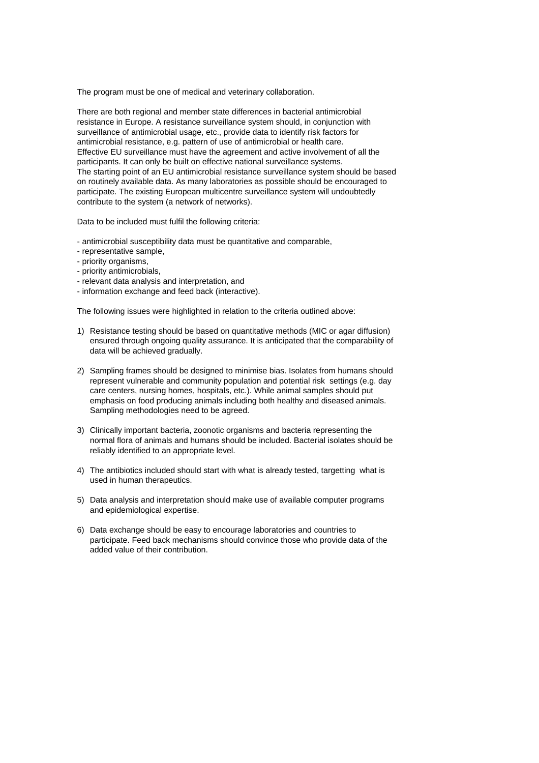The program must be one of medical and veterinary collaboration.

There are both regional and member state differences in bacterial antimicrobial resistance in Europe. A resistance surveillance system should, in conjunction with surveillance of antimicrobial usage, etc., provide data to identify risk factors for antimicrobial resistance, e.g. pattern of use of antimicrobial or health care.
Effective EU surveillance must have the agreement and active involvement of all the participants. It can only be built on effective national surveillance systems.
The starting point of an EU antimicrobial resistance surveillance system should be based on routinely available data. As many laboratories as possible should be encouraged to participate. The existing European multicentre surveillance system will undoubtedly contribute to the system (a network of networks).

Data to be included must fulfil the following criteria:

- antimicrobial susceptibility data must be quantitative and comparable,
- representative sample,
- priority organisms,
- priority antimicrobials,
- relevant data analysis and interpretation, and
- information exchange and feed back (interactive).

The following issues were highlighted in relation to the criteria outlined above:

1) Resistance testing should be based on quantitative methods (MIC or agar diffusion) ensured through ongoing quality assurance. It is anticipated that the comparability of data will be achieved gradually.

2) Sampling frames should be designed to minimise bias. Isolates from humans should represent vulnerable and community population and potential risk settings (e.g. day care centers, nursing homes, hospitals, etc.). While animal samples should put emphasis on food producing animals including both healthy and diseased animals. Sampling methodologies need to be agreed.

3) Clinically important bacteria, zoonotic organisms and bacteria representing the normal flora of animals and humans should be included. Bacterial isolates should be reliably identified to an appropriate level.

4) The antibiotics included should start with what is already tested, targetting what is used in human therapeutics.

5) Data analysis and interpretation should make use of available computer programs and epidemiological expertise.

6) Data exchange should be easy to encourage laboratories and countries to participate. Feed back mechanisms should convince those who provide data of the added value of their contribution.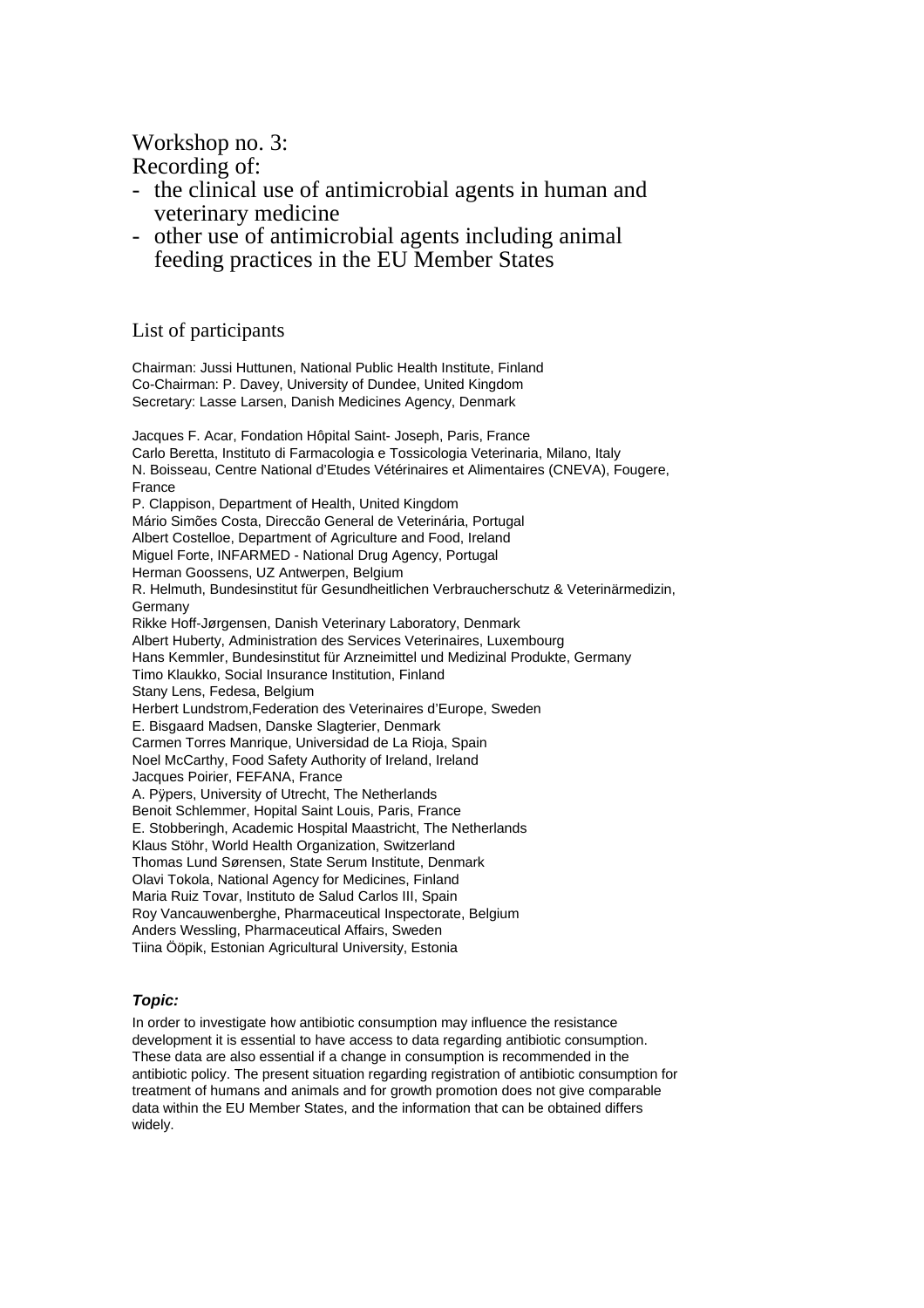# Workshop no. 3:

Recording of:

- the clinical use of antimicrobial agents in human and veterinary medicine
- other use of antimicrobial agents including animal feeding practices in the EU Member States

## List of participants

Chairman: Jussi Huttunen, National Public Health Institute, Finland
Co-Chairman: P. Davey, University of Dundee, United Kingdom
Secretary: Lasse Larsen, Danish Medicines Agency, Denmark

Jacques F. Acar, Fondation Hôpital Saint- Joseph, Paris, France
Carlo Beretta, Instituto di Farmacologia e Tossicologia Veterinaria, Milano, Italy
N. Boisseau, Centre National d'Etudes Vétérinaires et Alimentaires (CNEVA), Fougere, France
P. Clappison, Department of Health, United Kingdom
Mário Simões Costa, Direccão General de Veterinária, Portugal
Albert Costelloe, Department of Agriculture and Food, Ireland
Miguel Forte, INFARMED - National Drug Agency, Portugal
Herman Goossens, UZ Antwerpen, Belgium
R. Helmuth, Bundesinstitut für Gesundheitlichen Verbraucherschutz & Veterinärmedizin, Germany
Rikke Hoff-Jørgensen, Danish Veterinary Laboratory, Denmark
Albert Huberty, Administration des Services Veterinaires, Luxembourg
Hans Kemmler, Bundesinstitut für Arzneimittel und Medizinal Produkte, Germany
Timo Klaukko, Social Insurance Institution, Finland
Stany Lens, Fedesa, Belgium
Herbert Lundstrom,Federation des Veterinaires d'Europe, Sweden
E. Bisgaard Madsen, Danske Slagterier, Denmark
Carmen Torres Manrique, Universidad de La Rioja, Spain
Noel McCarthy, Food Safety Authority of Ireland, Ireland
Jacques Poirier, FEFANA, France
A. Pÿpers, University of Utrecht, The Netherlands
Benoit Schlemmer, Hopital Saint Louis, Paris, France
E. Stobberingh, Academic Hospital Maastricht, The Netherlands
Klaus Stöhr, World Health Organization, Switzerland
Thomas Lund Sørensen, State Serum Institute, Denmark
Olavi Tokola, National Agency for Medicines, Finland
Maria Ruiz Tovar, Instituto de Salud Carlos III, Spain
Roy Vancauwenberghe, Pharmaceutical Inspectorate, Belgium
Anders Wessling, Pharmaceutical Affairs, Sweden
Tiina Ööpik, Estonian Agricultural University, Estonia

***Topic:***

In order to investigate how antibiotic consumption may influence the resistance development it is essential to have access to data regarding antibiotic consumption. These data are also essential if a change in consumption is recommended in the antibiotic policy. The present situation regarding registration of antibiotic consumption for treatment of humans and animals and for growth promotion does not give comparable data within the EU Member States, and the information that can be obtained differs widely.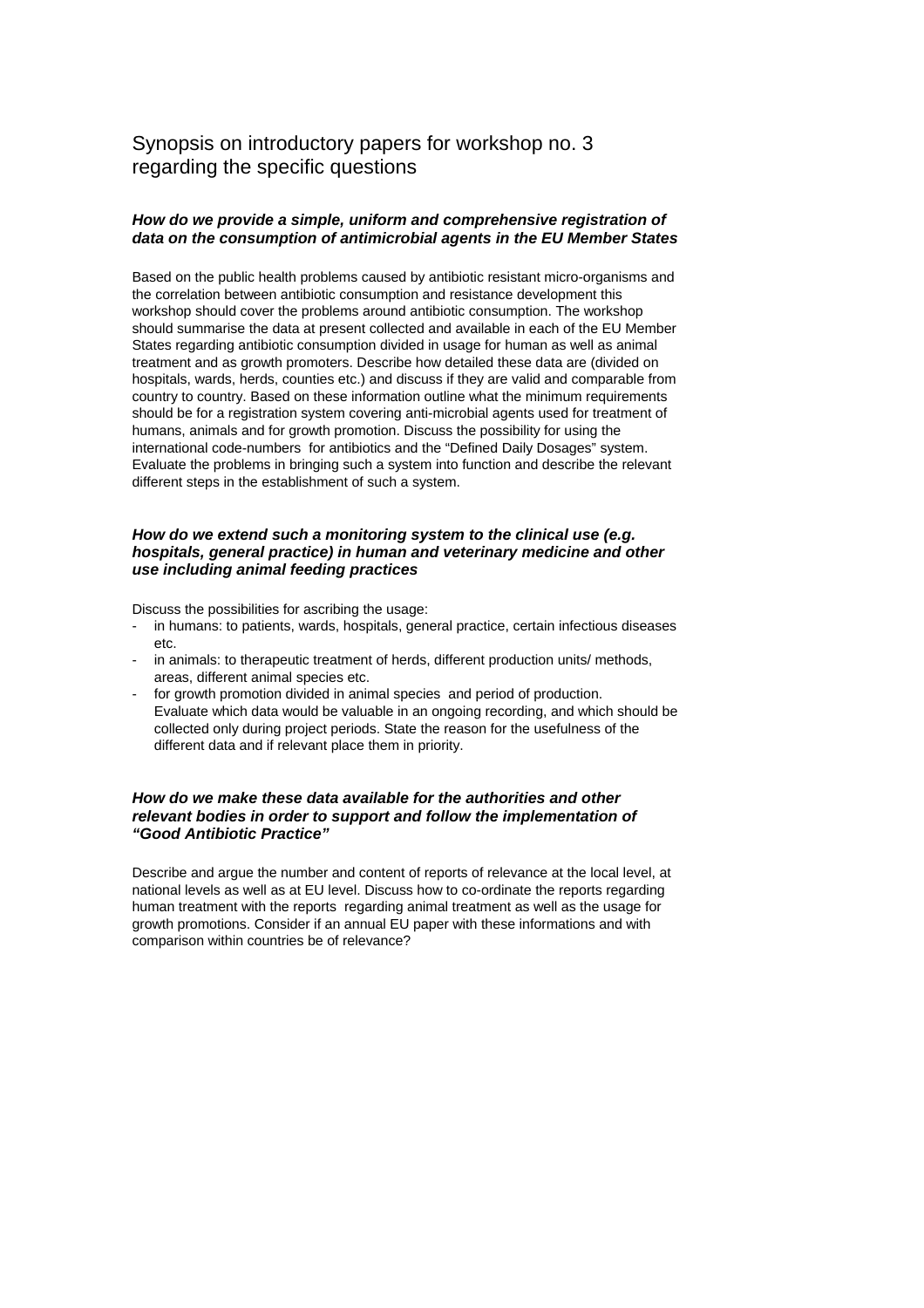# Synopsis on introductory papers for workshop no. 3 regarding the specific questions

### *How do we provide a simple, uniform and comprehensive registration of data on the consumption of antimicrobial agents in the EU Member States*

Based on the public health problems caused by antibiotic resistant micro-organisms and the correlation between antibiotic consumption and resistance development this workshop should cover the problems around antibiotic consumption. The workshop should summarise the data at present collected and available in each of the EU Member States regarding antibiotic consumption divided in usage for human as well as animal treatment and as growth promoters. Describe how detailed these data are (divided on hospitals, wards, herds, counties etc.) and discuss if they are valid and comparable from country to country. Based on these information outline what the minimum requirements should be for a registration system covering anti-microbial agents used for treatment of humans, animals and for growth promotion. Discuss the possibility for using the international code-numbers for antibiotics and the "Defined Daily Dosages" system. Evaluate the problems in bringing such a system into function and describe the relevant different steps in the establishment of such a system.

### *How do we extend such a monitoring system to the clinical use (e.g. hospitals, general practice) in human and veterinary medicine and other use including animal feeding practices*

Discuss the possibilities for ascribing the usage:

- in humans: to patients, wards, hospitals, general practice, certain infectious diseases etc.
- in animals: to therapeutic treatment of herds, different production units/ methods, areas, different animal species etc.
- for growth promotion divided in animal species and period of production. Evaluate which data would be valuable in an ongoing recording, and which should be collected only during project periods. State the reason for the usefulness of the different data and if relevant place them in priority.

### *How do we make these data available for the authorities and other relevant bodies in order to support and follow the implementation of "Good Antibiotic Practice"*

Describe and argue the number and content of reports of relevance at the local level, at national levels as well as at EU level. Discuss how to co-ordinate the reports regarding human treatment with the reports regarding animal treatment as well as the usage for growth promotions. Consider if an annual EU paper with these informations and with comparison within countries be of relevance?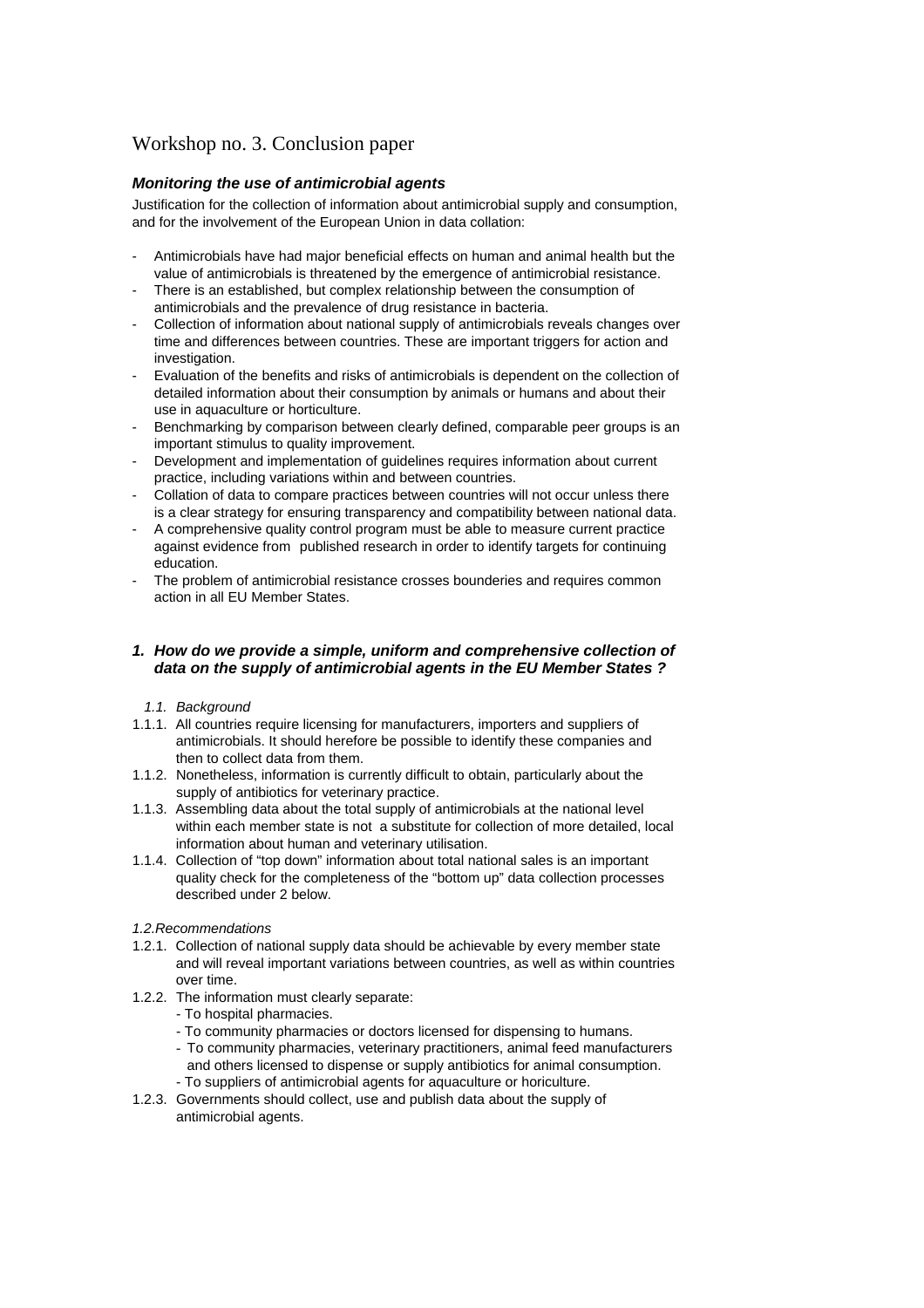# Workshop no. 3. Conclusion paper

***Monitoring the use of antimicrobial agents***

Justification for the collection of information about antimicrobial supply and consumption, and for the involvement of the European Union in data collation:

- Antimicrobials have had major beneficial effects on human and animal health but the value of antimicrobials is threatened by the emergence of antimicrobial resistance.
- There is an established, but complex relationship between the consumption of antimicrobials and the prevalence of drug resistance in bacteria.
- Collection of information about national supply of antimicrobials reveals changes over time and differences between countries. These are important triggers for action and investigation.
- Evaluation of the benefits and risks of antimicrobials is dependent on the collection of detailed information about their consumption by animals or humans and about their use in aquaculture or horticulture.
- Benchmarking by comparison between clearly defined, comparable peer groups is an important stimulus to quality improvement.
- Development and implementation of guidelines requires information about current practice, including variations within and between countries.
- Collation of data to compare practices between countries will not occur unless there is a clear strategy for ensuring transparency and compatibility between national data.
- A comprehensive quality control program must be able to measure current practice against evidence from published research in order to identify targets for continuing education.
- The problem of antimicrobial resistance crosses bounderies and requires common action in all EU Member States.

## *1. How do we provide a simple, uniform and comprehensive collection of data on the supply of antimicrobial agents in the EU Member States ?*

*1.1. Background*

1.1.1. All countries require licensing for manufacturers, importers and suppliers of antimicrobials. It should herefore be possible to identify these companies and then to collect data from them.

1.1.2. Nonetheless, information is currently difficult to obtain, particularly about the supply of antibiotics for veterinary practice.

1.1.3. Assembling data about the total supply of antimicrobials at the national level within each member state is not a substitute for collection of more detailed, local information about human and veterinary utilisation.

1.1.4. Collection of "top down" information about total national sales is an important quality check for the completeness of the "bottom up" data collection processes described under 2 below.

*1.2.Recommendations*

1.2.1. Collection of national supply data should be achievable by every member state and will reveal important variations between countries, as well as within countries over time.

1.2.2. The information must clearly separate:
- To hospital pharmacies.
- To community pharmacies or doctors licensed for dispensing to humans.
- To community pharmacies, veterinary practitioners, animal feed manufacturers and others licensed to dispense or supply antibiotics for animal consumption.
- To suppliers of antimicrobial agents for aquaculture or horiculture.

1.2.3. Governments should collect, use and publish data about the supply of antimicrobial agents.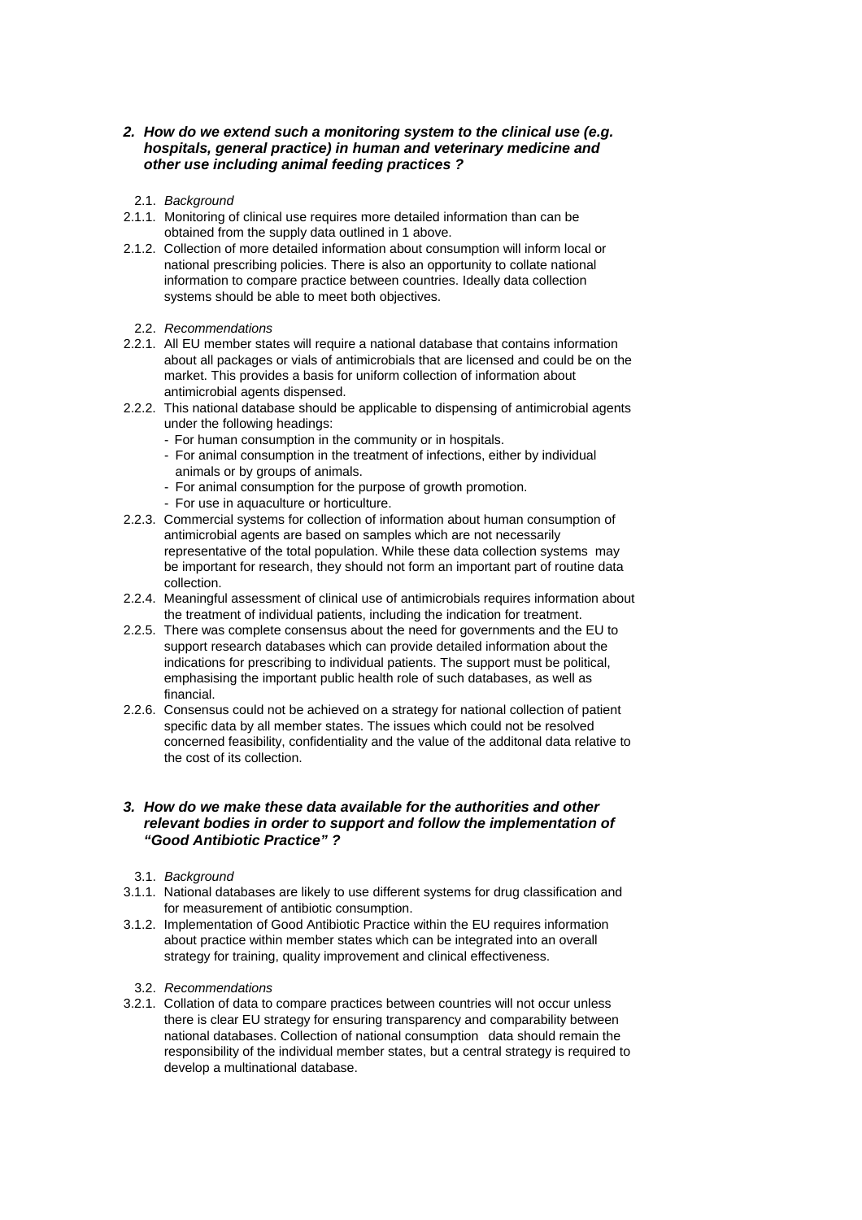## 2. *How do we extend such a monitoring system to the clinical use (e.g. hospitals, general practice) in human and veterinary medicine and other use including animal feeding practices ?*

2.1. *Background*

2.1.1. Monitoring of clinical use requires more detailed information than can be obtained from the supply data outlined in 1 above.

2.1.2. Collection of more detailed information about consumption will inform local or national prescribing policies. There is also an opportunity to collate national information to compare practice between countries. Ideally data collection systems should be able to meet both objectives.

2.2. *Recommendations*

2.2.1. All EU member states will require a national database that contains information about all packages or vials of antimicrobials that are licensed and could be on the market. This provides a basis for uniform collection of information about antimicrobial agents dispensed.

2.2.2. This national database should be applicable to dispensing of antimicrobial agents under the following headings:
- For human consumption in the community or in hospitals.
- For animal consumption in the treatment of infections, either by individual animals or by groups of animals.
- For animal consumption for the purpose of growth promotion.
- For use in aquaculture or horticulture.

2.2.3. Commercial systems for collection of information about human consumption of antimicrobial agents are based on samples which are not necessarily representative of the total population. While these data collection systems may be important for research, they should not form an important part of routine data collection.

2.2.4. Meaningful assessment of clinical use of antimicrobials requires information about the treatment of individual patients, including the indication for treatment.

2.2.5. There was complete consensus about the need for governments and the EU to support research databases which can provide detailed information about the indications for prescribing to individual patients. The support must be political, emphasising the important public health role of such databases, as well as financial.

2.2.6. Consensus could not be achieved on a strategy for national collection of patient specific data by all member states. The issues which could not be resolved concerned feasibility, confidentiality and the value of the additonal data relative to the cost of its collection.

## 3. *How do we make these data available for the authorities and other relevant bodies in order to support and follow the implementation of "Good Antibiotic Practice" ?*

3.1. *Background*

3.1.1. National databases are likely to use different systems for drug classification and for measurement of antibiotic consumption.

3.1.2. Implementation of Good Antibiotic Practice within the EU requires information about practice within member states which can be integrated into an overall strategy for training, quality improvement and clinical effectiveness.

3.2. *Recommendations*

3.2.1. Collation of data to compare practices between countries will not occur unless there is clear EU strategy for ensuring transparency and comparability between national databases. Collection of national consumption data should remain the responsibility of the individual member states, but a central strategy is required to develop a multinational database.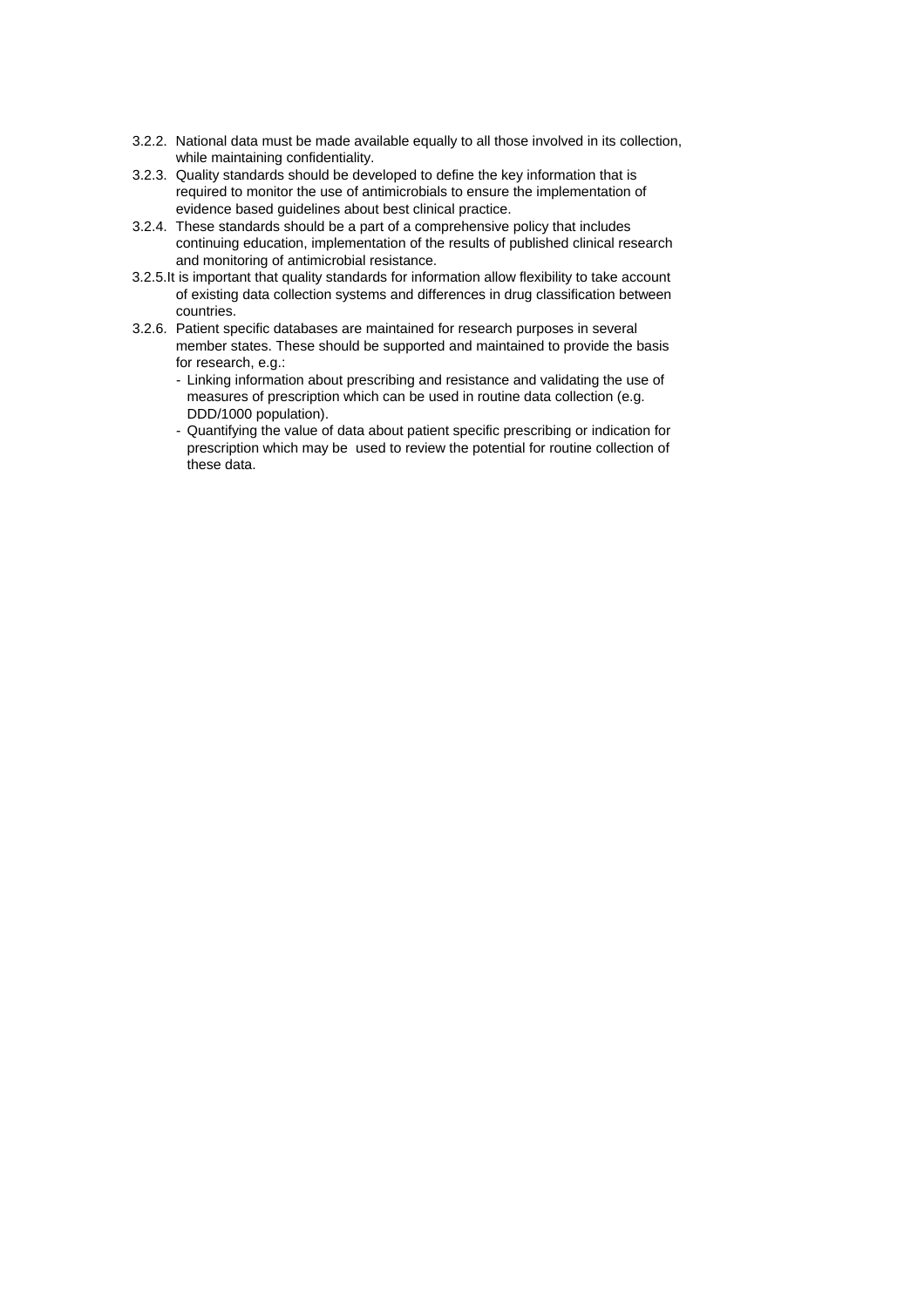3.2.2. National data must be made available equally to all those involved in its collection, while maintaining confidentiality.

3.2.3. Quality standards should be developed to define the key information that is required to monitor the use of antimicrobials to ensure the implementation of evidence based guidelines about best clinical practice.

3.2.4. These standards should be a part of a comprehensive policy that includes continuing education, implementation of the results of published clinical research and monitoring of antimicrobial resistance.

3.2.5. It is important that quality standards for information allow flexibility to take account of existing data collection systems and differences in drug classification between countries.

3.2.6. Patient specific databases are maintained for research purposes in several member states. These should be supported and maintained to provide the basis for research, e.g.:

- Linking information about prescribing and resistance and validating the use of measures of prescription which can be used in routine data collection (e.g. DDD/1000 population).
- Quantifying the value of data about patient specific prescribing or indication for prescription which may be used to review the potential for routine collection of these data.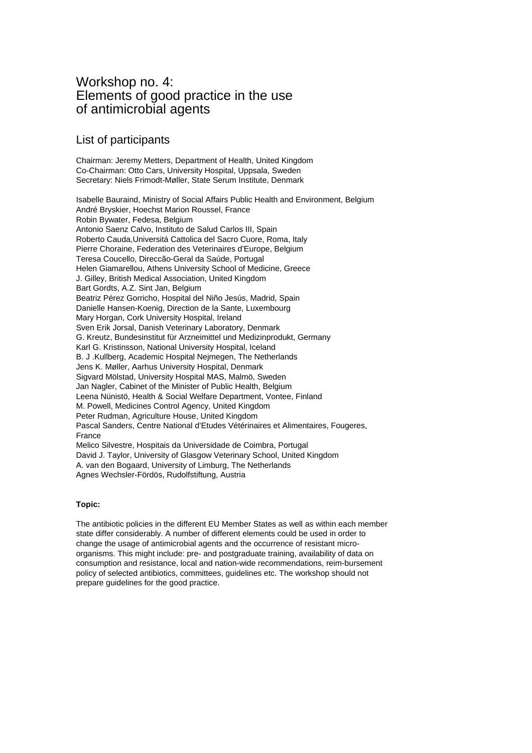# Workshop no. 4:
# Elements of good practice in the use of antimicrobial agents

## List of participants

Chairman: Jeremy Metters, Department of Health, United Kingdom
Co-Chairman: Otto Cars, University Hospital, Uppsala, Sweden
Secretary: Niels Frimodt-Møller, State Serum Institute, Denmark

Isabelle Bauraind, Ministry of Social Affairs Public Health and Environment, Belgium
André Bryskier, Hoechst Marion Roussel, France
Robin Bywater, Fedesa, Belgium
Antonio Saenz Calvo, Instituto de Salud Carlos III, Spain
Roberto Cauda,Universitá Cattolica del Sacro Cuore, Roma, Italy
Pierre Choraine, Federation des Veterinaires d'Europe, Belgium
Teresa Coucello, Direccão-Geral da Saúde, Portugal
Helen Giamarellou, Athens University School of Medicine, Greece
J. Gilley, British Medical Association, United Kingdom
Bart Gordts, A.Z. Sint Jan, Belgium
Beatriz Pérez Gorricho, Hospital del Niño Jesús, Madrid, Spain
Danielle Hansen-Koenig, Direction de la Sante, Luxembourg
Mary Horgan, Cork University Hospital, Ireland
Sven Erik Jorsal, Danish Veterinary Laboratory, Denmark
G. Kreutz, Bundesinstitut für Arzneimittel und Medizinprodukt, Germany
Karl G. Kristinsson, National University Hospital, Iceland
B. J .Kullberg, Academic Hospital Nejmegen, The Netherlands
Jens K. Møller, Aarhus University Hospital, Denmark
Sigvard Mölstad, University Hospital MAS, Malmö, Sweden
Jan Nagler, Cabinet of the Minister of Public Health, Belgium
Leena Nünistö, Health & Social Welfare Department, Vontee, Finland
M. Powell, Medicines Control Agency, United Kingdom
Peter Rudman, Agriculture House, United Kingdom
Pascal Sanders, Centre National d'Etudes Vétérinaires et Alimentaires, Fougeres, France
Melico Silvestre, Hospitais da Universidade de Coimbra, Portugal
David J. Taylor, University of Glasgow Veterinary School, United Kingdom
A. van den Bogaard, University of Limburg, The Netherlands
Agnes Wechsler-Fördös, Rudolfstiftung, Austria

**Topic:**

The antibiotic policies in the different EU Member States as well as within each member state differ considerably. A number of different elements could be used in order to change the usage of antimicrobial agents and the occurrence of resistant micro-organisms. This might include: pre- and postgraduate training, availability of data on consumption and resistance, local and nation-wide recommendations, reim-bursement policy of selected antibiotics, committees, guidelines etc. The workshop should not prepare guidelines for the good practice.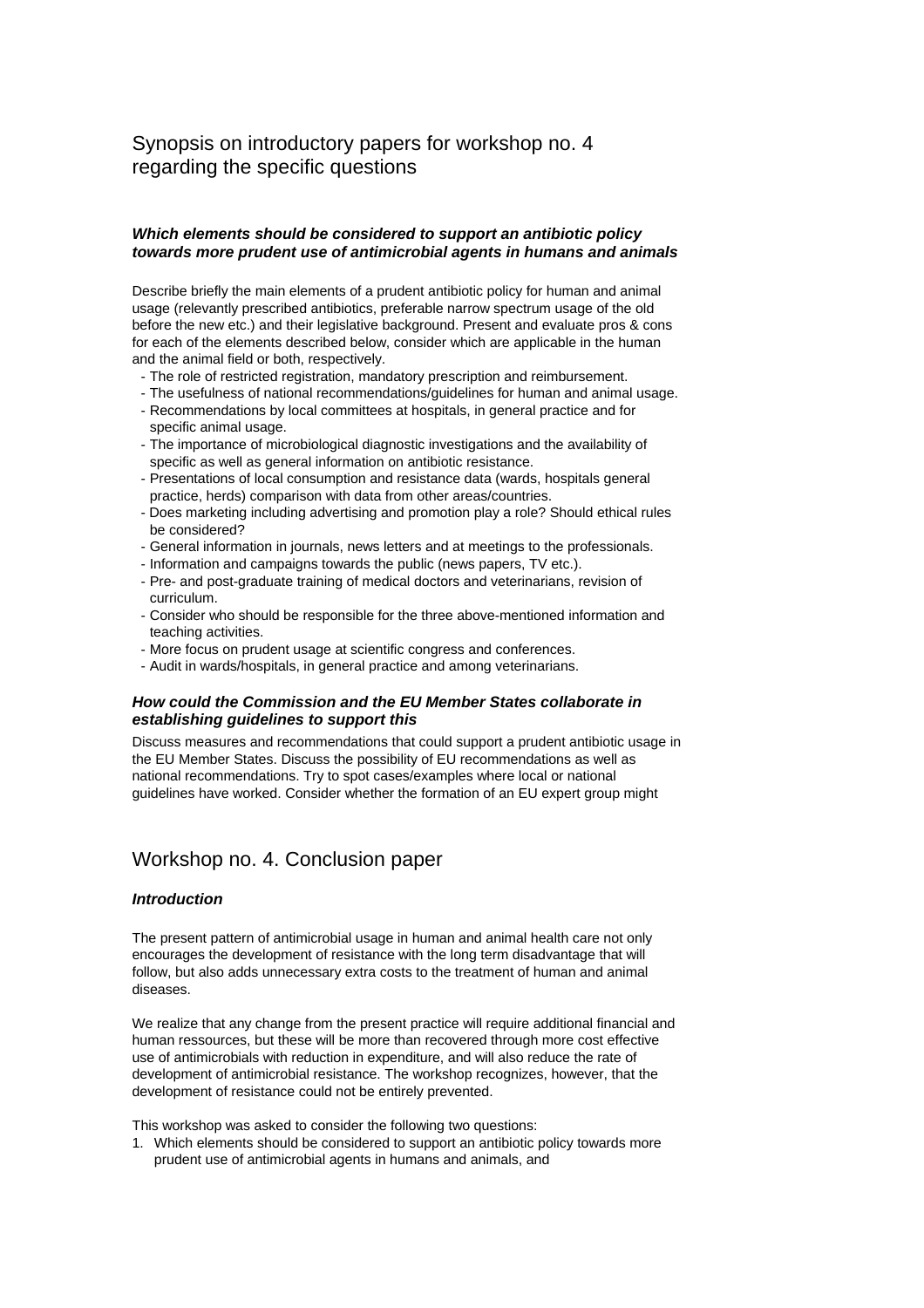# Synopsis on introductory papers for workshop no. 4 regarding the specific questions

***Which elements should be considered to support an antibiotic policy towards more prudent use of antimicrobial agents in humans and animals***

Describe briefly the main elements of a prudent antibiotic policy for human and animal usage (relevantly prescribed antibiotics, preferable narrow spectrum usage of the old before the new etc.) and their legislative background. Present and evaluate pros & cons for each of the elements described below, consider which are applicable in the human and the animal field or both, respectively.

- The role of restricted registration, mandatory prescription and reimbursement.
- The usefulness of national recommendations/guidelines for human and animal usage.
- Recommendations by local committees at hospitals, in general practice and for specific animal usage.
- The importance of microbiological diagnostic investigations and the availability of specific as well as general information on antibiotic resistance.
- Presentations of local consumption and resistance data (wards, hospitals general practice, herds) comparison with data from other areas/countries.
- Does marketing including advertising and promotion play a role? Should ethical rules be considered?
- General information in journals, news letters and at meetings to the professionals.
- Information and campaigns towards the public (news papers, TV etc.).
- Pre- and post-graduate training of medical doctors and veterinarians, revision of curriculum.
- Consider who should be responsible for the three above-mentioned information and teaching activities.
- More focus on prudent usage at scientific congress and conferences.
- Audit in wards/hospitals, in general practice and among veterinarians.

***How could the Commission and the EU Member States collaborate in establishing guidelines to support this***

Discuss measures and recommendations that could support a prudent antibiotic usage in the EU Member States. Discuss the possibility of EU recommendations as well as national recommendations. Try to spot cases/examples where local or national guidelines have worked. Consider whether the formation of an EU expert group might

# Workshop no. 4. Conclusion paper

***Introduction***

The present pattern of antimicrobial usage in human and animal health care not only encourages the development of resistance with the long term disadvantage that will follow, but also adds unnecessary extra costs to the treatment of human and animal diseases.

We realize that any change from the present practice will require additional financial and human ressources, but these will be more than recovered through more cost effective use of antimicrobials with reduction in expenditure, and will also reduce the rate of development of antimicrobial resistance. The workshop recognizes, however, that the development of resistance could not be entirely prevented.

This workshop was asked to consider the following two questions:

1. Which elements should be considered to support an antibiotic policy towards more prudent use of antimicrobial agents in humans and animals, and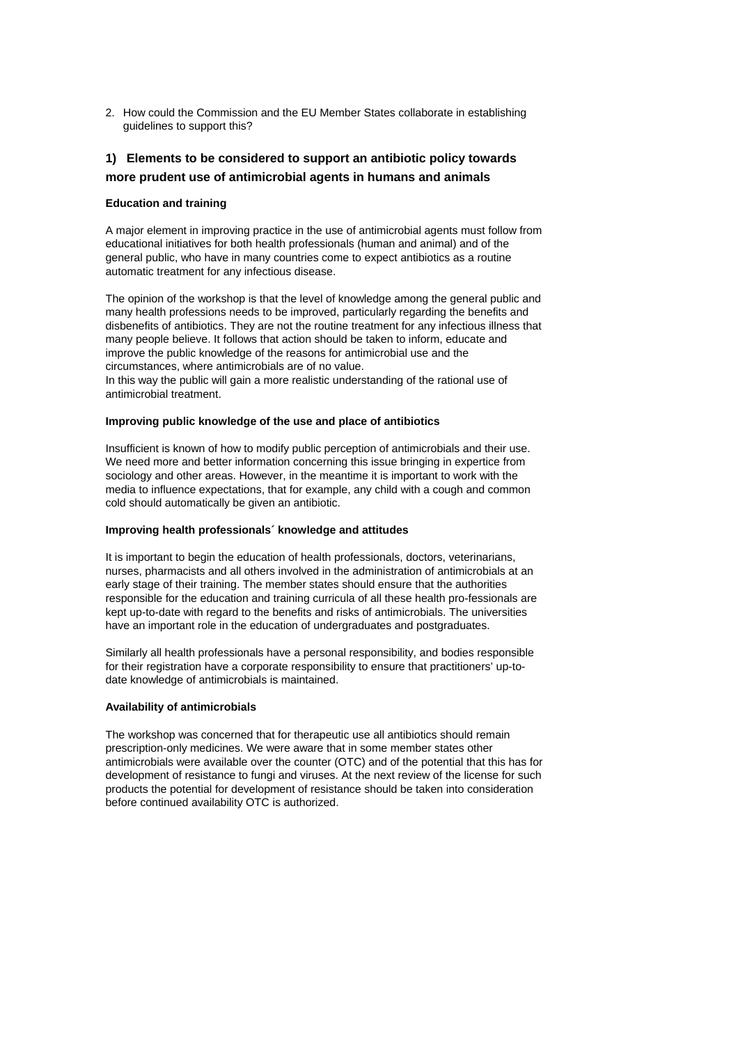2. How could the Commission and the EU Member States collaborate in establishing guidelines to support this?

## 1) Elements to be considered to support an antibiotic policy towards more prudent use of antimicrobial agents in humans and animals

### Education and training

A major element in improving practice in the use of antimicrobial agents must follow from educational initiatives for both health professionals (human and animal) and of the general public, who have in many countries come to expect antibiotics as a routine automatic treatment for any infectious disease.

The opinion of the workshop is that the level of knowledge among the general public and many health professions needs to be improved, particularly regarding the benefits and disbenefits of antibiotics. They are not the routine treatment for any infectious illness that many people believe. It follows that action should be taken to inform, educate and improve the public knowledge of the reasons for antimicrobial use and the circumstances, where antimicrobials are of no value.
In this way the public will gain a more realistic understanding of the rational use of antimicrobial treatment.

### Improving public knowledge of the use and place of antibiotics

Insufficient is known of how to modify public perception of antimicrobials and their use. We need more and better information concerning this issue bringing in expertice from sociology and other areas. However, in the meantime it is important to work with the media to influence expectations, that for example, any child with a cough and common cold should automatically be given an antibiotic.

### Improving health professionals´ knowledge and attitudes

It is important to begin the education of health professionals, doctors, veterinarians, nurses, pharmacists and all others involved in the administration of antimicrobials at an early stage of their training. The member states should ensure that the authorities responsible for the education and training curricula of all these health pro-fessionals are kept up-to-date with regard to the benefits and risks of antimicrobials. The universities have an important role in the education of undergraduates and postgraduates.

Similarly all health professionals have a personal responsibility, and bodies responsible for their registration have a corporate responsibility to ensure that practitioners' up-to-date knowledge of antimicrobials is maintained.

### Availability of antimicrobials

The workshop was concerned that for therapeutic use all antibiotics should remain prescription-only medicines. We were aware that in some member states other antimicrobials were available over the counter (OTC) and of the potential that this has for development of resistance to fungi and viruses. At the next review of the license for such products the potential for development of resistance should be taken into consideration before continued availability OTC is authorized.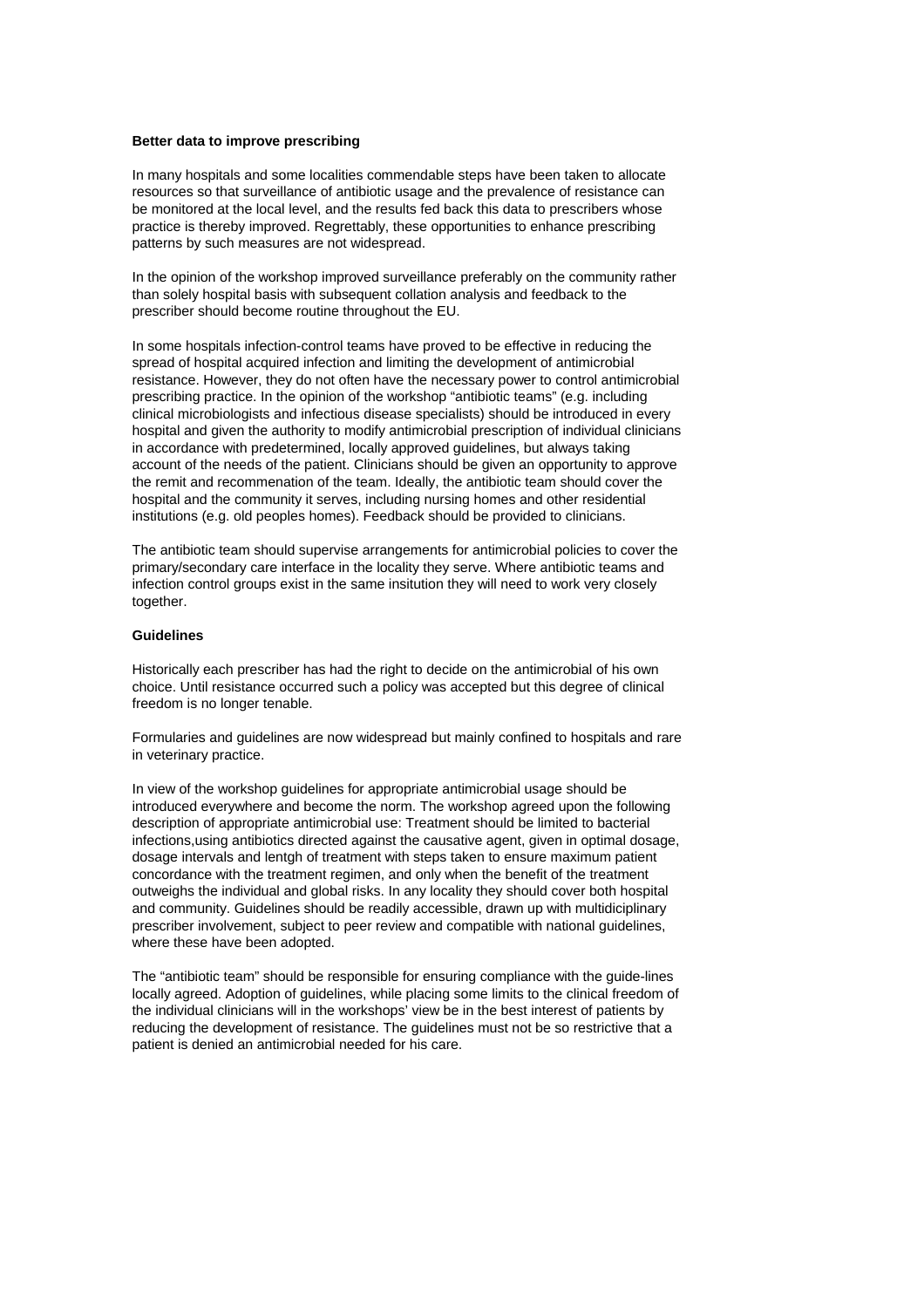**Better data to improve prescribing**

In many hospitals and some localities commendable steps have been taken to allocate resources so that surveillance of antibiotic usage and the prevalence of resistance can be monitored at the local level, and the results fed back this data to prescribers whose practice is thereby improved. Regrettably, these opportunities to enhance prescribing patterns by such measures are not widespread.

In the opinion of the workshop improved surveillance preferably on the community rather than solely hospital basis with subsequent collation analysis and feedback to the prescriber should become routine throughout the EU.

In some hospitals infection-control teams have proved to be effective in reducing the spread of hospital acquired infection and limiting the development of antimicrobial resistance. However, they do not often have the necessary power to control antimicrobial prescribing practice. In the opinion of the workshop "antibiotic teams" (e.g. including clinical microbiologists and infectious disease specialists) should be introduced in every hospital and given the authority to modify antimicrobial prescription of individual clinicians in accordance with predetermined, locally approved guidelines, but always taking account of the needs of the patient. Clinicians should be given an opportunity to approve the remit and recommenation of the team. Ideally, the antibiotic team should cover the hospital and the community it serves, including nursing homes and other residential institutions (e.g. old peoples homes). Feedback should be provided to clinicians.

The antibiotic team should supervise arrangements for antimicrobial policies to cover the primary/secondary care interface in the locality they serve. Where antibiotic teams and infection control groups exist in the same insitution they will need to work very closely together.

**Guidelines**

Historically each prescriber has had the right to decide on the antimicrobial of his own choice. Until resistance occurred such a policy was accepted but this degree of clinical freedom is no longer tenable.

Formularies and guidelines are now widespread but mainly confined to hospitals and rare in veterinary practice.

In view of the workshop guidelines for appropriate antimicrobial usage should be introduced everywhere and become the norm. The workshop agreed upon the following description of appropriate antimicrobial use: Treatment should be limited to bacterial infections,using antibiotics directed against the causative agent, given in optimal dosage, dosage intervals and lentgh of treatment with steps taken to ensure maximum patient concordance with the treatment regimen, and only when the benefit of the treatment outweighs the individual and global risks. In any locality they should cover both hospital and community. Guidelines should be readily accessible, drawn up with multidiciplinary prescriber involvement, subject to peer review and compatible with national guidelines, where these have been adopted.

The "antibiotic team" should be responsible for ensuring compliance with the guide-lines locally agreed. Adoption of guidelines, while placing some limits to the clinical freedom of the individual clinicians will in the workshops' view be in the best interest of patients by reducing the development of resistance. The guidelines must not be so restrictive that a patient is denied an antimicrobial needed for his care.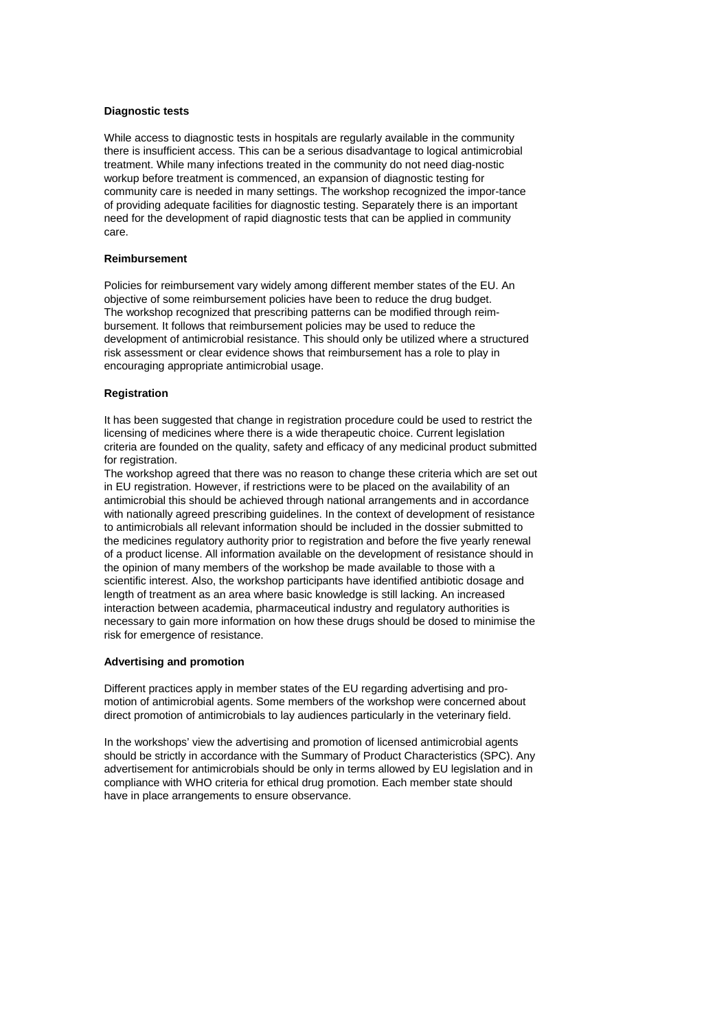**Diagnostic tests**

While access to diagnostic tests in hospitals are regularly available in the community there is insufficient access. This can be a serious disadvantage to logical antimicrobial treatment. While many infections treated in the community do not need diag-nostic workup before treatment is commenced, an expansion of diagnostic testing for community care is needed in many settings. The workshop recognized the impor-tance of providing adequate facilities for diagnostic testing. Separately there is an important need for the development of rapid diagnostic tests that can be applied in community care.

**Reimbursement**

Policies for reimbursement vary widely among different member states of the EU. An objective of some reimbursement policies have been to reduce the drug budget. The workshop recognized that prescribing patterns can be modified through reim-bursement. It follows that reimbursement policies may be used to reduce the development of antimicrobial resistance. This should only be utilized where a structured risk assessment or clear evidence shows that reimbursement has a role to play in encouraging appropriate antimicrobial usage.

**Registration**

It has been suggested that change in registration procedure could be used to restrict the licensing of medicines where there is a wide therapeutic choice. Current legislation criteria are founded on the quality, safety and efficacy of any medicinal product submitted for registration.
The workshop agreed that there was no reason to change these criteria which are set out in EU registration. However, if restrictions were to be placed on the availability of an antimicrobial this should be achieved through national arrangements and in accordance with nationally agreed prescribing guidelines. In the context of development of resistance to antimicrobials all relevant information should be included in the dossier submitted to the medicines regulatory authority prior to registration and before the five yearly renewal of a product license. All information available on the development of resistance should in the opinion of many members of the workshop be made available to those with a scientific interest. Also, the workshop participants have identified antibiotic dosage and length of treatment as an area where basic knowledge is still lacking. An increased interaction between academia, pharmaceutical industry and regulatory authorities is necessary to gain more information on how these drugs should be dosed to minimise the risk for emergence of resistance.

**Advertising and promotion**

Different practices apply in member states of the EU regarding advertising and pro-motion of antimicrobial agents. Some members of the workshop were concerned about direct promotion of antimicrobials to lay audiences particularly in the veterinary field.

In the workshops' view the advertising and promotion of licensed antimicrobial agents should be strictly in accordance with the Summary of Product Characteristics (SPC). Any advertisement for antimicrobials should be only in terms allowed by EU legislation and in compliance with WHO criteria for ethical drug promotion. Each member state should have in place arrangements to ensure observance.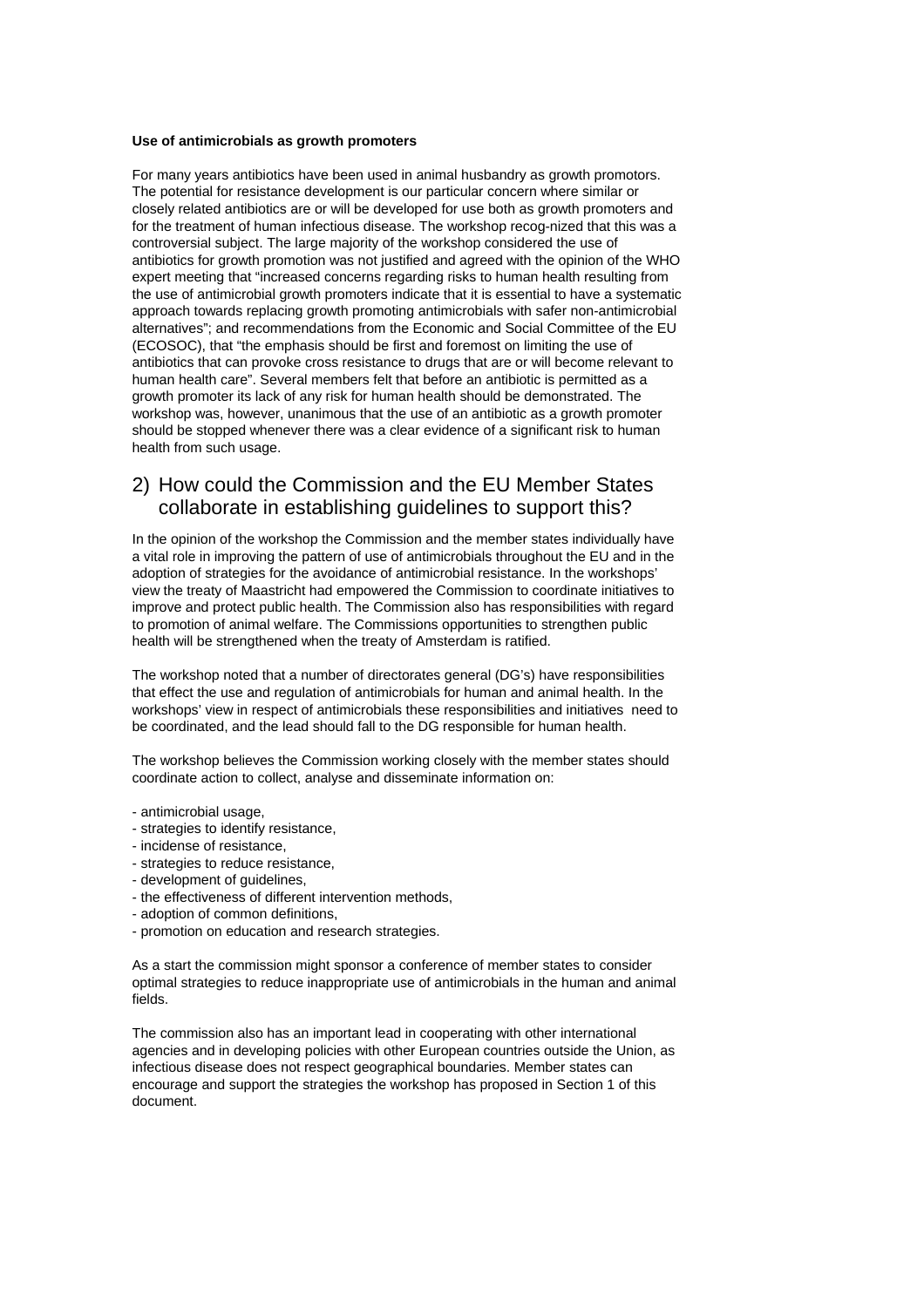**Use of antimicrobials as growth promoters**

For many years antibiotics have been used in animal husbandry as growth promotors. The potential for resistance development is our particular concern where similar or closely related antibiotics are or will be developed for use both as growth promoters and for the treatment of human infectious disease. The workshop recog-nized that this was a controversial subject. The large majority of the workshop considered the use of antibiotics for growth promotion was not justified and agreed with the opinion of the WHO expert meeting that "increased concerns regarding risks to human health resulting from the use of antimicrobial growth promoters indicate that it is essential to have a systematic approach towards replacing growth promoting antimicrobials with safer non-antimicrobial alternatives"; and recommendations from the Economic and Social Committee of the EU (ECOSOC), that "the emphasis should be first and foremost on limiting the use of antibiotics that can provoke cross resistance to drugs that are or will become relevant to human health care". Several members felt that before an antibiotic is permitted as a growth promoter its lack of any risk for human health should be demonstrated. The workshop was, however, unanimous that the use of an antibiotic as a growth promoter should be stopped whenever there was a clear evidence of a significant risk to human health from such usage.

## 2) How could the Commission and the EU Member States collaborate in establishing guidelines to support this?

In the opinion of the workshop the Commission and the member states individually have a vital role in improving the pattern of use of antimicrobials throughout the EU and in the adoption of strategies for the avoidance of antimicrobial resistance. In the workshops' view the treaty of Maastricht had empowered the Commission to coordinate initiatives to improve and protect public health. The Commission also has responsibilities with regard to promotion of animal welfare. The Commissions opportunities to strengthen public health will be strengthened when the treaty of Amsterdam is ratified.

The workshop noted that a number of directorates general (DG's) have responsibilities that effect the use and regulation of antimicrobials for human and animal health. In the workshops' view in respect of antimicrobials these responsibilities and initiatives need to be coordinated, and the lead should fall to the DG responsible for human health.

The workshop believes the Commission working closely with the member states should coordinate action to collect, analyse and disseminate information on:

- antimicrobial usage,
- strategies to identify resistance,
- incidense of resistance,
- strategies to reduce resistance,
- development of guidelines,
- the effectiveness of different intervention methods,
- adoption of common definitions,
- promotion on education and research strategies.

As a start the commission might sponsor a conference of member states to consider optimal strategies to reduce inappropriate use of antimicrobials in the human and animal fields.

The commission also has an important lead in cooperating with other international agencies and in developing policies with other European countries outside the Union, as infectious disease does not respect geographical boundaries. Member states can encourage and support the strategies the workshop has proposed in Section 1 of this document.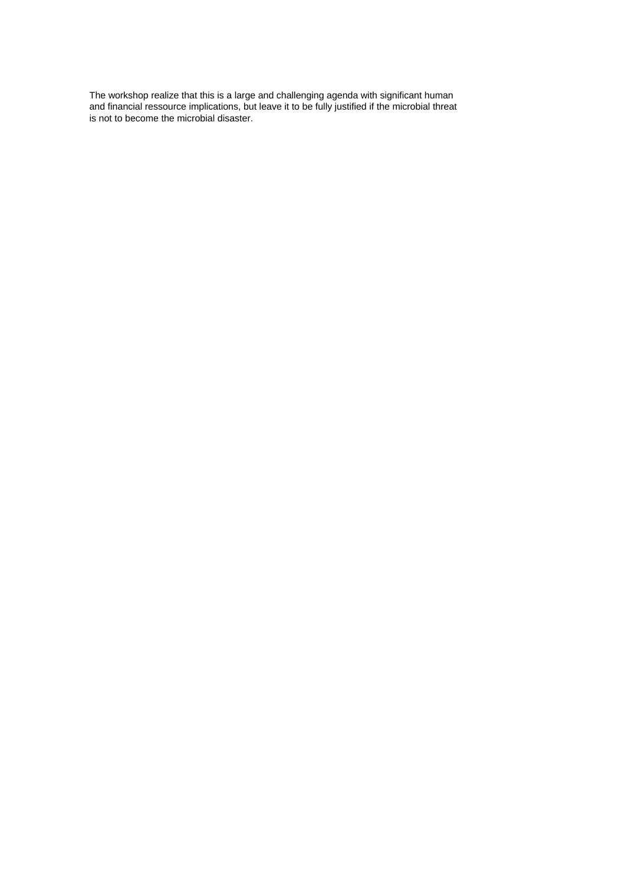The workshop realize that this is a large and challenging agenda with significant human and financial ressource implications, but leave it to be fully justified if the microbial threat is not to become the microbial disaster.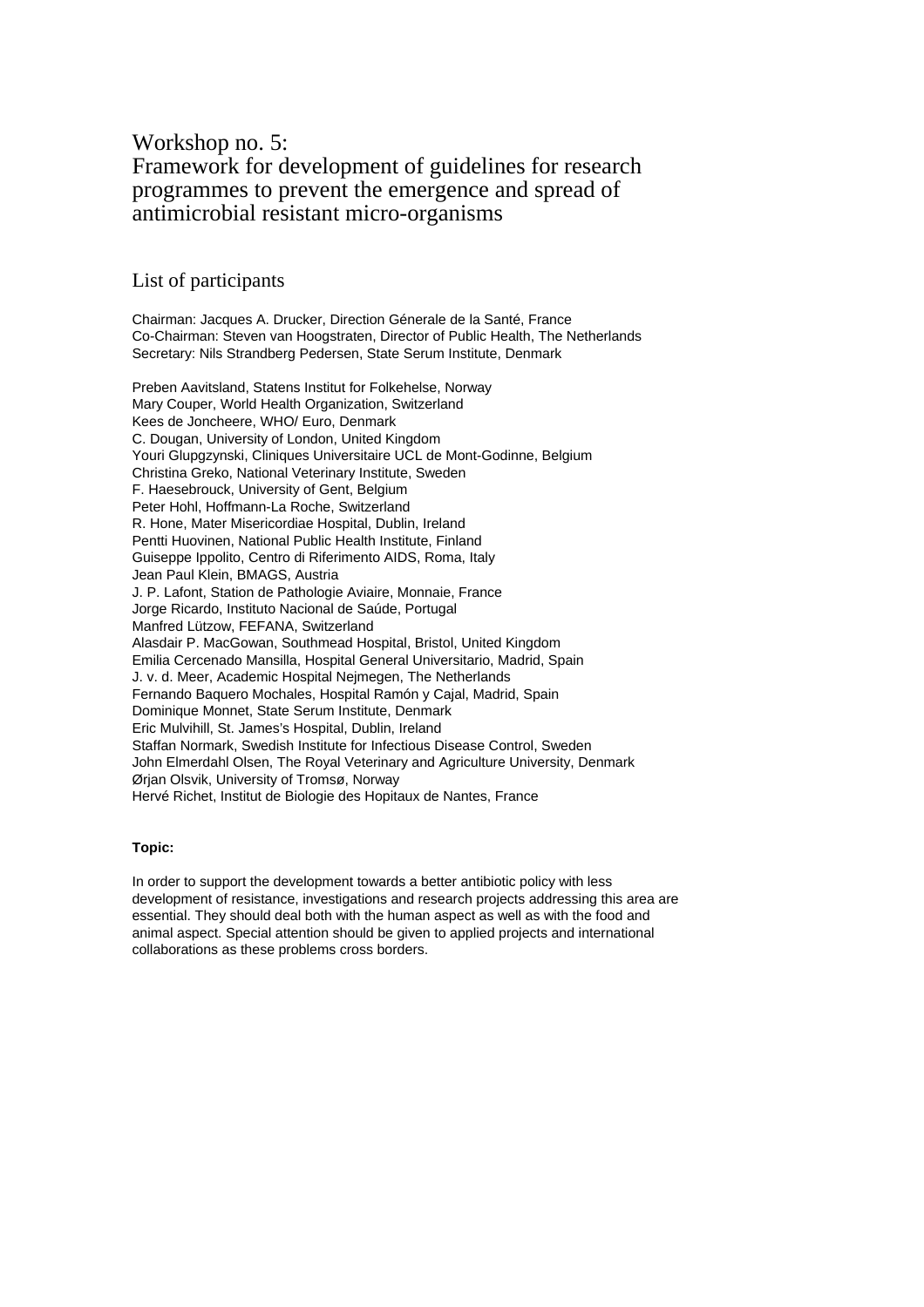# Workshop no. 5:
# Framework for development of guidelines for research programmes to prevent the emergence and spread of antimicrobial resistant micro-organisms

## List of participants

Chairman: Jacques A. Drucker, Direction Génerale de la Santé, France
Co-Chairman: Steven van Hoogstraten, Director of Public Health, The Netherlands
Secretary: Nils Strandberg Pedersen, State Serum Institute, Denmark

Preben Aavitsland, Statens Institut for Folkehelse, Norway
Mary Couper, World Health Organization, Switzerland
Kees de Joncheere, WHO/ Euro, Denmark
C. Dougan, University of London, United Kingdom
Youri Glupgzynski, Cliniques Universitaire UCL de Mont-Godinne, Belgium
Christina Greko, National Veterinary Institute, Sweden
F. Haesebrouck, University of Gent, Belgium
Peter Hohl, Hoffmann-La Roche, Switzerland
R. Hone, Mater Misericordiae Hospital, Dublin, Ireland
Pentti Huovinen, National Public Health Institute, Finland
Guiseppe Ippolito, Centro di Riferimento AIDS, Roma, Italy
Jean Paul Klein, BMAGS, Austria
J. P. Lafont, Station de Pathologie Aviaire, Monnaie, France
Jorge Ricardo, Instituto Nacional de Saúde, Portugal
Manfred Lützow, FEFANA, Switzerland
Alasdair P. MacGowan, Southmead Hospital, Bristol, United Kingdom
Emilia Cercenado Mansilla, Hospital General Universitario, Madrid, Spain
J. v. d. Meer, Academic Hospital Nejmegen, The Netherlands
Fernando Baquero Mochales, Hospital Ramón y Cajal, Madrid, Spain
Dominique Monnet, State Serum Institute, Denmark
Eric Mulvihill, St. James's Hospital, Dublin, Ireland
Staffan Normark, Swedish Institute for Infectious Disease Control, Sweden
John Elmerdahl Olsen, The Royal Veterinary and Agriculture University, Denmark
Ørjan Olsvik, University of Tromsø, Norway
Hervé Richet, Institut de Biologie des Hopitaux de Nantes, France

**Topic:**

In order to support the development towards a better antibiotic policy with less development of resistance, investigations and research projects addressing this area are essential. They should deal both with the human aspect as well as with the food and animal aspect. Special attention should be given to applied projects and international collaborations as these problems cross borders.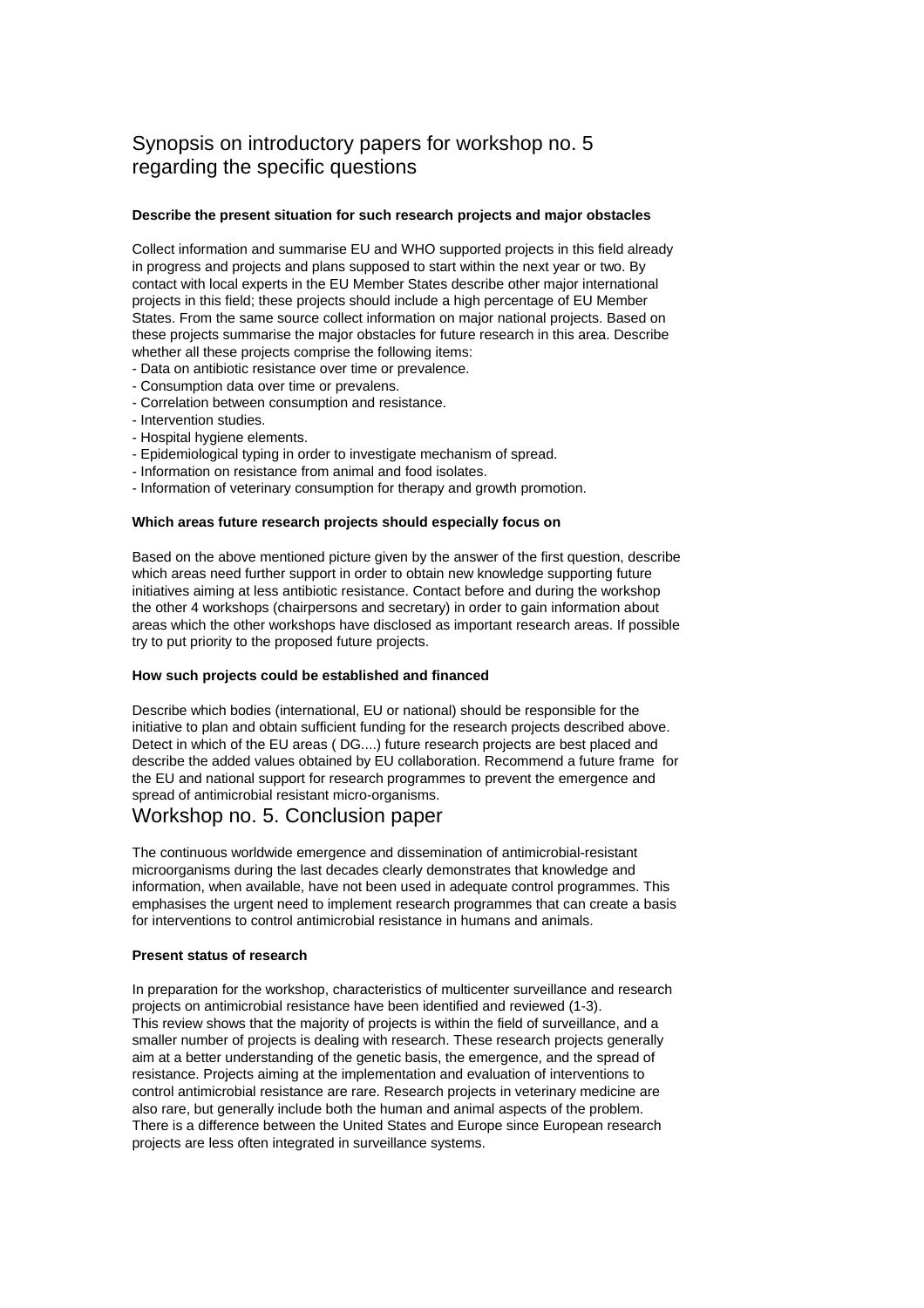## Synopsis on introductory papers for workshop no. 5 regarding the specific questions

**Describe the present situation for such research projects and major obstacles**

Collect information and summarise EU and WHO supported projects in this field already in progress and projects and plans supposed to start within the next year or two. By contact with local experts in the EU Member States describe other major international projects in this field; these projects should include a high percentage of EU Member States. From the same source collect information on major national projects. Based on these projects summarise the major obstacles for future research in this area. Describe whether all these projects comprise the following items:

- Data on antibiotic resistance over time or prevalence.
- Consumption data over time or prevalens.
- Correlation between consumption and resistance.
- Intervention studies.
- Hospital hygiene elements.
- Epidemiological typing in order to investigate mechanism of spread.
- Information on resistance from animal and food isolates.
- Information of veterinary consumption for therapy and growth promotion.

**Which areas future research projects should especially focus on**

Based on the above mentioned picture given by the answer of the first question, describe which areas need further support in order to obtain new knowledge supporting future initiatives aiming at less antibiotic resistance. Contact before and during the workshop the other 4 workshops (chairpersons and secretary) in order to gain information about areas which the other workshops have disclosed as important research areas. If possible try to put priority to the proposed future projects.

**How such projects could be established and financed**

Describe which bodies (international, EU or national) should be responsible for the initiative to plan and obtain sufficient funding for the research projects described above. Detect in which of the EU areas ( DG....) future research projects are best placed and describe the added values obtained by EU collaboration. Recommend a future frame for the EU and national support for research programmes to prevent the emergence and spread of antimicrobial resistant micro-organisms.

## Workshop no. 5. Conclusion paper

The continuous worldwide emergence and dissemination of antimicrobial-resistant microorganisms during the last decades clearly demonstrates that knowledge and information, when available, have not been used in adequate control programmes. This emphasises the urgent need to implement research programmes that can create a basis for interventions to control antimicrobial resistance in humans and animals.

**Present status of research**

In preparation for the workshop, characteristics of multicenter surveillance and research projects on antimicrobial resistance have been identified and reviewed (1-3).
This review shows that the majority of projects is within the field of surveillance, and a smaller number of projects is dealing with research. These research projects generally aim at a better understanding of the genetic basis, the emergence, and the spread of resistance. Projects aiming at the implementation and evaluation of interventions to control antimicrobial resistance are rare. Research projects in veterinary medicine are also rare, but generally include both the human and animal aspects of the problem. There is a difference between the United States and Europe since European research projects are less often integrated in surveillance systems.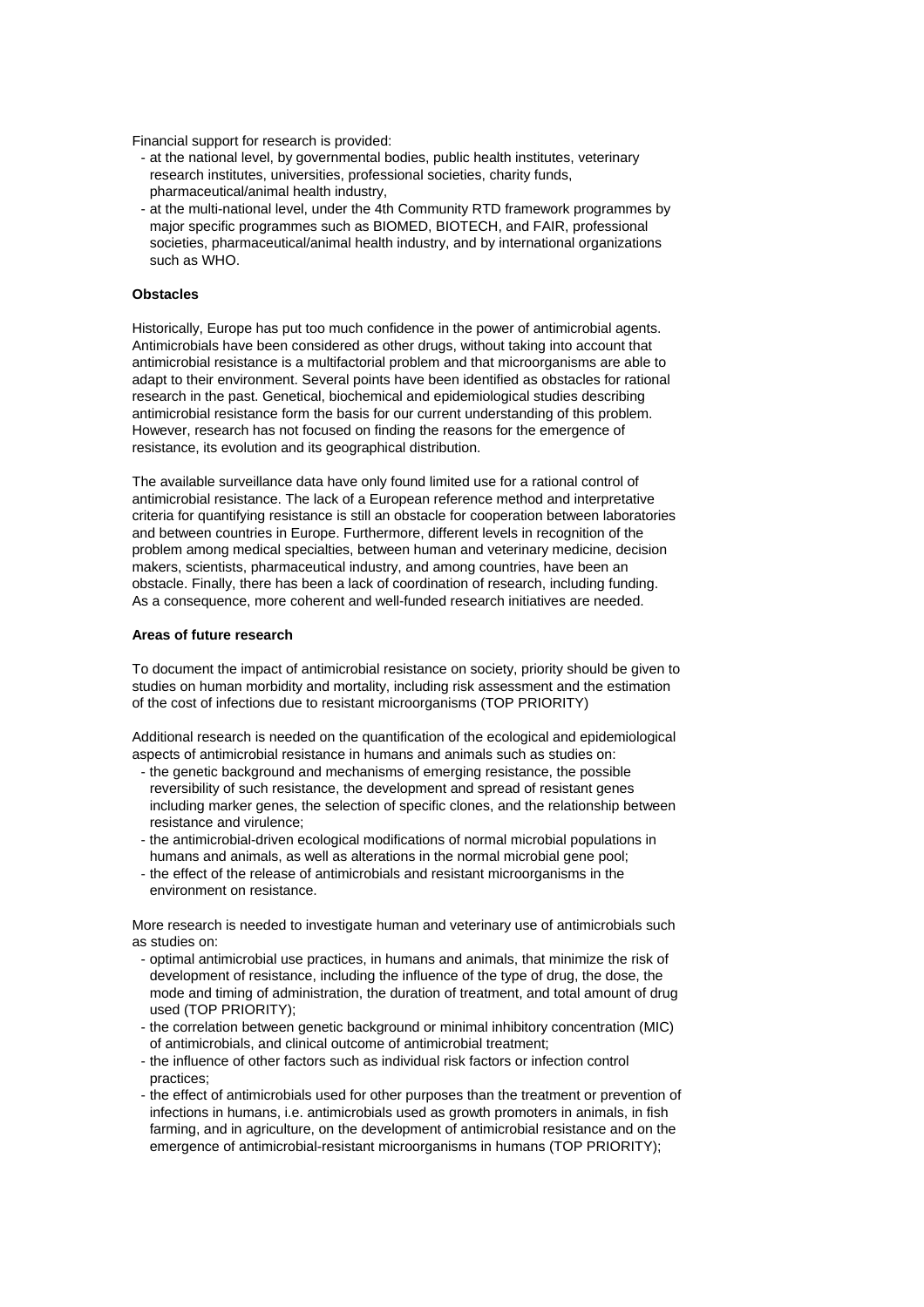Financial support for research is provided:

- at the national level, by governmental bodies, public health institutes, veterinary research institutes, universities, professional societies, charity funds, pharmaceutical/animal health industry,
- at the multi-national level, under the 4th Community RTD framework programmes by major specific programmes such as BIOMED, BIOTECH, and FAIR, professional societies, pharmaceutical/animal health industry, and by international organizations such as WHO.

**Obstacles**

Historically, Europe has put too much confidence in the power of antimicrobial agents. Antimicrobials have been considered as other drugs, without taking into account that antimicrobial resistance is a multifactorial problem and that microorganisms are able to adapt to their environment. Several points have been identified as obstacles for rational research in the past. Genetical, biochemical and epidemiological studies describing antimicrobial resistance form the basis for our current understanding of this problem. However, research has not focused on finding the reasons for the emergence of resistance, its evolution and its geographical distribution.

The available surveillance data have only found limited use for a rational control of antimicrobial resistance. The lack of a European reference method and interpretative criteria for quantifying resistance is still an obstacle for cooperation between laboratories and between countries in Europe. Furthermore, different levels in recognition of the problem among medical specialties, between human and veterinary medicine, decision makers, scientists, pharmaceutical industry, and among countries, have been an obstacle. Finally, there has been a lack of coordination of research, including funding. As a consequence, more coherent and well-funded research initiatives are needed.

**Areas of future research**

To document the impact of antimicrobial resistance on society, priority should be given to studies on human morbidity and mortality, including risk assessment and the estimation of the cost of infections due to resistant microorganisms (TOP PRIORITY)

Additional research is needed on the quantification of the ecological and epidemiological aspects of antimicrobial resistance in humans and animals such as studies on:

- the genetic background and mechanisms of emerging resistance, the possible reversibility of such resistance, the development and spread of resistant genes including marker genes, the selection of specific clones, and the relationship between resistance and virulence;
- the antimicrobial-driven ecological modifications of normal microbial populations in humans and animals, as well as alterations in the normal microbial gene pool;
- the effect of the release of antimicrobials and resistant microorganisms in the environment on resistance.

More research is needed to investigate human and veterinary use of antimicrobials such as studies on:

- optimal antimicrobial use practices, in humans and animals, that minimize the risk of development of resistance, including the influence of the type of drug, the dose, the mode and timing of administration, the duration of treatment, and total amount of drug used (TOP PRIORITY);
- the correlation between genetic background or minimal inhibitory concentration (MIC) of antimicrobials, and clinical outcome of antimicrobial treatment;
- the influence of other factors such as individual risk factors or infection control practices;
- the effect of antimicrobials used for other purposes than the treatment or prevention of infections in humans, i.e. antimicrobials used as growth promoters in animals, in fish farming, and in agriculture, on the development of antimicrobial resistance and on the emergence of antimicrobial-resistant microorganisms in humans (TOP PRIORITY);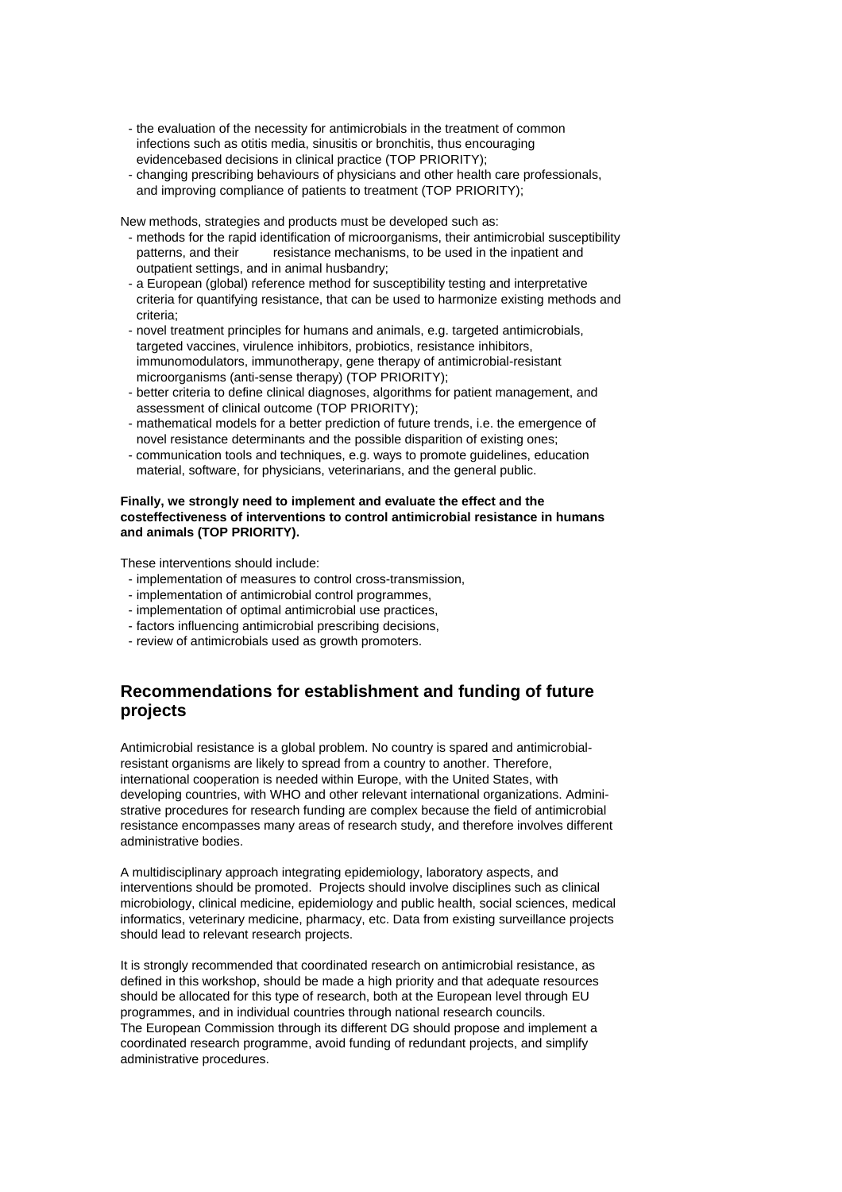- the evaluation of the necessity for antimicrobials in the treatment of common infections such as otitis media, sinusitis or bronchitis, thus encouraging evidencebased decisions in clinical practice (TOP PRIORITY);
- changing prescribing behaviours of physicians and other health care professionals, and improving compliance of patients to treatment (TOP PRIORITY);

New methods, strategies and products must be developed such as:

- methods for the rapid identification of microorganisms, their antimicrobial susceptibility patterns, and their resistance mechanisms, to be used in the inpatient and outpatient settings, and in animal husbandry;
- a European (global) reference method for susceptibility testing and interpretative criteria for quantifying resistance, that can be used to harmonize existing methods and criteria;
- novel treatment principles for humans and animals, e.g. targeted antimicrobials, targeted vaccines, virulence inhibitors, probiotics, resistance inhibitors, immunomodulators, immunotherapy, gene therapy of antimicrobial-resistant microorganisms (anti-sense therapy) (TOP PRIORITY);
- better criteria to define clinical diagnoses, algorithms for patient management, and assessment of clinical outcome (TOP PRIORITY);
- mathematical models for a better prediction of future trends, i.e. the emergence of novel resistance determinants and the possible disparition of existing ones;
- communication tools and techniques, e.g. ways to promote guidelines, education material, software, for physicians, veterinarians, and the general public.

**Finally, we strongly need to implement and evaluate the effect and the costeffectiveness of interventions to control antimicrobial resistance in humans and animals (TOP PRIORITY).**

These interventions should include:

- implementation of measures to control cross-transmission,
- implementation of antimicrobial control programmes,
- implementation of optimal antimicrobial use practices,
- factors influencing antimicrobial prescribing decisions,
- review of antimicrobials used as growth promoters.

## Recommendations for establishment and funding of future projects

Antimicrobial resistance is a global problem. No country is spared and antimicrobial-resistant organisms are likely to spread from a country to another. Therefore, international cooperation is needed within Europe, with the United States, with developing countries, with WHO and other relevant international organizations. Administrative procedures for research funding are complex because the field of antimicrobial resistance encompasses many areas of research study, and therefore involves different administrative bodies.

A multidisciplinary approach integrating epidemiology, laboratory aspects, and interventions should be promoted. Projects should involve disciplines such as clinical microbiology, clinical medicine, epidemiology and public health, social sciences, medical informatics, veterinary medicine, pharmacy, etc. Data from existing surveillance projects should lead to relevant research projects.

It is strongly recommended that coordinated research on antimicrobial resistance, as defined in this workshop, should be made a high priority and that adequate resources should be allocated for this type of research, both at the European level through EU programmes, and in individual countries through national research councils.
The European Commission through its different DG should propose and implement a coordinated research programme, avoid funding of redundant projects, and simplify administrative procedures.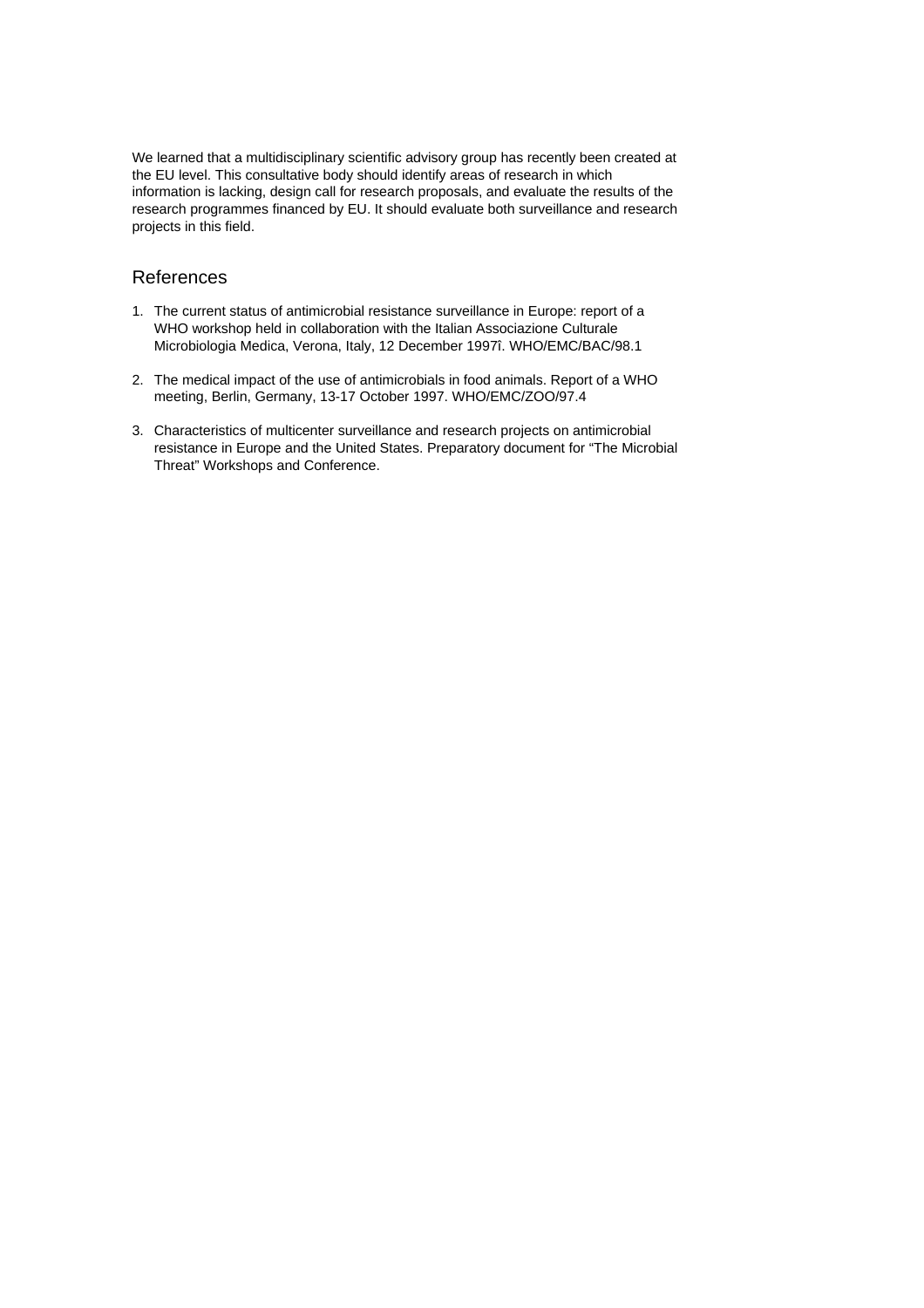We learned that a multidisciplinary scientific advisory group has recently been created at the EU level. This consultative body should identify areas of research in which information is lacking, design call for research proposals, and evaluate the results of the research programmes financed by EU. It should evaluate both surveillance and research projects in this field.

## References

1. The current status of antimicrobial resistance surveillance in Europe: report of a WHO workshop held in collaboration with the Italian Associazione Culturale Microbiologia Medica, Verona, Italy, 12 December 1997î. WHO/EMC/BAC/98.1
2. The medical impact of the use of antimicrobials in food animals. Report of a WHO meeting, Berlin, Germany, 13-17 October 1997. WHO/EMC/ZOO/97.4
3. Characteristics of multicenter surveillance and research projects on antimicrobial resistance in Europe and the United States. Preparatory document for “The Microbial Threat” Workshops and Conference.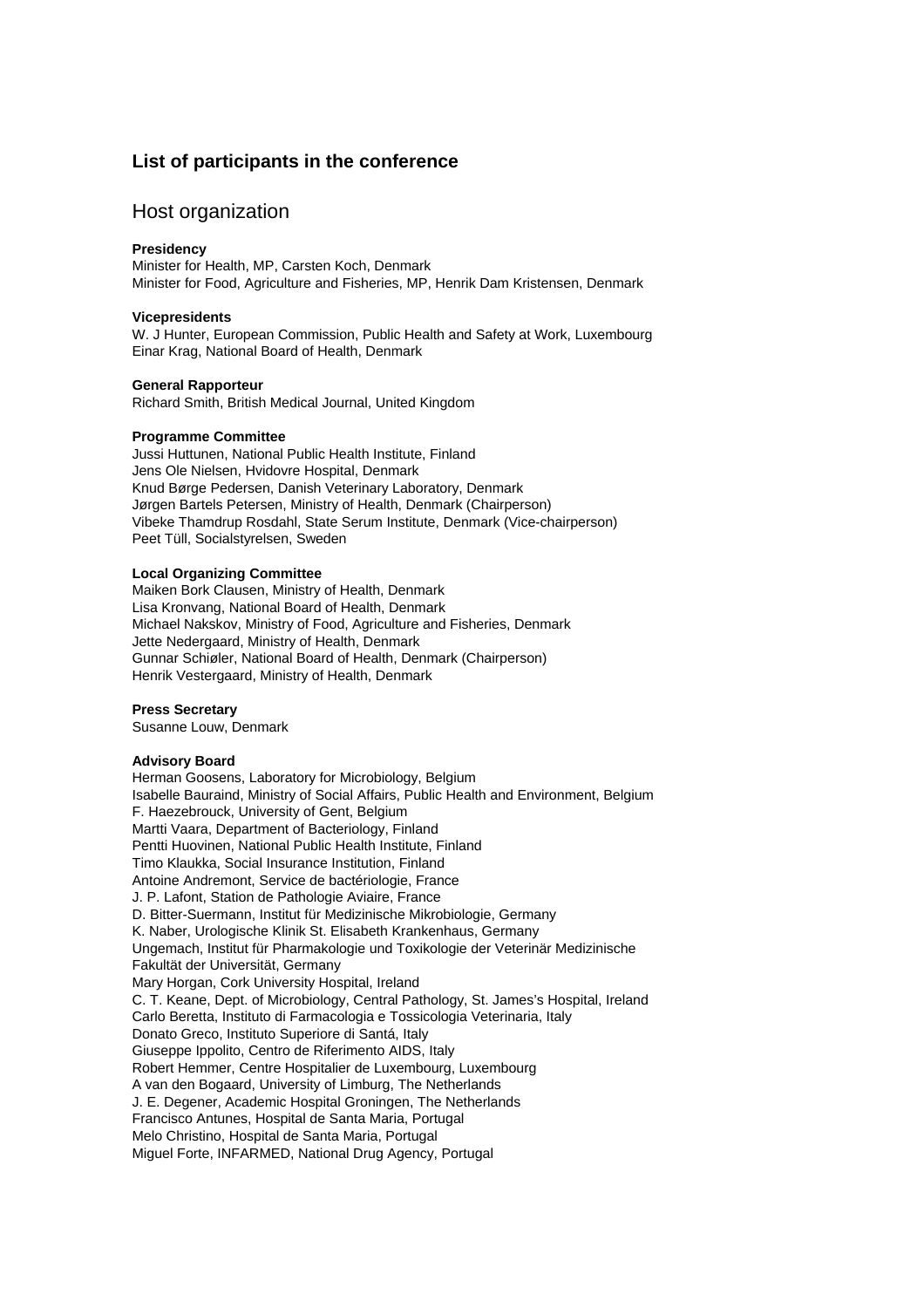## List of participants in the conference

# Host organization

**Presidency**

Minister for Health, MP, Carsten Koch, Denmark
Minister for Food, Agriculture and Fisheries, MP, Henrik Dam Kristensen, Denmark

**Vicepresidents**

W. J Hunter, European Commission, Public Health and Safety at Work, Luxembourg
Einar Krag, National Board of Health, Denmark

**General Rapporteur**

Richard Smith, British Medical Journal, United Kingdom

**Programme Committee**

Jussi Huttunen, National Public Health Institute, Finland
Jens Ole Nielsen, Hvidovre Hospital, Denmark
Knud Børge Pedersen, Danish Veterinary Laboratory, Denmark
Jørgen Bartels Petersen, Ministry of Health, Denmark (Chairperson)
Vibeke Thamdrup Rosdahl, State Serum Institute, Denmark (Vice-chairperson)
Peet Tüll, Socialstyrelsen, Sweden

**Local Organizing Committee**

Maiken Bork Clausen, Ministry of Health, Denmark
Lisa Kronvang, National Board of Health, Denmark
Michael Nakskov, Ministry of Food, Agriculture and Fisheries, Denmark
Jette Nedergaard, Ministry of Health, Denmark
Gunnar Schiøler, National Board of Health, Denmark (Chairperson)
Henrik Vestergaard, Ministry of Health, Denmark

**Press Secretary**

Susanne Louw, Denmark

**Advisory Board**

Herman Goosens, Laboratory for Microbiology, Belgium
Isabelle Bauraind, Ministry of Social Affairs, Public Health and Environment, Belgium
F. Haezebrouck, University of Gent, Belgium
Martti Vaara, Department of Bacteriology, Finland
Pentti Huovinen, National Public Health Institute, Finland
Timo Klaukka, Social Insurance Institution, Finland
Antoine Andremont, Service de bactériologie, France
J. P. Lafont, Station de Pathologie Aviaire, France
D. Bitter-Suermann, Institut für Medizinische Mikrobiologie, Germany
K. Naber, Urologische Klinik St. Elisabeth Krankenhaus, Germany
Ungemach, Institut für Pharmakologie und Toxikologie der Veterinär Medizinische Fakultät der Universität, Germany
Mary Horgan, Cork University Hospital, Ireland
C. T. Keane, Dept. of Microbiology, Central Pathology, St. James's Hospital, Ireland
Carlo Beretta, Instituto di Farmacologia e Tossicologia Veterinaria, Italy
Donato Greco, Instituto Superiore di Santá, Italy
Giuseppe Ippolito, Centro de Riferimento AIDS, Italy
Robert Hemmer, Centre Hospitalier de Luxembourg, Luxembourg
A van den Bogaard, University of Limburg, The Netherlands
J. E. Degener, Academic Hospital Groningen, The Netherlands
Francisco Antunes, Hospital de Santa Maria, Portugal
Melo Christino, Hospital de Santa Maria, Portugal
Miguel Forte, INFARMED, National Drug Agency, Portugal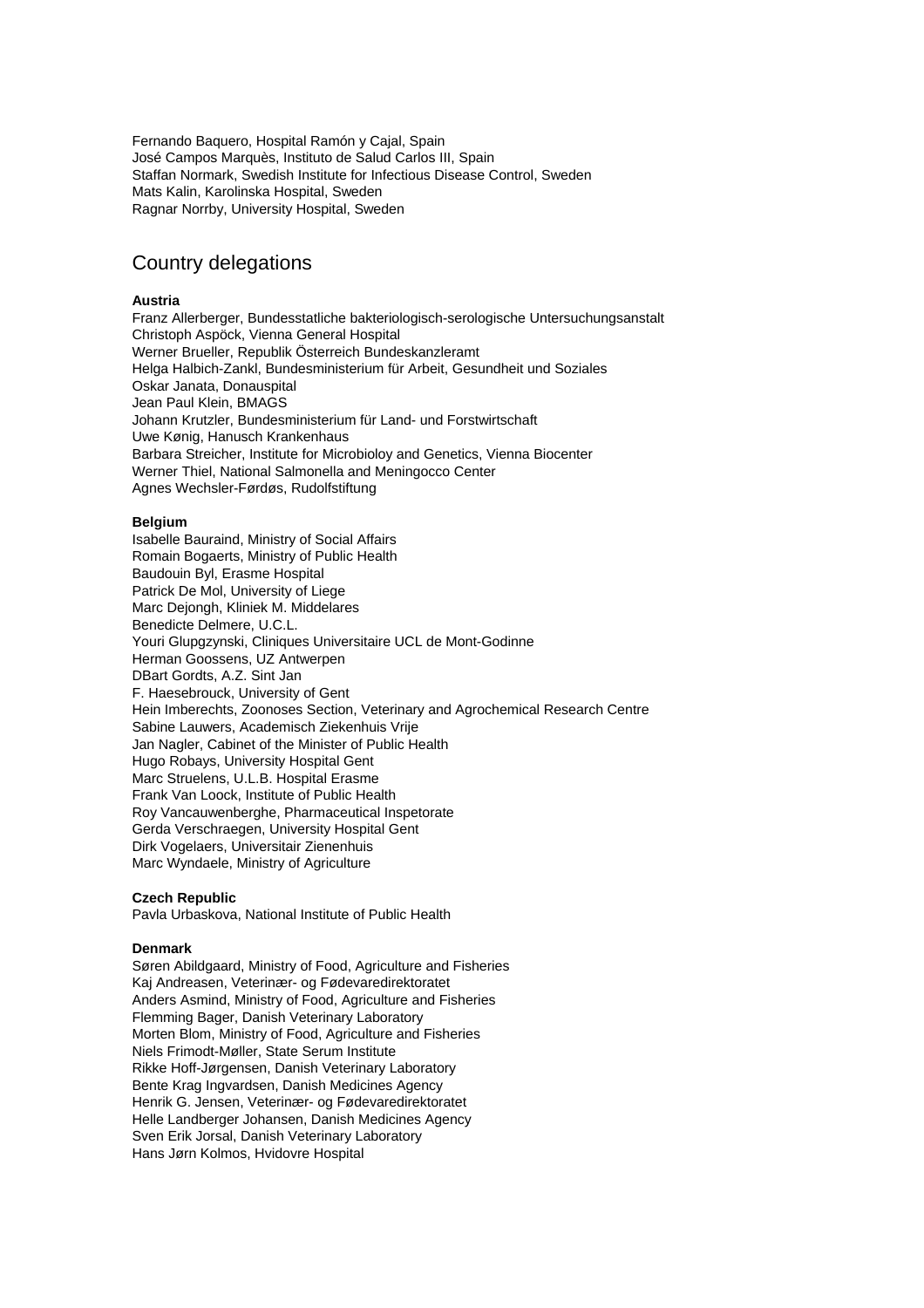Fernando Baquero, Hospital Ramón y Cajal, Spain
José Campos Marquès, Instituto de Salud Carlos III, Spain
Staffan Normark, Swedish Institute for Infectious Disease Control, Sweden
Mats Kalin, Karolinska Hospital, Sweden
Ragnar Norrby, University Hospital, Sweden

## Country delegations

**Austria**
Franz Allerberger, Bundesstatliche bakteriologisch-serologische Untersuchungsanstalt
Christoph Aspöck, Vienna General Hospital
Werner Brueller, Republik Österreich Bundeskanzleramt
Helga Halbich-Zankl, Bundesministerium für Arbeit, Gesundheit und Soziales
Oskar Janata, Donauspital
Jean Paul Klein, BMAGS
Johann Krutzler, Bundesministerium für Land- und Forstwirtschaft
Uwe Kønig, Hanusch Krankenhaus
Barbara Streicher, Institute for Microbioloy and Genetics, Vienna Biocenter
Werner Thiel, National Salmonella and Meningocco Center
Agnes Wechsler-Førdøs, Rudolfstiftung

**Belgium**
Isabelle Bauraind, Ministry of Social Affairs
Romain Bogaerts, Ministry of Public Health
Baudouin Byl, Erasme Hospital
Patrick De Mol, University of Liege
Marc Dejongh, Kliniek M. Middelares
Benedicte Delmere, U.C.L.
Youri Glupgzynski, Cliniques Universitaire UCL de Mont-Godinne
Herman Goossens, UZ Antwerpen
DBart Gordts, A.Z. Sint Jan
F. Haesebrouck, University of Gent
Hein Imberechts, Zoonoses Section, Veterinary and Agrochemical Research Centre
Sabine Lauwers, Academisch Ziekenhuis Vrije
Jan Nagler, Cabinet of the Minister of Public Health
Hugo Robays, University Hospital Gent
Marc Struelens, U.L.B. Hospital Erasme
Frank Van Loock, Institute of Public Health
Roy Vancauwenberghe, Pharmaceutical Inspetorate
Gerda Verschraegen, University Hospital Gent
Dirk Vogelaers, Universitair Zienenhuis
Marc Wyndaele, Ministry of Agriculture

**Czech Republic**
Pavla Urbaskova, National Institute of Public Health

**Denmark**
Søren Abildgaard, Ministry of Food, Agriculture and Fisheries
Kaj Andreasen, Veterinær- og Fødevaredirektoratet
Anders Asmind, Ministry of Food, Agriculture and Fisheries
Flemming Bager, Danish Veterinary Laboratory
Morten Blom, Ministry of Food, Agriculture and Fisheries
Niels Frimodt-Møller, State Serum Institute
Rikke Hoff-Jørgensen, Danish Veterinary Laboratory
Bente Krag Ingvardsen, Danish Medicines Agency
Henrik G. Jensen, Veterinær- og Fødevaredirektoratet
Helle Landberger Johansen, Danish Medicines Agency
Sven Erik Jorsal, Danish Veterinary Laboratory
Hans Jørn Kolmos, Hvidovre Hospital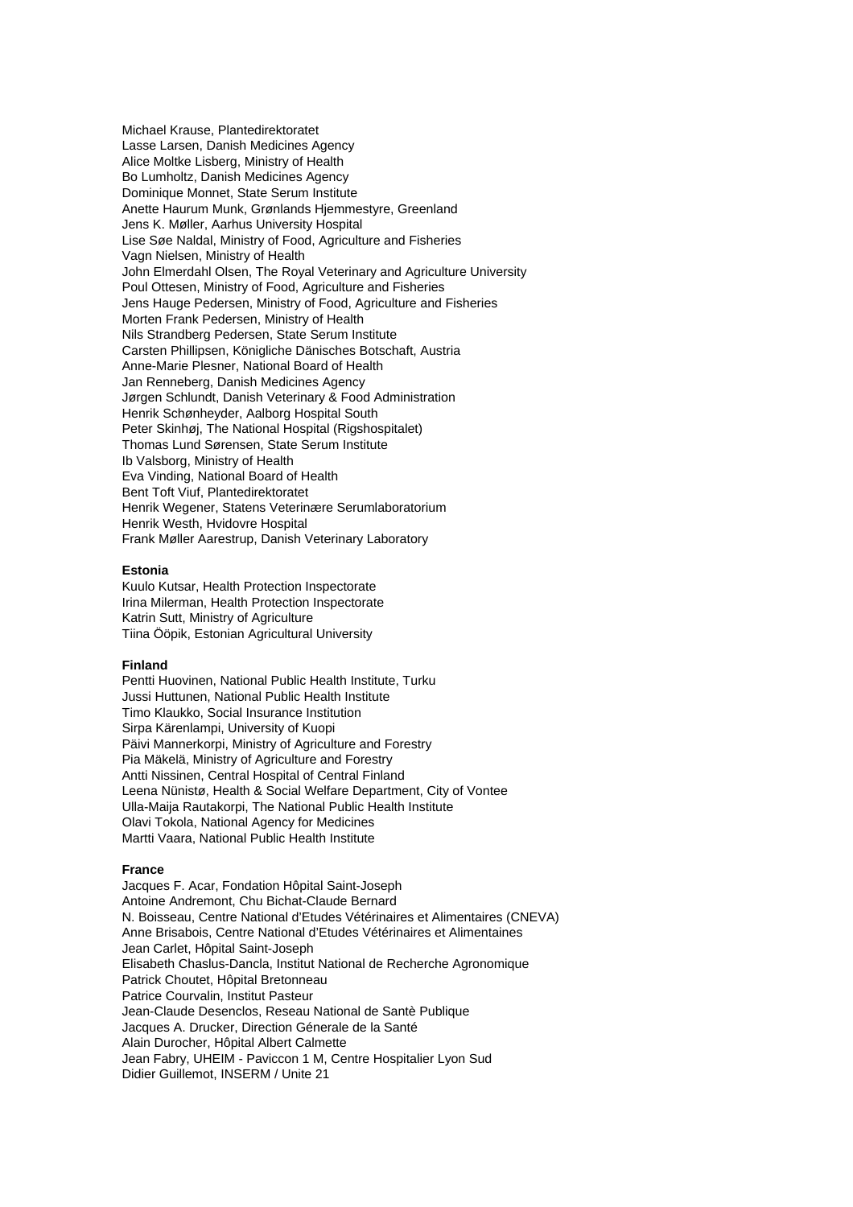Michael Krause, Plantedirektoratet
Lasse Larsen, Danish Medicines Agency
Alice Moltke Lisberg, Ministry of Health
Bo Lumholtz, Danish Medicines Agency
Dominique Monnet, State Serum Institute
Anette Haurum Munk, Grønlands Hjemmestyre, Greenland
Jens K. Møller, Aarhus University Hospital
Lise Søe Naldal, Ministry of Food, Agriculture and Fisheries
Vagn Nielsen, Ministry of Health
John Elmerdahl Olsen, The Royal Veterinary and Agriculture University
Poul Ottesen, Ministry of Food, Agriculture and Fisheries
Jens Hauge Pedersen, Ministry of Food, Agriculture and Fisheries
Morten Frank Pedersen, Ministry of Health
Nils Strandberg Pedersen, State Serum Institute
Carsten Phillipsen, Königliche Dänisches Botschaft, Austria
Anne-Marie Plesner, National Board of Health
Jan Renneberg, Danish Medicines Agency
Jørgen Schlundt, Danish Veterinary & Food Administration
Henrik Schønheyder, Aalborg Hospital South
Peter Skinhøj, The National Hospital (Rigshospitalet)
Thomas Lund Sørensen, State Serum Institute
Ib Valsborg, Ministry of Health
Eva Vinding, National Board of Health
Bent Toft Viuf, Plantedirektoratet
Henrik Wegener, Statens Veterinære Serumlaboratorium
Henrik Westh, Hvidovre Hospital
Frank Møller Aarestrup, Danish Veterinary Laboratory

**Estonia**

Kuulo Kutsar, Health Protection Inspectorate
Irina Milerman, Health Protection Inspectorate
Katrin Sutt, Ministry of Agriculture
Tiina Ööpik, Estonian Agricultural University

**Finland**

Pentti Huovinen, National Public Health Institute, Turku
Jussi Huttunen, National Public Health Institute
Timo Klaukko, Social Insurance Institution
Sirpa Kärenlampi, University of Kuopi
Päivi Mannerkorpi, Ministry of Agriculture and Forestry
Pia Mäkelä, Ministry of Agriculture and Forestry
Antti Nissinen, Central Hospital of Central Finland
Leena Nünistø, Health & Social Welfare Department, City of Vontee
Ulla-Maija Rautakorpi, The National Public Health Institute
Olavi Tokola, National Agency for Medicines
Martti Vaara, National Public Health Institute

**France**

Jacques F. Acar, Fondation Hôpital Saint-Joseph
Antoine Andremont, Chu Bichat-Claude Bernard
N. Boisseau, Centre National d'Etudes Vétérinaires et Alimentaires (CNEVA)
Anne Brisabois, Centre National d'Etudes Vétérinaires et Alimentaines
Jean Carlet, Hôpital Saint-Joseph
Elisabeth Chaslus-Dancla, Institut National de Recherche Agronomique
Patrick Choutet, Hôpital Bretonneau
Patrice Courvalin, Institut Pasteur
Jean-Claude Desenclos, Reseau National de Santè Publique
Jacques A. Drucker, Direction Génerale de la Santé
Alain Durocher, Hôpital Albert Calmette
Jean Fabry, UHEIM - Paviccon 1 M, Centre Hospitalier Lyon Sud
Didier Guillemot, INSERM / Unite 21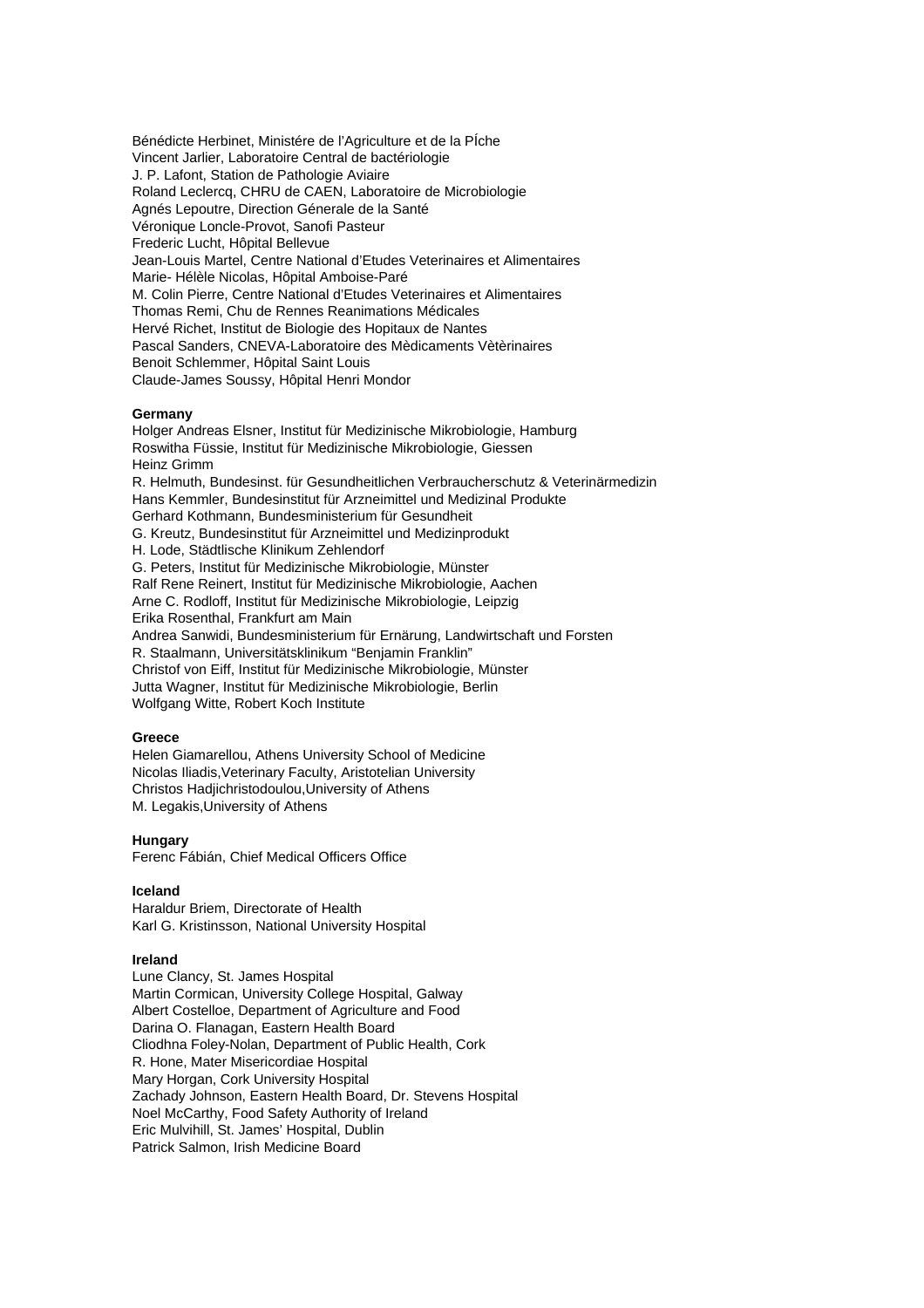Bénédicte Herbinet, Ministére de l'Agriculture et de la PÍche
Vincent Jarlier, Laboratoire Central de bactériologie
J. P. Lafont, Station de Pathologie Aviaire
Roland Leclercq, CHRU de CAEN, Laboratoire de Microbiologie
Agnés Lepoutre, Direction Génerale de la Santé
Véronique Loncle-Provot, Sanofi Pasteur
Frederic Lucht, Hôpital Bellevue
Jean-Louis Martel, Centre National d'Etudes Veterinaires et Alimentaires
Marie- Hélèle Nicolas, Hôpital Amboise-Paré
M. Colin Pierre, Centre National d'Etudes Veterinaires et Alimentaires
Thomas Remi, Chu de Rennes Reanimations Médicales
Hervé Richet, Institut de Biologie des Hopitaux de Nantes
Pascal Sanders, CNEVA-Laboratoire des Mèdicaments Vètèrinaires
Benoit Schlemmer, Hôpital Saint Louis
Claude-James Soussy, Hôpital Henri Mondor

**Germany**
Holger Andreas Elsner, Institut für Medizinische Mikrobiologie, Hamburg
Roswitha Füssie, Institut für Medizinische Mikrobiologie, Giessen
Heinz Grimm
R. Helmuth, Bundesinst. für Gesundheitlichen Verbraucherschutz & Veterinärmedizin
Hans Kemmler, Bundesinstitut für Arzneimittel und Medizinal Produkte
Gerhard Kothmann, Bundesministerium für Gesundheit
G. Kreutz, Bundesinstitut für Arzneimittel und Medizinprodukt
H. Lode, Städtlische Klinikum Zehlendorf
G. Peters, Institut für Medizinische Mikrobiologie, Münster
Ralf Rene Reinert, Institut für Medizinische Mikrobiologie, Aachen
Arne C. Rodloff, Institut für Medizinische Mikrobiologie, Leipzig
Erika Rosenthal, Frankfurt am Main
Andrea Sanwidi, Bundesministerium für Ernärung, Landwirtschaft und Forsten
R. Staalmann, Universitätsklinikum "Benjamin Franklin"
Christof von Eiff, Institut für Medizinische Mikrobiologie, Münster
Jutta Wagner, Institut für Medizinische Mikrobiologie, Berlin
Wolfgang Witte, Robert Koch Institute

**Greece**
Helen Giamarellou, Athens University School of Medicine
Nicolas Iliadis,Veterinary Faculty, Aristotelian University
Christos Hadjichristodoulou,University of Athens
M. Legakis,University of Athens

**Hungary**
Ferenc Fábián, Chief Medical Officers Office

**Iceland**
Haraldur Briem, Directorate of Health
Karl G. Kristinsson, National University Hospital

**Ireland**
Lune Clancy, St. James Hospital
Martin Cormican, University College Hospital, Galway
Albert Costelloe, Department of Agriculture and Food
Darina O. Flanagan, Eastern Health Board
Cliodhna Foley-Nolan, Department of Public Health, Cork
R. Hone, Mater Misericordiae Hospital
Mary Horgan, Cork University Hospital
Zachady Johnson, Eastern Health Board, Dr. Stevens Hospital
Noel McCarthy, Food Safety Authority of Ireland
Eric Mulvihill, St. James' Hospital, Dublin
Patrick Salmon, Irish Medicine Board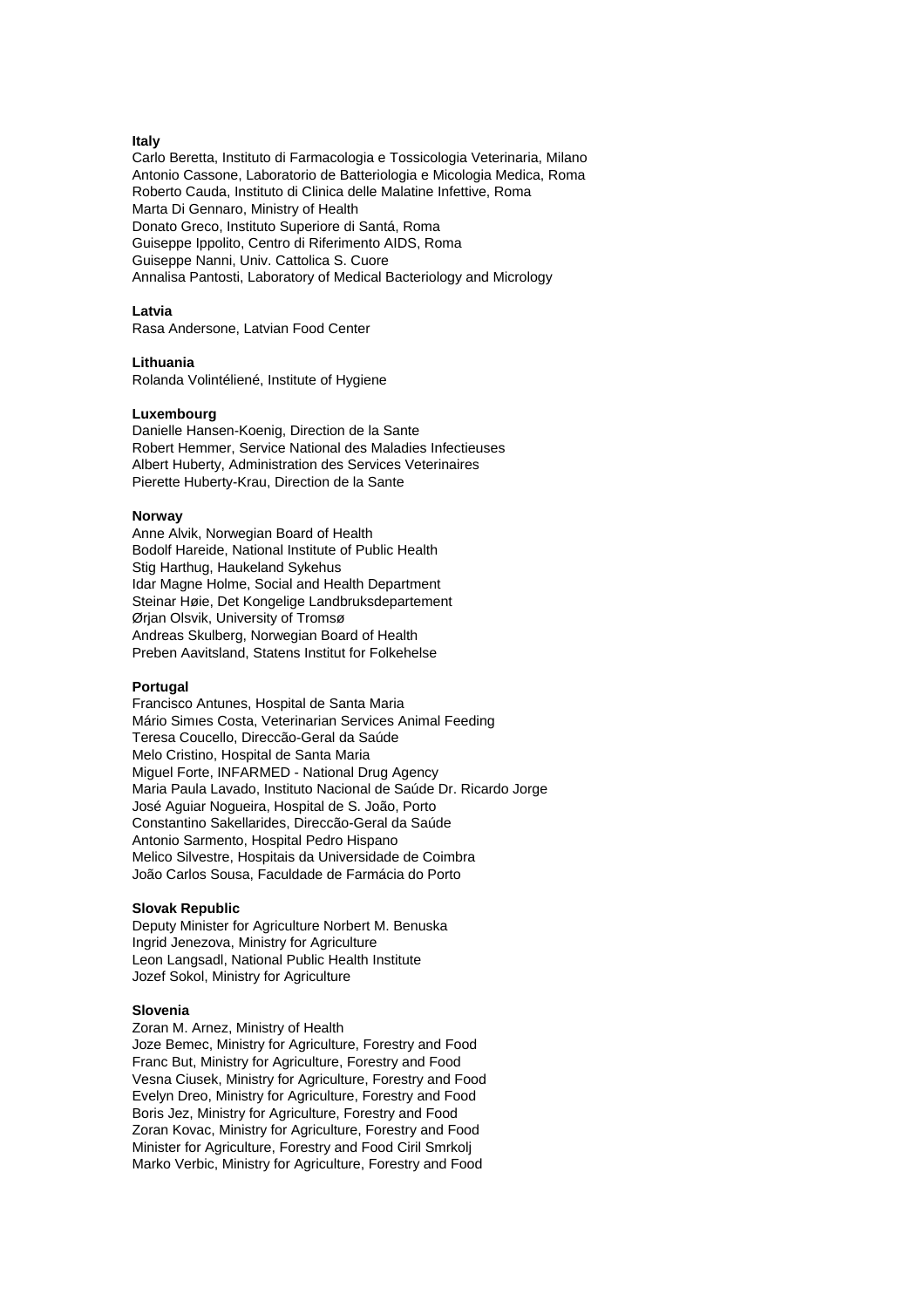**Italy**

Carlo Beretta, Instituto di Farmacologia e Tossicologia Veterinaria, Milano
Antonio Cassone, Laboratorio de Batteriologia e Micologia Medica, Roma
Roberto Cauda, Instituto di Clinica delle Malatine Infettive, Roma
Marta Di Gennaro, Ministry of Health
Donato Greco, Instituto Superiore di Santá, Roma
Guiseppe Ippolito, Centro di Riferimento AIDS, Roma
Guiseppe Nanni, Univ. Cattolica S. Cuore
Annalisa Pantosti, Laboratory of Medical Bacteriology and Micrology

**Latvia**

Rasa Andersone, Latvian Food Center

**Lithuania**

Rolanda Volintéliené, Institute of Hygiene

**Luxembourg**

Danielle Hansen-Koenig, Direction de la Sante
Robert Hemmer, Service National des Maladies Infectieuses
Albert Huberty, Administration des Services Veterinaires
Pierette Huberty-Krau, Direction de la Sante

**Norway**

Anne Alvik, Norwegian Board of Health
Bodolf Hareide, National Institute of Public Health
Stig Harthug, Haukeland Sykehus
Idar Magne Holme, Social and Health Department
Steinar Høie, Det Kongelige Landbruksdepartement
Ørjan Olsvik, University of Tromsø
Andreas Skulberg, Norwegian Board of Health
Preben Aavitsland, Statens Institut for Folkehelse

**Portugal**

Francisco Antunes, Hospital de Santa Maria
Mário Simıes Costa, Veterinarian Services Animal Feeding
Teresa Coucello, Direccão-Geral da Saúde
Melo Cristino, Hospital de Santa Maria
Miguel Forte, INFARMED - National Drug Agency
Maria Paula Lavado, Instituto Nacional de Saúde Dr. Ricardo Jorge
José Aguiar Nogueira, Hospital de S. João, Porto
Constantino Sakellarides, Direccão-Geral da Saúde
Antonio Sarmento, Hospital Pedro Hispano
Melico Silvestre, Hospitais da Universidade de Coimbra
João Carlos Sousa, Faculdade de Farmácia do Porto

**Slovak Republic**

Deputy Minister for Agriculture Norbert M. Benuska
Ingrid Jenezova, Ministry for Agriculture
Leon Langsadl, National Public Health Institute
Jozef Sokol, Ministry for Agriculture

**Slovenia**

Zoran M. Arnez, Ministry of Health
Joze Bemec, Ministry for Agriculture, Forestry and Food
Franc But, Ministry for Agriculture, Forestry and Food
Vesna Ciusek, Ministry for Agriculture, Forestry and Food
Evelyn Dreo, Ministry for Agriculture, Forestry and Food
Boris Jez, Ministry for Agriculture, Forestry and Food
Zoran Kovac, Ministry for Agriculture, Forestry and Food
Minister for Agriculture, Forestry and Food Ciril Smrkolj
Marko Verbic, Ministry for Agriculture, Forestry and Food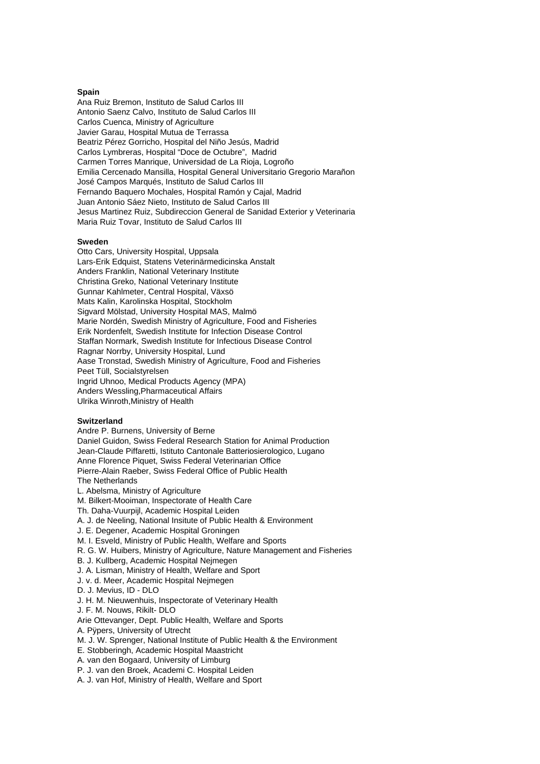**Spain**

Ana Ruiz Bremon, Instituto de Salud Carlos III
Antonio Saenz Calvo, Instituto de Salud Carlos III
Carlos Cuenca, Ministry of Agriculture
Javier Garau, Hospital Mutua de Terrassa
Beatriz Pérez Gorricho, Hospital del Niño Jesús, Madrid
Carlos Lymbreras, Hospital "Doce de Octubre", Madrid
Carmen Torres Manrique, Universidad de La Rioja, Logroño
Emilia Cercenado Mansilla, Hospital General Universitario Gregorio Marañon
José Campos Marqués, Instituto de Salud Carlos III
Fernando Baquero Mochales, Hospital Ramón y Cajal, Madrid
Juan Antonio Sáez Nieto, Instituto de Salud Carlos III
Jesus Martinez Ruiz, Subdireccion General de Sanidad Exterior y Veterinaria
Maria Ruiz Tovar, Instituto de Salud Carlos III

**Sweden**

Otto Cars, University Hospital, Uppsala
Lars-Erik Edquist, Statens Veterinärmedicinska Anstalt
Anders Franklin, National Veterinary Institute
Christina Greko, National Veterinary Institute
Gunnar Kahlmeter, Central Hospital, Växsö
Mats Kalin, Karolinska Hospital, Stockholm
Sigvard Mölstad, University Hospital MAS, Malmö
Marie Nordén, Swedish Ministry of Agriculture, Food and Fisheries
Erik Nordenfelt, Swedish Institute for Infection Disease Control
Staffan Normark, Swedish Institute for Infectious Disease Control
Ragnar Norrby, University Hospital, Lund
Aase Tronstad, Swedish Ministry of Agriculture, Food and Fisheries
Peet Tüll, Socialstyrelsen
Ingrid Uhnoo, Medical Products Agency (MPA)
Anders Wessling,Pharmaceutical Affairs
Ulrika Winroth,Ministry of Health

**Switzerland**

Andre P. Burnens, University of Berne
Daniel Guidon, Swiss Federal Research Station for Animal Production
Jean-Claude Piffaretti, Istituto Cantonale Batteriosierologico, Lugano
Anne Florence Piquet, Swiss Federal Veterinarian Office
Pierre-Alain Raeber, Swiss Federal Office of Public Health
The Netherlands
L. Abelsma, Ministry of Agriculture
M. Bilkert-Mooiman, Inspectorate of Health Care
Th. Daha-Vuurpijl, Academic Hospital Leiden
A. J. de Neeling, National Insitute of Public Health & Environment
J. E. Degener, Academic Hospital Groningen
M. I. Esveld, Ministry of Public Health, Welfare and Sports
R. G. W. Huibers, Ministry of Agriculture, Nature Management and Fisheries
B. J. Kullberg, Academic Hospital Nejmegen
J. A. Lisman, Ministry of Health, Welfare and Sport
J. v. d. Meer, Academic Hospital Nejmegen
D. J. Mevius, ID - DLO
J. H. M. Nieuwenhuis, Inspectorate of Veterinary Health
J. F. M. Nouws, Rikilt- DLO
Arie Ottevanger, Dept. Public Health, Welfare and Sports
A. Pÿpers, University of Utrecht
M. J. W. Sprenger, National Institute of Public Health & the Environment
E. Stobberingh, Academic Hospital Maastricht
A. van den Bogaard, University of Limburg
P. J. van den Broek, Academi C. Hospital Leiden
A. J. van Hof, Ministry of Health, Welfare and Sport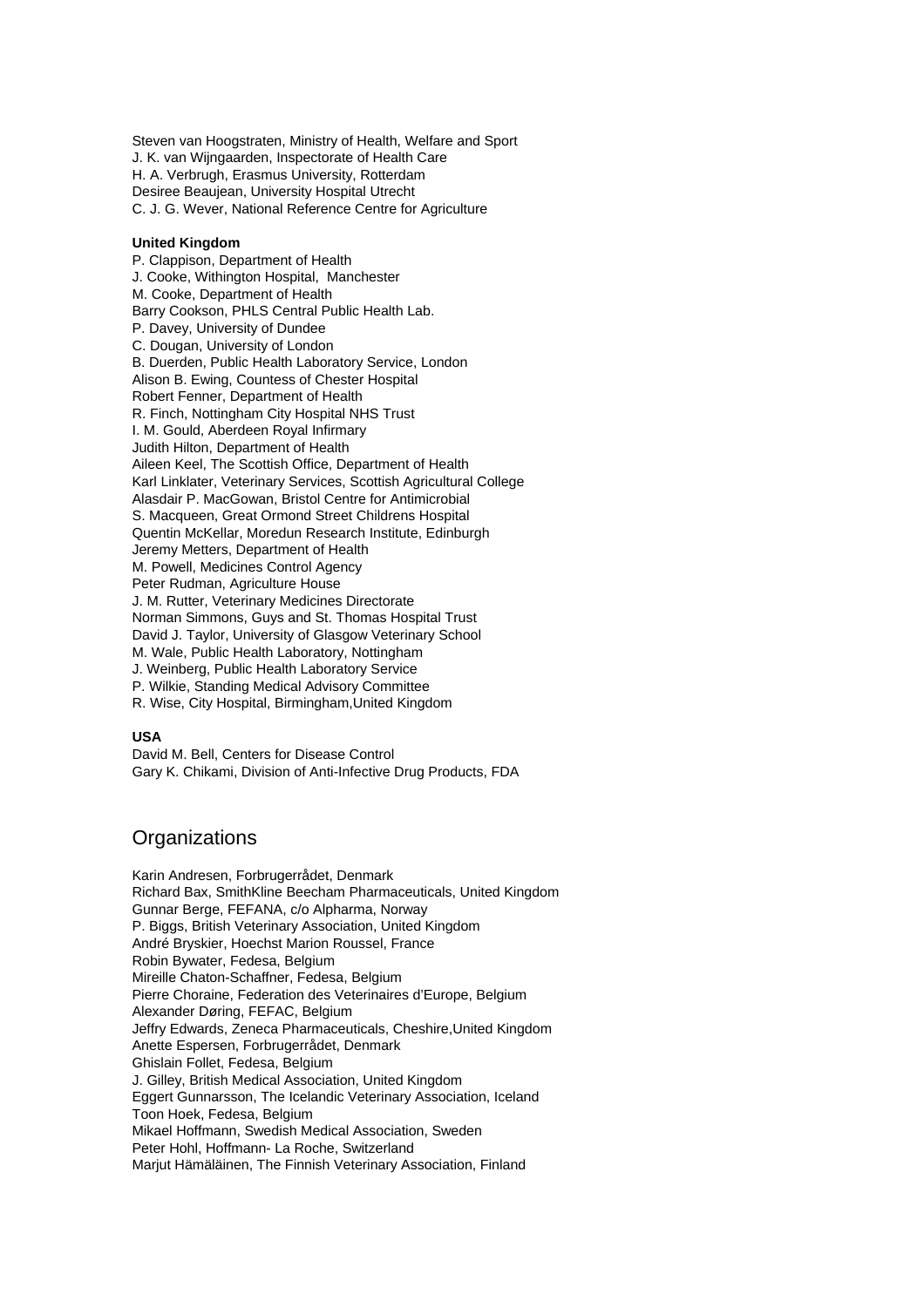Steven van Hoogstraten, Ministry of Health, Welfare and Sport
J. K. van Wijngaarden, Inspectorate of Health Care
H. A. Verbrugh, Erasmus University, Rotterdam
Desiree Beaujean, University Hospital Utrecht
C. J. G. Wever, National Reference Centre for Agriculture

**United Kingdom**

P. Clappison, Department of Health
J. Cooke, Withington Hospital, Manchester
M. Cooke, Department of Health
Barry Cookson, PHLS Central Public Health Lab.
P. Davey, University of Dundee
C. Dougan, University of London
B. Duerden, Public Health Laboratory Service, London
Alison B. Ewing, Countess of Chester Hospital
Robert Fenner, Department of Health
R. Finch, Nottingham City Hospital NHS Trust
I. M. Gould, Aberdeen Royal Infirmary
Judith Hilton, Department of Health
Aileen Keel, The Scottish Office, Department of Health
Karl Linklater, Veterinary Services, Scottish Agricultural College
Alasdair P. MacGowan, Bristol Centre for Antimicrobial
S. Macqueen, Great Ormond Street Childrens Hospital
Quentin McKellar, Moredun Research Institute, Edinburgh
Jeremy Metters, Department of Health
M. Powell, Medicines Control Agency
Peter Rudman, Agriculture House
J. M. Rutter, Veterinary Medicines Directorate
Norman Simmons, Guys and St. Thomas Hospital Trust
David J. Taylor, University of Glasgow Veterinary School
M. Wale, Public Health Laboratory, Nottingham
J. Weinberg, Public Health Laboratory Service
P. Wilkie, Standing Medical Advisory Committee
R. Wise, City Hospital, Birmingham,United Kingdom

**USA**

David M. Bell, Centers for Disease Control
Gary K. Chikami, Division of Anti-Infective Drug Products, FDA

## Organizations

Karin Andresen, Forbrugerrådet, Denmark
Richard Bax, SmithKline Beecham Pharmaceuticals, United Kingdom
Gunnar Berge, FEFANA, c/o Alpharma, Norway
P. Biggs, British Veterinary Association, United Kingdom
André Bryskier, Hoechst Marion Roussel, France
Robin Bywater, Fedesa, Belgium
Mireille Chaton-Schaffner, Fedesa, Belgium
Pierre Choraine, Federation des Veterinaires d'Europe, Belgium
Alexander Døring, FEFAC, Belgium
Jeffry Edwards, Zeneca Pharmaceuticals, Cheshire,United Kingdom
Anette Espersen, Forbrugerrådet, Denmark
Ghislain Follet, Fedesa, Belgium
J. Gilley, British Medical Association, United Kingdom
Eggert Gunnarsson, The Icelandic Veterinary Association, Iceland
Toon Hoek, Fedesa, Belgium
Mikael Hoffmann, Swedish Medical Association, Sweden
Peter Hohl, Hoffmann- La Roche, Switzerland
Marjut Hämäläinen, The Finnish Veterinary Association, Finland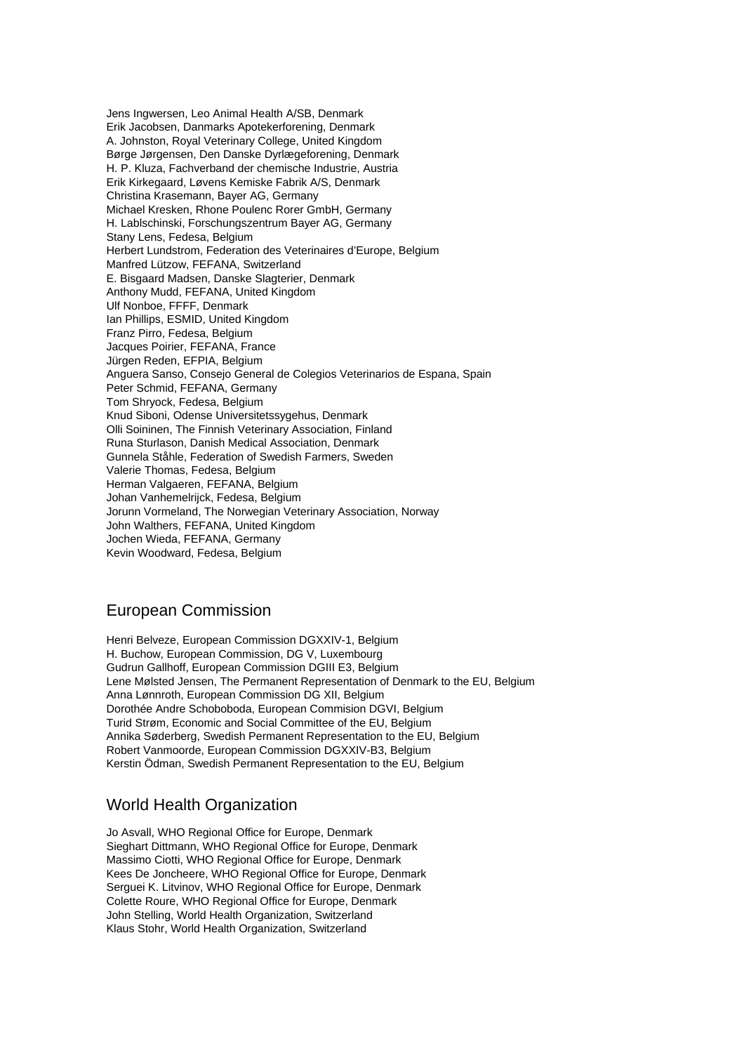Jens Ingwersen, Leo Animal Health A/SB, Denmark
Erik Jacobsen, Danmarks Apotekerforening, Denmark
A. Johnston, Royal Veterinary College, United Kingdom
Børge Jørgensen, Den Danske Dyrlægeforening, Denmark
H. P. Kluza, Fachverband der chemische Industrie, Austria
Erik Kirkegaard, Løvens Kemiske Fabrik A/S, Denmark
Christina Krasemann, Bayer AG, Germany
Michael Kresken, Rhone Poulenc Rorer GmbH, Germany
H. Lablschinski, Forschungszentrum Bayer AG, Germany
Stany Lens, Fedesa, Belgium
Herbert Lundstrom, Federation des Veterinaires d'Europe, Belgium
Manfred Lützow, FEFANA, Switzerland
E. Bisgaard Madsen, Danske Slagterier, Denmark
Anthony Mudd, FEFANA, United Kingdom
Ulf Nonboe, FFFF, Denmark
Ian Phillips, ESMID, United Kingdom
Franz Pirro, Fedesa, Belgium
Jacques Poirier, FEFANA, France
Jürgen Reden, EFPIA, Belgium
Anguera Sanso, Consejo General de Colegios Veterinarios de Espana, Spain
Peter Schmid, FEFANA, Germany
Tom Shryock, Fedesa, Belgium
Knud Siboni, Odense Universitetssygehus, Denmark
Olli Soininen, The Finnish Veterinary Association, Finland
Runa Sturlason, Danish Medical Association, Denmark
Gunnela Ståhle, Federation of Swedish Farmers, Sweden
Valerie Thomas, Fedesa, Belgium
Herman Valgaeren, FEFANA, Belgium
Johan Vanhemelrijck, Fedesa, Belgium
Jorunn Vormeland, The Norwegian Veterinary Association, Norway
John Walthers, FEFANA, United Kingdom
Jochen Wieda, FEFANA, Germany
Kevin Woodward, Fedesa, Belgium

## European Commission

Henri Belveze, European Commission DGXXIV-1, Belgium
H. Buchow, European Commission, DG V, Luxembourg
Gudrun Gallhoff, European Commission DGIII E3, Belgium
Lene Mølsted Jensen, The Permanent Representation of Denmark to the EU, Belgium
Anna Lønnroth, European Commission DG XII, Belgium
Dorothée Andre Schoboboda, European Commision DGVI, Belgium
Turid Strøm, Economic and Social Committee of the EU, Belgium
Annika Søderberg, Swedish Permanent Representation to the EU, Belgium
Robert Vanmoorde, European Commission DGXXIV-B3, Belgium
Kerstin Ödman, Swedish Permanent Representation to the EU, Belgium

## World Health Organization

Jo Asvall, WHO Regional Office for Europe, Denmark
Sieghart Dittmann, WHO Regional Office for Europe, Denmark
Massimo Ciotti, WHO Regional Office for Europe, Denmark
Kees De Joncheere, WHO Regional Office for Europe, Denmark
Serguei K. Litvinov, WHO Regional Office for Europe, Denmark
Colette Roure, WHO Regional Office for Europe, Denmark
John Stelling, World Health Organization, Switzerland
Klaus Stohr, World Health Organization, Switzerland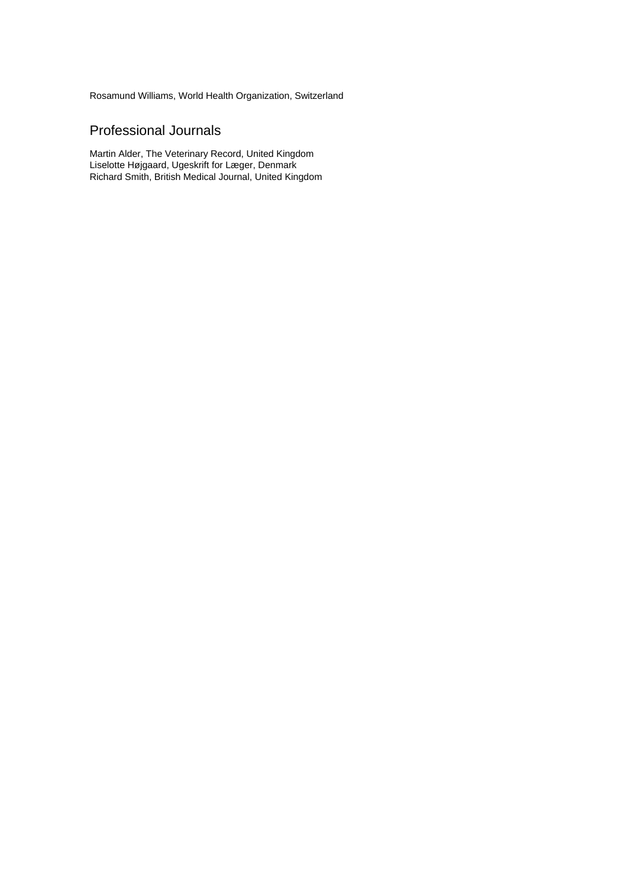Rosamund Williams, World Health Organization, Switzerland

## Professional Journals

Martin Alder, The Veterinary Record, United Kingdom
Liselotte Højgaard, Ugeskrift for Læger, Denmark
Richard Smith, British Medical Journal, United Kingdom